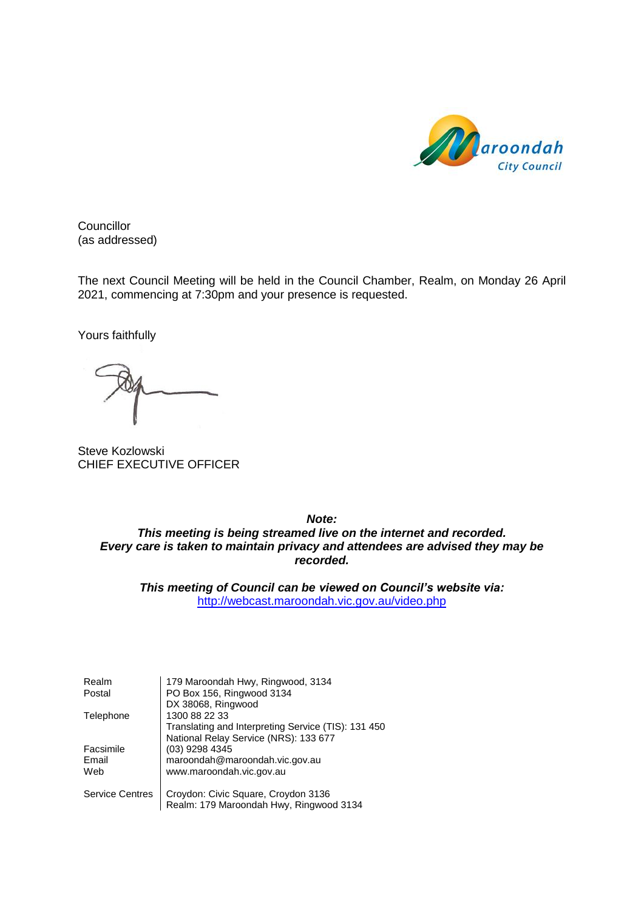Councillor
(as addressed)

The next Council Meeting will be held in the Council Chamber, Realm, on Monday 26 April 2021, commencing at 7:30pm and your presence is requested.

Yours faithfully

Steve Kozlowski
CHIEF EXECUTIVE OFFICER

***Note:***
***This meeting is being streamed live on the internet and recorded.***
***Every care is taken to maintain privacy and attendees are advised they may be recorded.***

***This meeting of Council can be viewed on Council's website via:***
http://webcast.maroondah.vic.gov.au/video.php

| | |
|---|---|
| Realm | 179 Maroondah Hwy, Ringwood, 3134 |
| Postal | PO Box 156, Ringwood 3134<br>DX 38068, Ringwood |
| Telephone | 1300 88 22 33<br>Translating and Interpreting Service (TIS): 131 450<br>National Relay Service (NRS): 133 677 |
| Facsimile | (03) 9298 4345 |
| Email | maroondah@maroondah.vic.gov.au |
| Web | www.maroondah.vic.gov.au |
| Service Centres | Croydon: Civic Square, Croydon 3136<br>Realm: 179 Maroondah Hwy, Ringwood 3134 |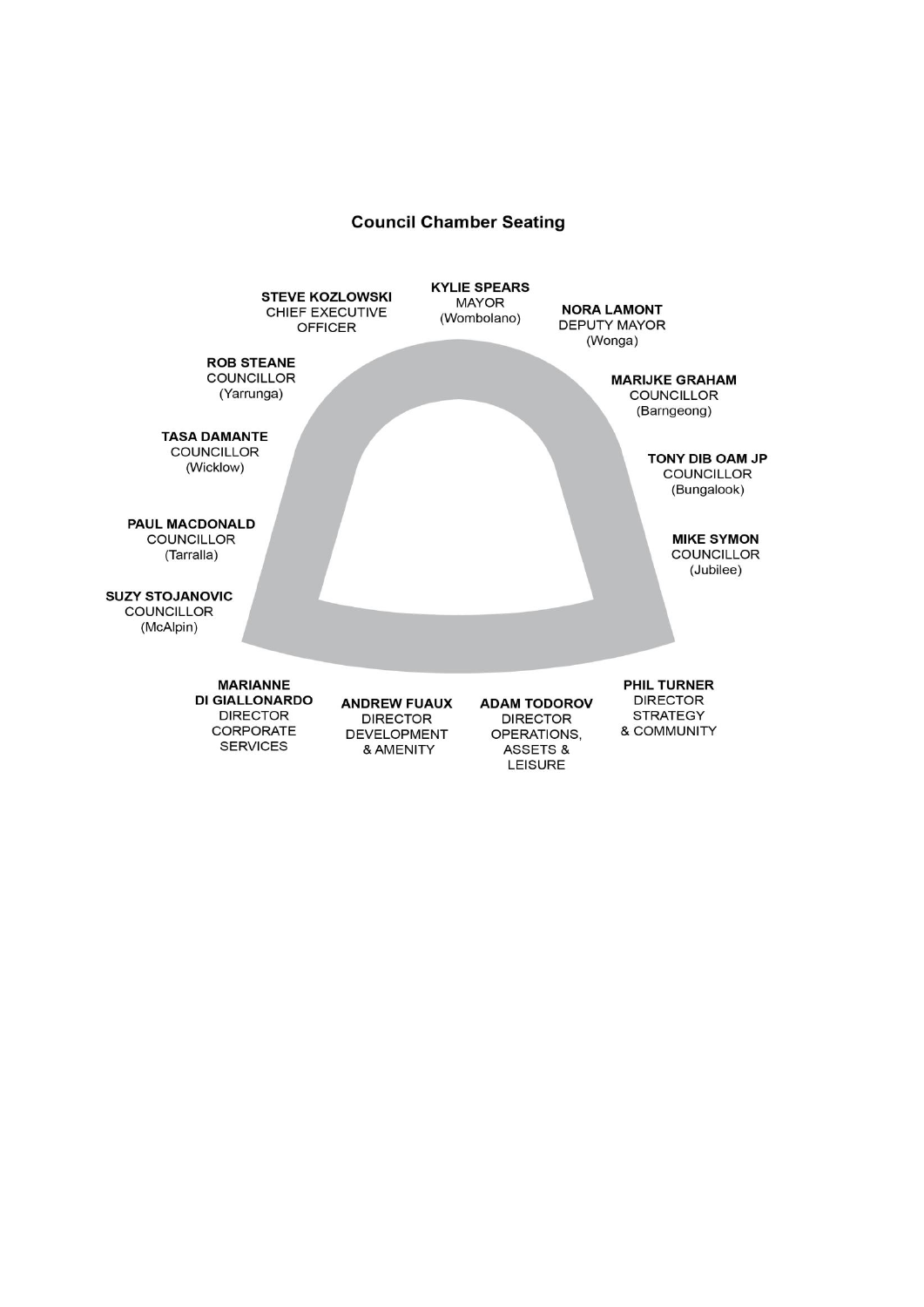## Council Chamber Seating

**KYLIE SPEARS**
MAYOR
(Wombolano)

**STEVE KOZLOWSKI**
CHIEF EXECUTIVE OFFICER

**NORA LAMONT**
DEPUTY MAYOR
(Wonga)

**ROB STEANE**
COUNCILLOR
(Yarrunga)

**MARIJKE GRAHAM**
COUNCILLOR
(Barngeong)

**TASA DAMANTE**
COUNCILLOR
(Wicklow)

**TONY DIB OAM JP**
COUNCILLOR
(Bungalook)

**PAUL MACDONALD**
COUNCILLOR
(Tarralla)

**MIKE SYMON**
COUNCILLOR
(Jubilee)

**SUZY STOJANOVIC**
COUNCILLOR
(McAlpin)

**MARIANNE DI GIALLONARDO**
DIRECTOR CORPORATE SERVICES

**ANDREW FUAUX**
DIRECTOR DEVELOPMENT & AMENITY

**ADAM TODOROV**
DIRECTOR OPERATIONS, ASSETS & LEISURE

**PHIL TURNER**
DIRECTOR STRATEGY & COMMUNITY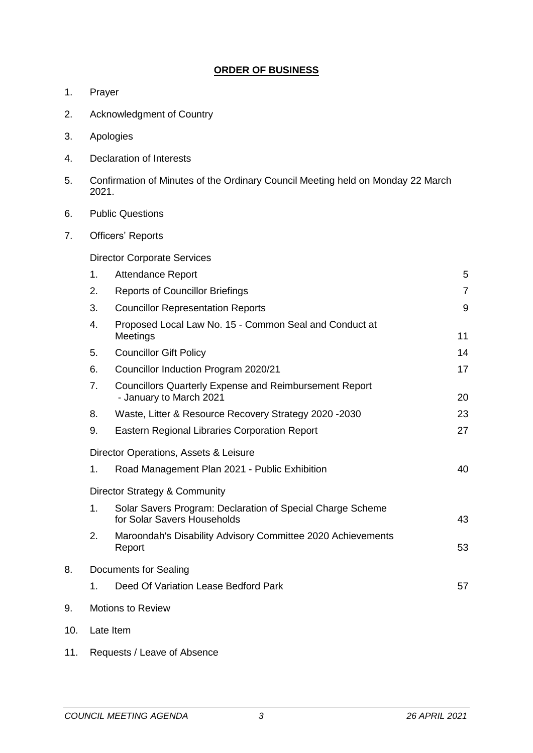## ORDER OF BUSINESS

1. Prayer
2. Acknowledgment of Country
3. Apologies
4. Declaration of Interests
5. Confirmation of Minutes of the Ordinary Council Meeting held on Monday 22 March 2021.
6. Public Questions
7. Officers' Reports

   Director Corporate Services

| | | |
|---|---|---|
| 1. | Attendance Report | 5 |
| 2. | Reports of Councillor Briefings | 7 |
| 3. | Councillor Representation Reports | 9 |
| 4. | Proposed Local Law No. 15 - Common Seal and Conduct at Meetings | 11 |
| 5. | Councillor Gift Policy | 14 |
| 6. | Councillor Induction Program 2020/21 | 17 |
| 7. | Councillors Quarterly Expense and Reimbursement Report - January to March 2021 | 20 |
| 8. | Waste, Litter & Resource Recovery Strategy 2020 -2030 | 23 |
| 9. | Eastern Regional Libraries Corporation Report | 27 |

   Director Operations, Assets & Leisure

| | | |
|---|---|---|
| 1. | Road Management Plan 2021 - Public Exhibition | 40 |

   Director Strategy & Community

| | | |
|---|---|---|
| 1. | Solar Savers Program: Declaration of Special Charge Scheme for Solar Savers Households | 43 |
| 2. | Maroondah's Disability Advisory Committee 2020 Achievements Report | 53 |

8. Documents for Sealing

| | | |
|---|---|---|
| 1. | Deed Of Variation Lease Bedford Park | 57 |

9. Motions to Review
10. Late Item
11. Requests / Leave of Absence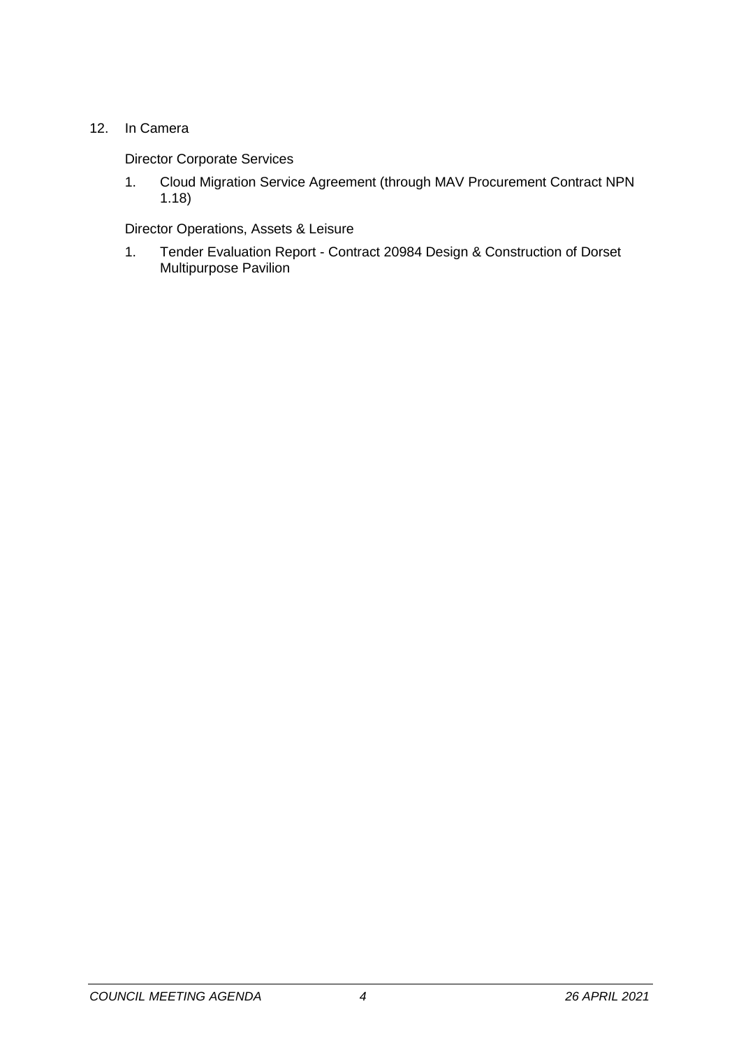12. In Camera

Director Corporate Services

1. Cloud Migration Service Agreement (through MAV Procurement Contract NPN 1.18)

Director Operations, Assets & Leisure

1. Tender Evaluation Report - Contract 20984 Design & Construction of Dorset Multipurpose Pavilion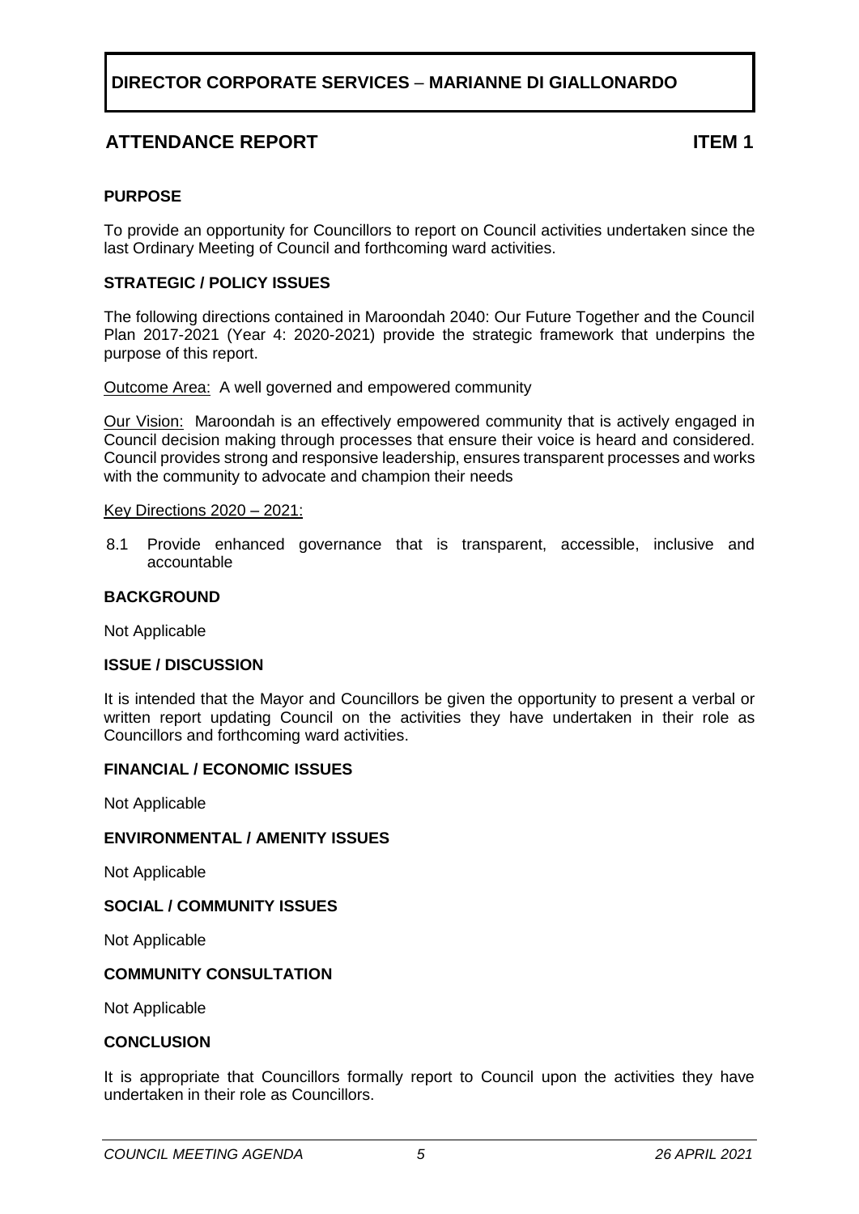# DIRECTOR CORPORATE SERVICES – MARIANNE DI GIALLONARDO

## ATTENDANCE REPORT ITEM 1

**PURPOSE**

To provide an opportunity for Councillors to report on Council activities undertaken since the last Ordinary Meeting of Council and forthcoming ward activities.

**STRATEGIC / POLICY ISSUES**

The following directions contained in Maroondah 2040: Our Future Together and the Council Plan 2017-2021 (Year 4: 2020-2021) provide the strategic framework that underpins the purpose of this report.

Outcome Area: A well governed and empowered community

Our Vision: Maroondah is an effectively empowered community that is actively engaged in Council decision making through processes that ensure their voice is heard and considered. Council provides strong and responsive leadership, ensures transparent processes and works with the community to advocate and champion their needs

Key Directions 2020 – 2021:

8.1 Provide enhanced governance that is transparent, accessible, inclusive and accountable

**BACKGROUND**

Not Applicable

**ISSUE / DISCUSSION**

It is intended that the Mayor and Councillors be given the opportunity to present a verbal or written report updating Council on the activities they have undertaken in their role as Councillors and forthcoming ward activities.

**FINANCIAL / ECONOMIC ISSUES**

Not Applicable

**ENVIRONMENTAL / AMENITY ISSUES**

Not Applicable

**SOCIAL / COMMUNITY ISSUES**

Not Applicable

**COMMUNITY CONSULTATION**

Not Applicable

**CONCLUSION**

It is appropriate that Councillors formally report to Council upon the activities they have undertaken in their role as Councillors.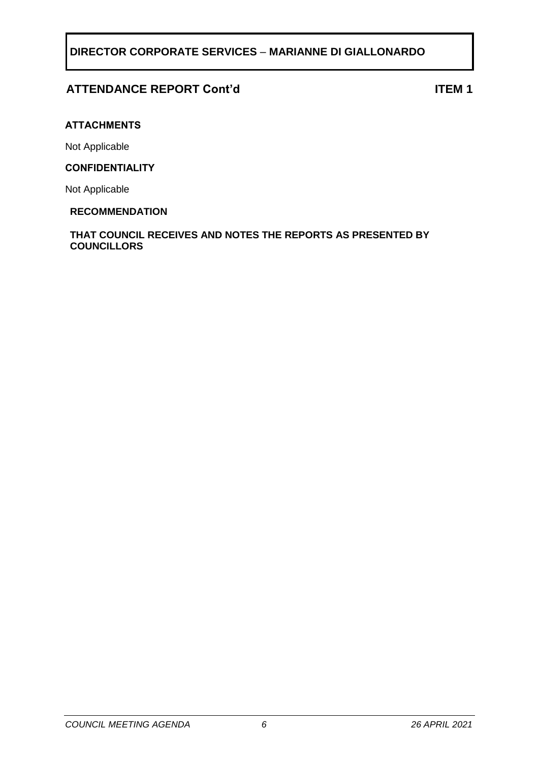**DIRECTOR CORPORATE SERVICES – MARIANNE DI GIALLONARDO**

## ATTENDANCE REPORT Cont'd — ITEM 1

**ATTACHMENTS**

Not Applicable

**CONFIDENTIALITY**

Not Applicable

**RECOMMENDATION**

**THAT COUNCIL RECEIVES AND NOTES THE REPORTS AS PRESENTED BY COUNCILLORS**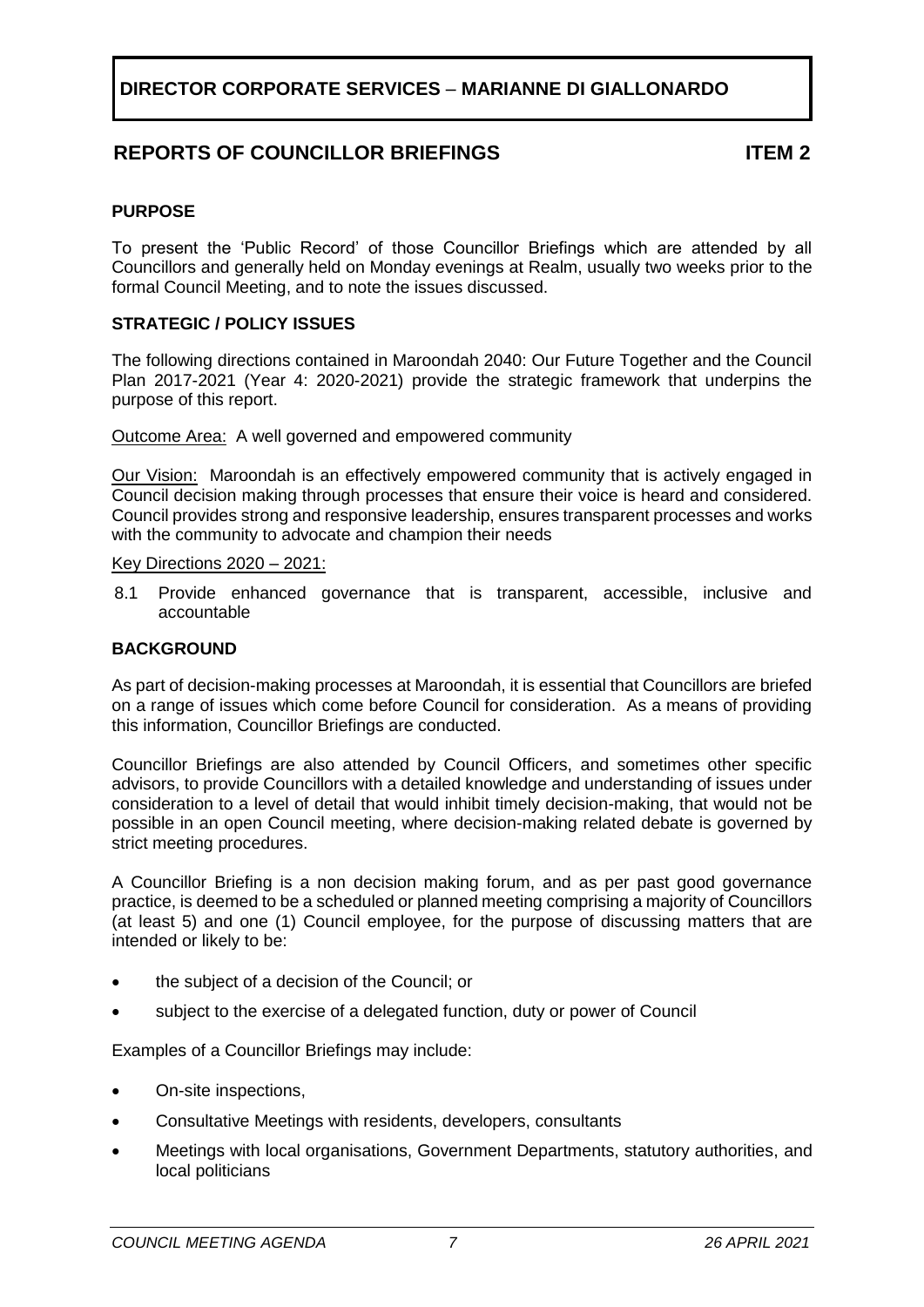**DIRECTOR CORPORATE SERVICES – MARIANNE DI GIALLONARDO**

## REPORTS OF COUNCILLOR BRIEFINGS ITEM 2

### PURPOSE

To present the 'Public Record' of those Councillor Briefings which are attended by all Councillors and generally held on Monday evenings at Realm, usually two weeks prior to the formal Council Meeting, and to note the issues discussed.

### STRATEGIC / POLICY ISSUES

The following directions contained in Maroondah 2040: Our Future Together and the Council Plan 2017-2021 (Year 4: 2020-2021) provide the strategic framework that underpins the purpose of this report.

Outcome Area: A well governed and empowered community

Our Vision: Maroondah is an effectively empowered community that is actively engaged in Council decision making through processes that ensure their voice is heard and considered. Council provides strong and responsive leadership, ensures transparent processes and works with the community to advocate and champion their needs

Key Directions 2020 – 2021:

8.1 Provide enhanced governance that is transparent, accessible, inclusive and accountable

### BACKGROUND

As part of decision-making processes at Maroondah, it is essential that Councillors are briefed on a range of issues which come before Council for consideration. As a means of providing this information, Councillor Briefings are conducted.

Councillor Briefings are also attended by Council Officers, and sometimes other specific advisors, to provide Councillors with a detailed knowledge and understanding of issues under consideration to a level of detail that would inhibit timely decision-making, that would not be possible in an open Council meeting, where decision-making related debate is governed by strict meeting procedures.

A Councillor Briefing is a non decision making forum, and as per past good governance practice, is deemed to be a scheduled or planned meeting comprising a majority of Councillors (at least 5) and one (1) Council employee, for the purpose of discussing matters that are intended or likely to be:

- the subject of a decision of the Council; or
- subject to the exercise of a delegated function, duty or power of Council

Examples of a Councillor Briefings may include:

- On-site inspections,
- Consultative Meetings with residents, developers, consultants
- Meetings with local organisations, Government Departments, statutory authorities, and local politicians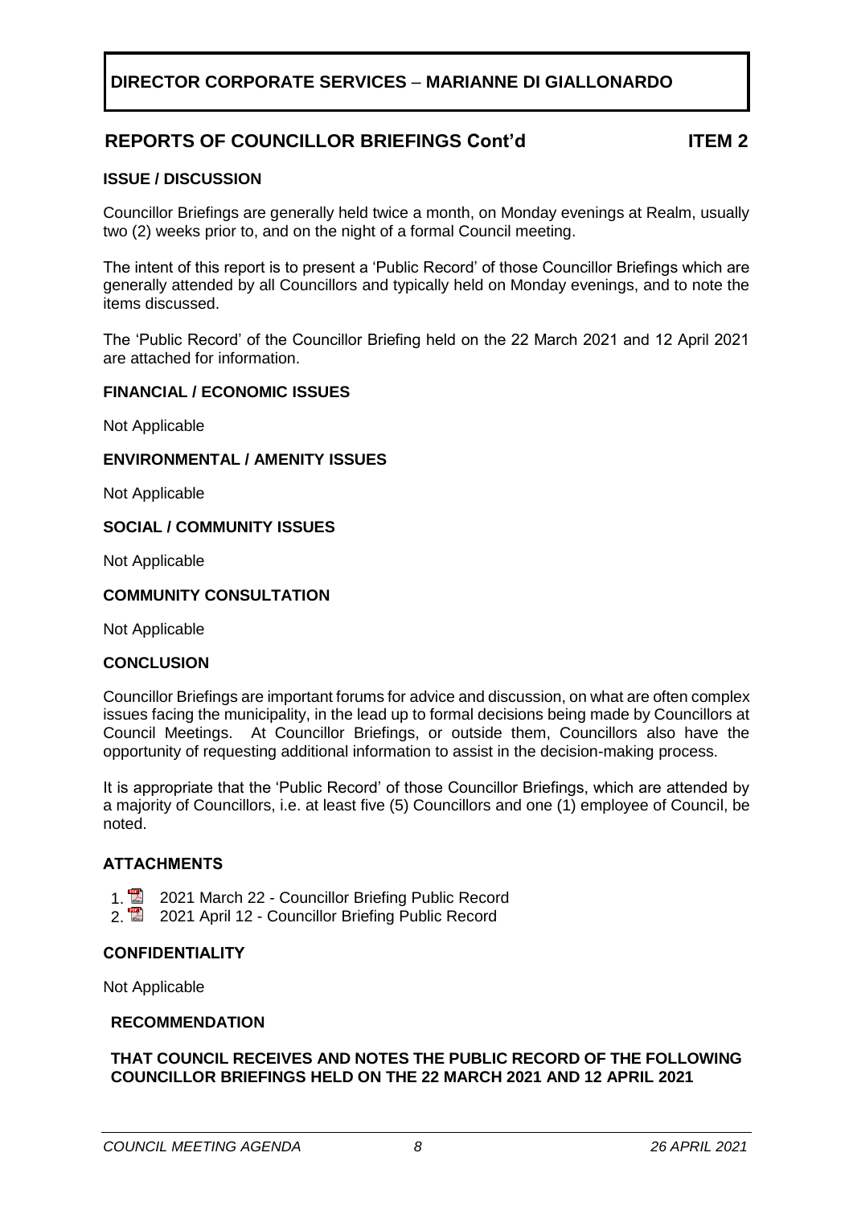# DIRECTOR CORPORATE SERVICES – MARIANNE DI GIALLONARDO

## REPORTS OF COUNCILLOR BRIEFINGS Cont'd ITEM 2

### ISSUE / DISCUSSION

Councillor Briefings are generally held twice a month, on Monday evenings at Realm, usually two (2) weeks prior to, and on the night of a formal Council meeting.

The intent of this report is to present a 'Public Record' of those Councillor Briefings which are generally attended by all Councillors and typically held on Monday evenings, and to note the items discussed.

The 'Public Record' of the Councillor Briefing held on the 22 March 2021 and 12 April 2021 are attached for information.

### FINANCIAL / ECONOMIC ISSUES

Not Applicable

### ENVIRONMENTAL / AMENITY ISSUES

Not Applicable

### SOCIAL / COMMUNITY ISSUES

Not Applicable

### COMMUNITY CONSULTATION

Not Applicable

### CONCLUSION

Councillor Briefings are important forums for advice and discussion, on what are often complex issues facing the municipality, in the lead up to formal decisions being made by Councillors at Council Meetings. At Councillor Briefings, or outside them, Councillors also have the opportunity of requesting additional information to assist in the decision-making process.

It is appropriate that the 'Public Record' of those Councillor Briefings, which are attended by a majority of Councillors, i.e. at least five (5) Councillors and one (1) employee of Council, be noted.

### ATTACHMENTS

1. 2021 March 22 - Councillor Briefing Public Record
2. 2021 April 12 - Councillor Briefing Public Record

### CONFIDENTIALITY

Not Applicable

### RECOMMENDATION

**THAT COUNCIL RECEIVES AND NOTES THE PUBLIC RECORD OF THE FOLLOWING COUNCILLOR BRIEFINGS HELD ON THE 22 MARCH 2021 AND 12 APRIL 2021**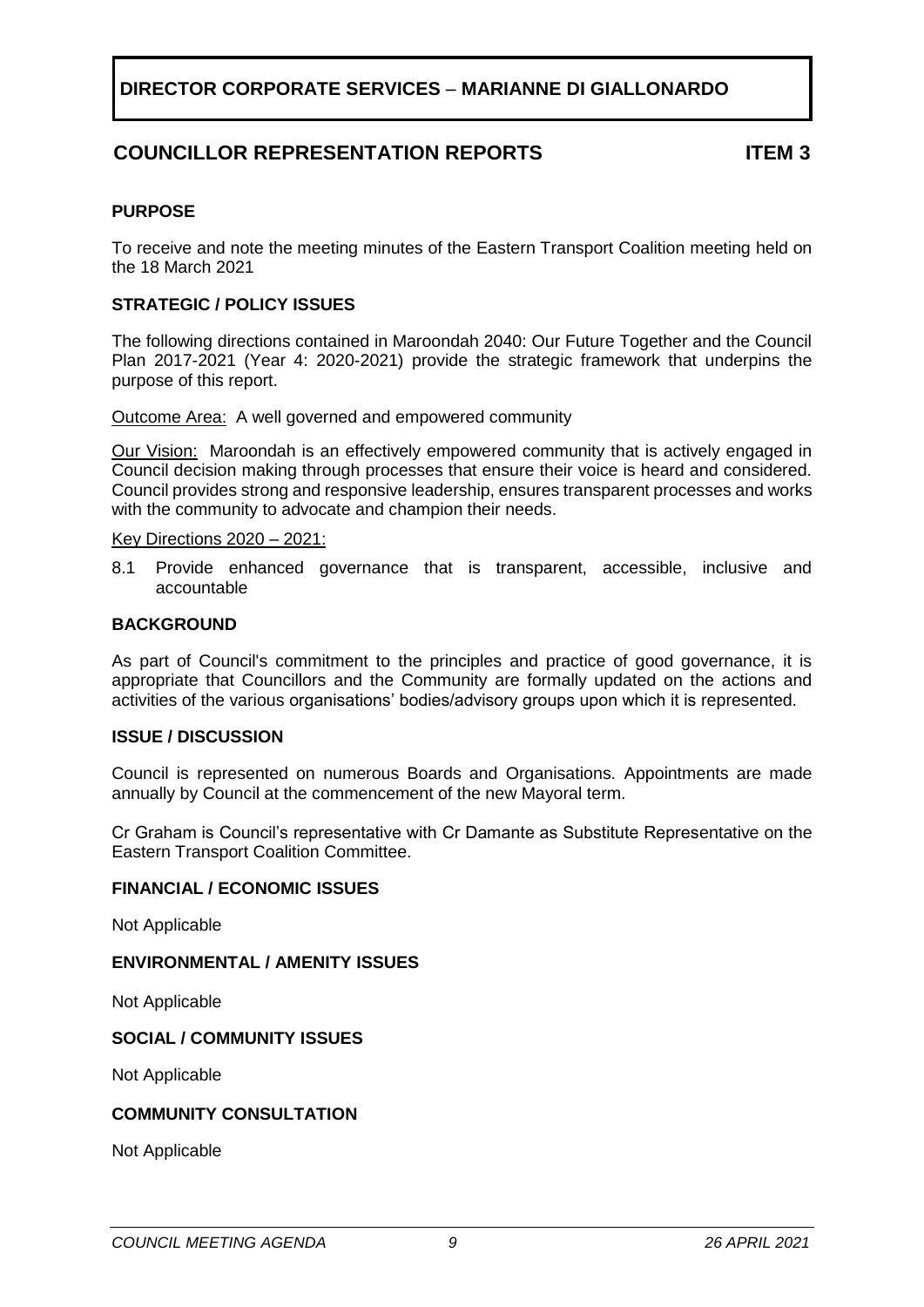## DIRECTOR CORPORATE SERVICES – MARIANNE DI GIALLONARDO

## COUNCILLOR REPRESENTATION REPORTS ITEM 3

### PURPOSE

To receive and note the meeting minutes of the Eastern Transport Coalition meeting held on the 18 March 2021

### STRATEGIC / POLICY ISSUES

The following directions contained in Maroondah 2040: Our Future Together and the Council Plan 2017-2021 (Year 4: 2020-2021) provide the strategic framework that underpins the purpose of this report.

Outcome Area: A well governed and empowered community

Our Vision: Maroondah is an effectively empowered community that is actively engaged in Council decision making through processes that ensure their voice is heard and considered. Council provides strong and responsive leadership, ensures transparent processes and works with the community to advocate and champion their needs.

Key Directions 2020 – 2021:

8.1 Provide enhanced governance that is transparent, accessible, inclusive and accountable

### BACKGROUND

As part of Council's commitment to the principles and practice of good governance, it is appropriate that Councillors and the Community are formally updated on the actions and activities of the various organisations' bodies/advisory groups upon which it is represented.

### ISSUE / DISCUSSION

Council is represented on numerous Boards and Organisations. Appointments are made annually by Council at the commencement of the new Mayoral term.

Cr Graham is Council's representative with Cr Damante as Substitute Representative on the Eastern Transport Coalition Committee.

### FINANCIAL / ECONOMIC ISSUES

Not Applicable

### ENVIRONMENTAL / AMENITY ISSUES

Not Applicable

### SOCIAL / COMMUNITY ISSUES

Not Applicable

### COMMUNITY CONSULTATION

Not Applicable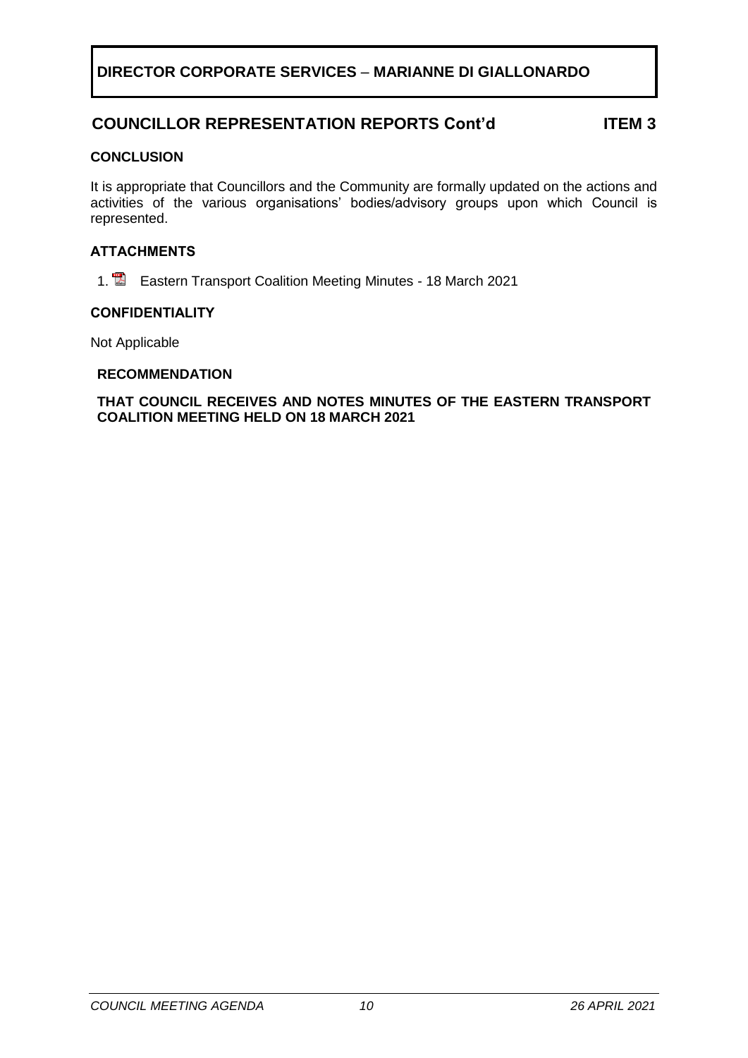**DIRECTOR CORPORATE SERVICES – MARIANNE DI GIALLONARDO**

## COUNCILLOR REPRESENTATION REPORTS Cont'd ITEM 3

### CONCLUSION

It is appropriate that Councillors and the Community are formally updated on the actions and activities of the various organisations' bodies/advisory groups upon which Council is represented.

### ATTACHMENTS

1. Eastern Transport Coalition Meeting Minutes - 18 March 2021

### CONFIDENTIALITY

Not Applicable

### RECOMMENDATION

**THAT COUNCIL RECEIVES AND NOTES MINUTES OF THE EASTERN TRANSPORT COALITION MEETING HELD ON 18 MARCH 2021**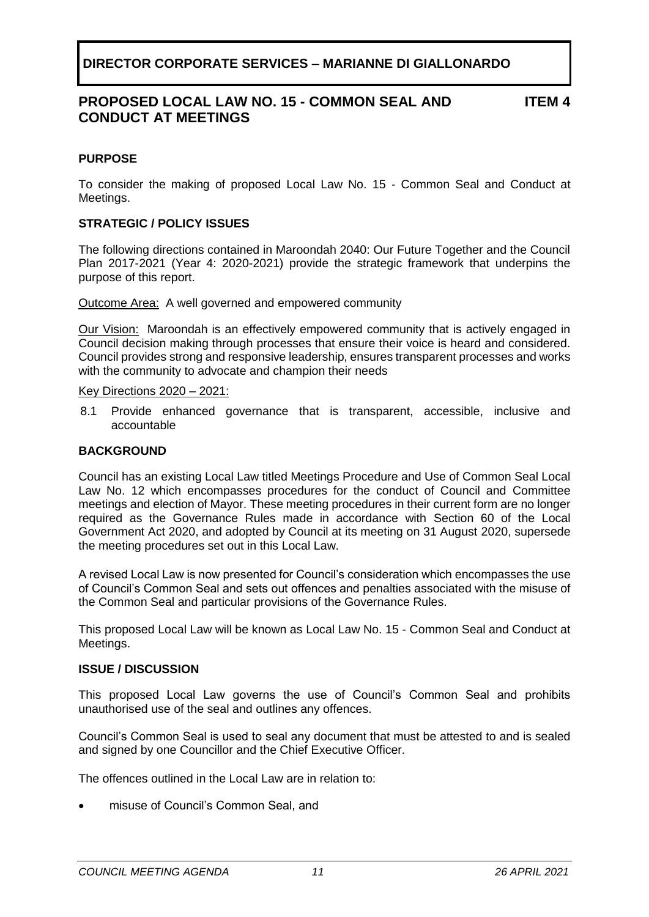**DIRECTOR CORPORATE SERVICES – MARIANNE DI GIALLONARDO**

## PROPOSED LOCAL LAW NO. 15 - COMMON SEAL AND CONDUCT AT MEETINGS

**ITEM 4**

### PURPOSE

To consider the making of proposed Local Law No. 15 - Common Seal and Conduct at Meetings.

### STRATEGIC / POLICY ISSUES

The following directions contained in Maroondah 2040: Our Future Together and the Council Plan 2017-2021 (Year 4: 2020-2021) provide the strategic framework that underpins the purpose of this report.

Outcome Area: A well governed and empowered community

Our Vision: Maroondah is an effectively empowered community that is actively engaged in Council decision making through processes that ensure their voice is heard and considered. Council provides strong and responsive leadership, ensures transparent processes and works with the community to advocate and champion their needs

Key Directions 2020 – 2021:

8.1 Provide enhanced governance that is transparent, accessible, inclusive and accountable

### BACKGROUND

Council has an existing Local Law titled Meetings Procedure and Use of Common Seal Local Law No. 12 which encompasses procedures for the conduct of Council and Committee meetings and election of Mayor. These meeting procedures in their current form are no longer required as the Governance Rules made in accordance with Section 60 of the Local Government Act 2020, and adopted by Council at its meeting on 31 August 2020, supersede the meeting procedures set out in this Local Law.

A revised Local Law is now presented for Council's consideration which encompasses the use of Council's Common Seal and sets out offences and penalties associated with the misuse of the Common Seal and particular provisions of the Governance Rules.

This proposed Local Law will be known as Local Law No. 15 - Common Seal and Conduct at Meetings.

### ISSUE / DISCUSSION

This proposed Local Law governs the use of Council's Common Seal and prohibits unauthorised use of the seal and outlines any offences.

Council's Common Seal is used to seal any document that must be attested to and is sealed and signed by one Councillor and the Chief Executive Officer.

The offences outlined in the Local Law are in relation to:

- misuse of Council's Common Seal, and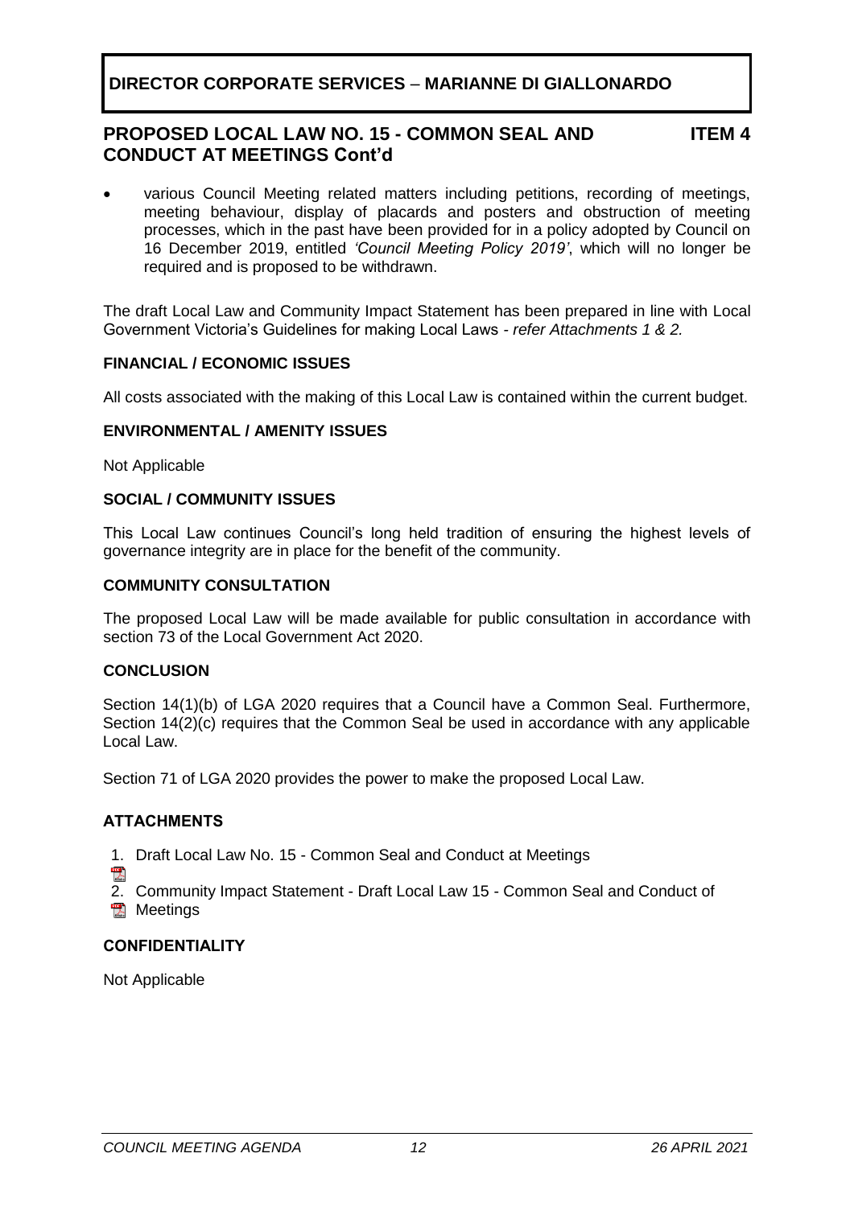**DIRECTOR CORPORATE SERVICES – MARIANNE DI GIALLONARDO**

## PROPOSED LOCAL LAW NO. 15 - COMMON SEAL AND CONDUCT AT MEETINGS Cont'd — ITEM 4

- various Council Meeting related matters including petitions, recording of meetings, meeting behaviour, display of placards and posters and obstruction of meeting processes, which in the past have been provided for in a policy adopted by Council on 16 December 2019, entitled *'Council Meeting Policy 2019'*, which will no longer be required and is proposed to be withdrawn.

The draft Local Law and Community Impact Statement has been prepared in line with Local Government Victoria's Guidelines for making Local Laws - *refer Attachments 1 & 2.*

### FINANCIAL / ECONOMIC ISSUES

All costs associated with the making of this Local Law is contained within the current budget.

### ENVIRONMENTAL / AMENITY ISSUES

Not Applicable

### SOCIAL / COMMUNITY ISSUES

This Local Law continues Council's long held tradition of ensuring the highest levels of governance integrity are in place for the benefit of the community.

### COMMUNITY CONSULTATION

The proposed Local Law will be made available for public consultation in accordance with section 73 of the Local Government Act 2020.

### CONCLUSION

Section 14(1)(b) of LGA 2020 requires that a Council have a Common Seal. Furthermore, Section 14(2)(c) requires that the Common Seal be used in accordance with any applicable Local Law.

Section 71 of LGA 2020 provides the power to make the proposed Local Law.

### ATTACHMENTS

1. Draft Local Law No. 15 - Common Seal and Conduct at Meetings
2. Community Impact Statement - Draft Local Law 15 - Common Seal and Conduct of Meetings

### CONFIDENTIALITY

Not Applicable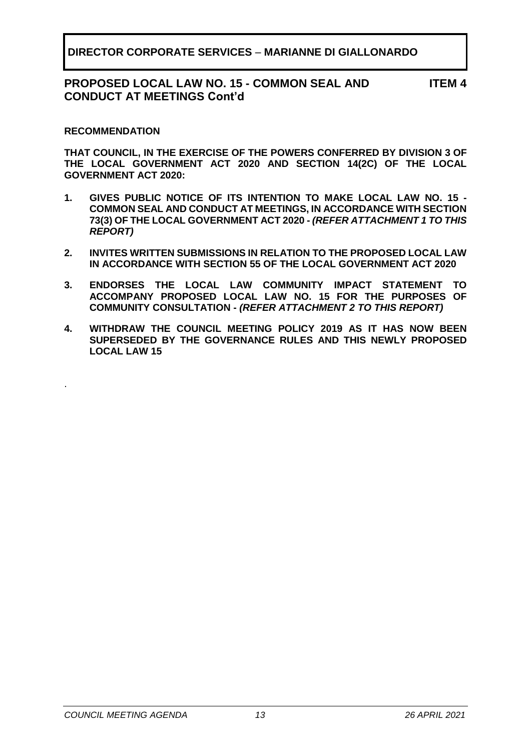**DIRECTOR CORPORATE SERVICES – MARIANNE DI GIALLONARDO**

## PROPOSED LOCAL LAW NO. 15 - COMMON SEAL AND CONDUCT AT MEETINGS Cont'd

**ITEM 4**

**RECOMMENDATION**

**THAT COUNCIL, IN THE EXERCISE OF THE POWERS CONFERRED BY DIVISION 3 OF THE LOCAL GOVERNMENT ACT 2020 AND SECTION 14(2C) OF THE LOCAL GOVERNMENT ACT 2020:**

1. **GIVES PUBLIC NOTICE OF ITS INTENTION TO MAKE LOCAL LAW NO. 15 - COMMON SEAL AND CONDUCT AT MEETINGS, IN ACCORDANCE WITH SECTION 73(3) OF THE LOCAL GOVERNMENT ACT 2020 -** ***(REFER ATTACHMENT 1 TO THIS REPORT)***
2. **INVITES WRITTEN SUBMISSIONS IN RELATION TO THE PROPOSED LOCAL LAW IN ACCORDANCE WITH SECTION 55 OF THE LOCAL GOVERNMENT ACT 2020**
3. **ENDORSES THE LOCAL LAW COMMUNITY IMPACT STATEMENT TO ACCOMPANY PROPOSED LOCAL LAW NO. 15 FOR THE PURPOSES OF COMMUNITY CONSULTATION -** ***(REFER ATTACHMENT 2 TO THIS REPORT)***
4. **WITHDRAW THE COUNCIL MEETING POLICY 2019 AS IT HAS NOW BEEN SUPERSEDED BY THE GOVERNANCE RULES AND THIS NEWLY PROPOSED LOCAL LAW 15**

.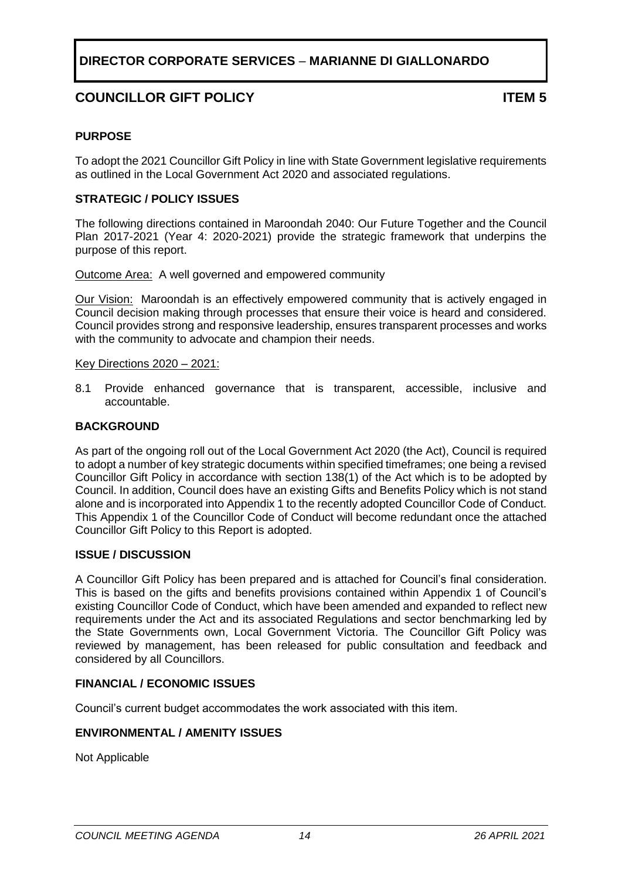## DIRECTOR CORPORATE SERVICES – MARIANNE DI GIALLONARDO

## COUNCILLOR GIFT POLICY ITEM 5

### PURPOSE

To adopt the 2021 Councillor Gift Policy in line with State Government legislative requirements as outlined in the Local Government Act 2020 and associated regulations.

### STRATEGIC / POLICY ISSUES

The following directions contained in Maroondah 2040: Our Future Together and the Council Plan 2017-2021 (Year 4: 2020-2021) provide the strategic framework that underpins the purpose of this report.

Outcome Area: A well governed and empowered community

Our Vision: Maroondah is an effectively empowered community that is actively engaged in Council decision making through processes that ensure their voice is heard and considered. Council provides strong and responsive leadership, ensures transparent processes and works with the community to advocate and champion their needs.

Key Directions 2020 – 2021:

8.1 Provide enhanced governance that is transparent, accessible, inclusive and accountable.

### BACKGROUND

As part of the ongoing roll out of the Local Government Act 2020 (the Act), Council is required to adopt a number of key strategic documents within specified timeframes; one being a revised Councillor Gift Policy in accordance with section 138(1) of the Act which is to be adopted by Council. In addition, Council does have an existing Gifts and Benefits Policy which is not stand alone and is incorporated into Appendix 1 to the recently adopted Councillor Code of Conduct. This Appendix 1 of the Councillor Code of Conduct will become redundant once the attached Councillor Gift Policy to this Report is adopted.

### ISSUE / DISCUSSION

A Councillor Gift Policy has been prepared and is attached for Council's final consideration. This is based on the gifts and benefits provisions contained within Appendix 1 of Council's existing Councillor Code of Conduct, which have been amended and expanded to reflect new requirements under the Act and its associated Regulations and sector benchmarking led by the State Governments own, Local Government Victoria. The Councillor Gift Policy was reviewed by management, has been released for public consultation and feedback and considered by all Councillors.

### FINANCIAL / ECONOMIC ISSUES

Council's current budget accommodates the work associated with this item.

### ENVIRONMENTAL / AMENITY ISSUES

Not Applicable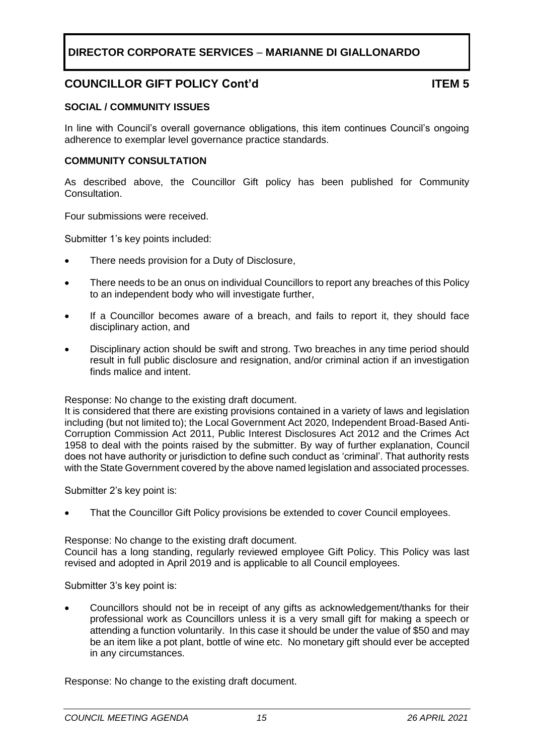**DIRECTOR CORPORATE SERVICES – MARIANNE DI GIALLONARDO**

## COUNCILLOR GIFT POLICY Cont'd ITEM 5

### SOCIAL / COMMUNITY ISSUES

In line with Council's overall governance obligations, this item continues Council's ongoing adherence to exemplar level governance practice standards.

### COMMUNITY CONSULTATION

As described above, the Councillor Gift policy has been published for Community Consultation.

Four submissions were received.

Submitter 1's key points included:

- There needs provision for a Duty of Disclosure,
- There needs to be an onus on individual Councillors to report any breaches of this Policy to an independent body who will investigate further,
- If a Councillor becomes aware of a breach, and fails to report it, they should face disciplinary action, and
- Disciplinary action should be swift and strong. Two breaches in any time period should result in full public disclosure and resignation, and/or criminal action if an investigation finds malice and intent.

Response: No change to the existing draft document.
It is considered that there are existing provisions contained in a variety of laws and legislation including (but not limited to); the Local Government Act 2020, Independent Broad-Based Anti-Corruption Commission Act 2011, Public Interest Disclosures Act 2012 and the Crimes Act 1958 to deal with the points raised by the submitter. By way of further explanation, Council does not have authority or jurisdiction to define such conduct as 'criminal'. That authority rests with the State Government covered by the above named legislation and associated processes.

Submitter 2's key point is:

- That the Councillor Gift Policy provisions be extended to cover Council employees.

Response: No change to the existing draft document.
Council has a long standing, regularly reviewed employee Gift Policy. This Policy was last revised and adopted in April 2019 and is applicable to all Council employees.

Submitter 3's key point is:

- Councillors should not be in receipt of any gifts as acknowledgement/thanks for their professional work as Councillors unless it is a very small gift for making a speech or attending a function voluntarily. In this case it should be under the value of $50 and may be an item like a pot plant, bottle of wine etc. No monetary gift should ever be accepted in any circumstances.

Response: No change to the existing draft document.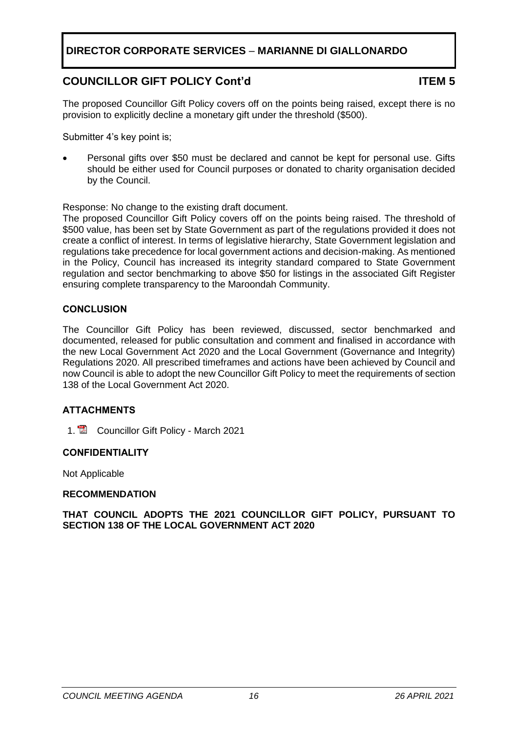**DIRECTOR CORPORATE SERVICES – MARIANNE DI GIALLONARDO**

## COUNCILLOR GIFT POLICY Cont'd — ITEM 5

The proposed Councillor Gift Policy covers off on the points being raised, except there is no provision to explicitly decline a monetary gift under the threshold ($500).

Submitter 4's key point is;

- Personal gifts over $50 must be declared and cannot be kept for personal use. Gifts should be either used for Council purposes or donated to charity organisation decided by the Council.

Response: No change to the existing draft document.
The proposed Councillor Gift Policy covers off on the points being raised. The threshold of $500 value, has been set by State Government as part of the regulations provided it does not create a conflict of interest. In terms of legislative hierarchy, State Government legislation and regulations take precedence for local government actions and decision-making. As mentioned in the Policy, Council has increased its integrity standard compared to State Government regulation and sector benchmarking to above $50 for listings in the associated Gift Register ensuring complete transparency to the Maroondah Community.

### CONCLUSION

The Councillor Gift Policy has been reviewed, discussed, sector benchmarked and documented, released for public consultation and comment and finalised in accordance with the new Local Government Act 2020 and the Local Government (Governance and Integrity) Regulations 2020. All prescribed timeframes and actions have been achieved by Council and now Council is able to adopt the new Councillor Gift Policy to meet the requirements of section 138 of the Local Government Act 2020.

### ATTACHMENTS

1. Councillor Gift Policy - March 2021

### CONFIDENTIALITY

Not Applicable

### RECOMMENDATION

**THAT COUNCIL ADOPTS THE 2021 COUNCILLOR GIFT POLICY, PURSUANT TO SECTION 138 OF THE LOCAL GOVERNMENT ACT 2020**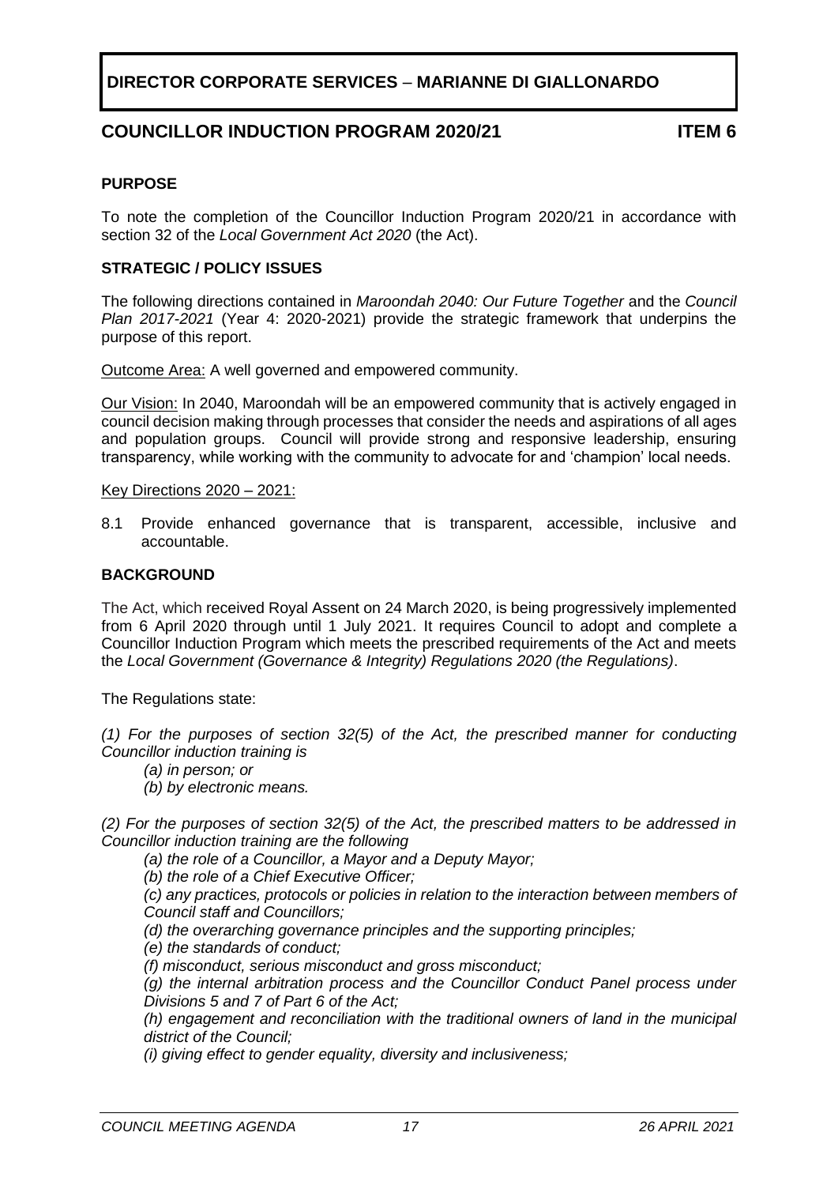**DIRECTOR CORPORATE SERVICES – MARIANNE DI GIALLONARDO**

## COUNCILLOR INDUCTION PROGRAM 2020/21 ITEM 6

### PURPOSE

To note the completion of the Councillor Induction Program 2020/21 in accordance with section 32 of the *Local Government Act 2020* (the Act).

### STRATEGIC / POLICY ISSUES

The following directions contained in *Maroondah 2040: Our Future Together* and the *Council Plan 2017-2021* (Year 4: 2020-2021) provide the strategic framework that underpins the purpose of this report.

Outcome Area: A well governed and empowered community.

Our Vision: In 2040, Maroondah will be an empowered community that is actively engaged in council decision making through processes that consider the needs and aspirations of all ages and population groups. Council will provide strong and responsive leadership, ensuring transparency, while working with the community to advocate for and 'champion' local needs.

Key Directions 2020 – 2021:

8.1 Provide enhanced governance that is transparent, accessible, inclusive and accountable.

### BACKGROUND

The Act, which received Royal Assent on 24 March 2020, is being progressively implemented from 6 April 2020 through until 1 July 2021. It requires Council to adopt and complete a Councillor Induction Program which meets the prescribed requirements of the Act and meets the *Local Government (Governance & Integrity) Regulations 2020 (the Regulations)*.

The Regulations state:

*(1) For the purposes of section 32(5) of the Act, the prescribed manner for conducting Councillor induction training is*

*(a) in person; or*

*(b) by electronic means.*

*(2) For the purposes of section 32(5) of the Act, the prescribed matters to be addressed in Councillor induction training are the following*

*(a) the role of a Councillor, a Mayor and a Deputy Mayor;*

*(b) the role of a Chief Executive Officer;*

*(c) any practices, protocols or policies in relation to the interaction between members of Council staff and Councillors;*

*(d) the overarching governance principles and the supporting principles;*

*(e) the standards of conduct;*

*(f) misconduct, serious misconduct and gross misconduct;*

*(g) the internal arbitration process and the Councillor Conduct Panel process under Divisions 5 and 7 of Part 6 of the Act;*

*(h) engagement and reconciliation with the traditional owners of land in the municipal district of the Council;*

*(i) giving effect to gender equality, diversity and inclusiveness;*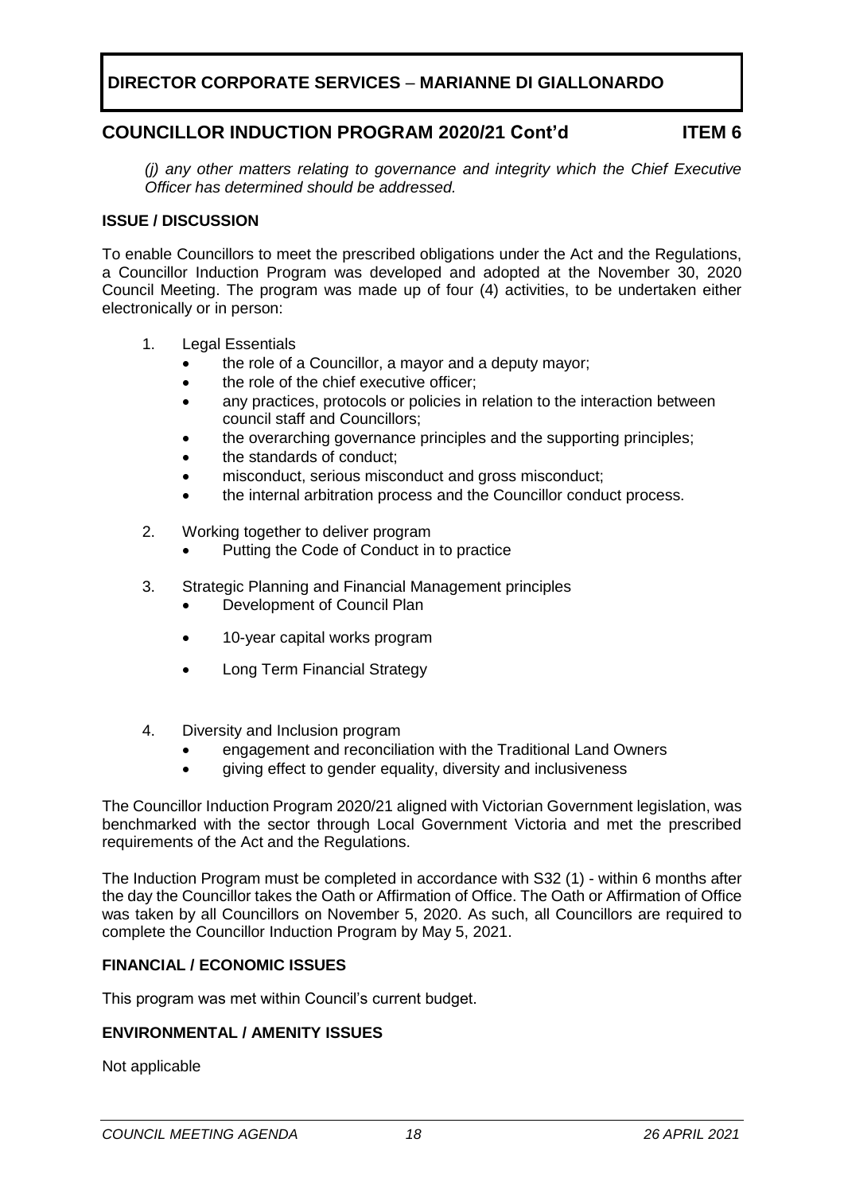**DIRECTOR CORPORATE SERVICES – MARIANNE DI GIALLONARDO**

## COUNCILLOR INDUCTION PROGRAM 2020/21 Cont'd ITEM 6

*(j) any other matters relating to governance and integrity which the Chief Executive Officer has determined should be addressed.*

### ISSUE / DISCUSSION

To enable Councillors to meet the prescribed obligations under the Act and the Regulations, a Councillor Induction Program was developed and adopted at the November 30, 2020 Council Meeting. The program was made up of four (4) activities, to be undertaken either electronically or in person:

1. Legal Essentials
   - the role of a Councillor, a mayor and a deputy mayor;
   - the role of the chief executive officer;
   - any practices, protocols or policies in relation to the interaction between council staff and Councillors;
   - the overarching governance principles and the supporting principles;
   - the standards of conduct;
   - misconduct, serious misconduct and gross misconduct;
   - the internal arbitration process and the Councillor conduct process.
2. Working together to deliver program
   - Putting the Code of Conduct in to practice
3. Strategic Planning and Financial Management principles
   - Development of Council Plan
   - 10-year capital works program
   - Long Term Financial Strategy
4. Diversity and Inclusion program
   - engagement and reconciliation with the Traditional Land Owners
   - giving effect to gender equality, diversity and inclusiveness

The Councillor Induction Program 2020/21 aligned with Victorian Government legislation, was benchmarked with the sector through Local Government Victoria and met the prescribed requirements of the Act and the Regulations.

The Induction Program must be completed in accordance with S32 (1) - within 6 months after the day the Councillor takes the Oath or Affirmation of Office. The Oath or Affirmation of Office was taken by all Councillors on November 5, 2020. As such, all Councillors are required to complete the Councillor Induction Program by May 5, 2021.

### FINANCIAL / ECONOMIC ISSUES

This program was met within Council's current budget.

### ENVIRONMENTAL / AMENITY ISSUES

Not applicable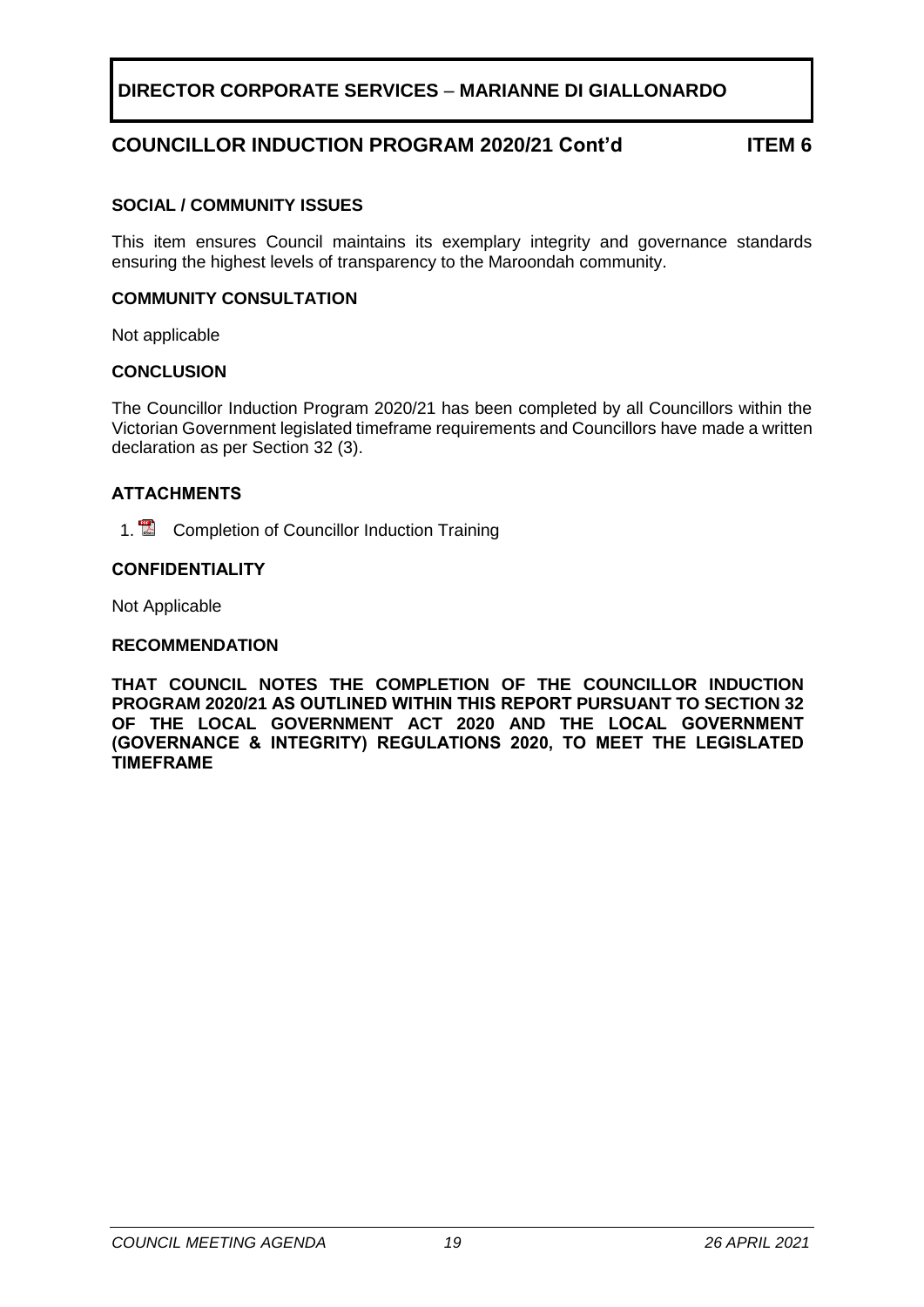**DIRECTOR CORPORATE SERVICES – MARIANNE DI GIALLONARDO**

## COUNCILLOR INDUCTION PROGRAM 2020/21 Cont'd ITEM 6

### SOCIAL / COMMUNITY ISSUES

This item ensures Council maintains its exemplary integrity and governance standards ensuring the highest levels of transparency to the Maroondah community.

### COMMUNITY CONSULTATION

Not applicable

### CONCLUSION

The Councillor Induction Program 2020/21 has been completed by all Councillors within the Victorian Government legislated timeframe requirements and Councillors have made a written declaration as per Section 32 (3).

### ATTACHMENTS

1. Completion of Councillor Induction Training

### CONFIDENTIALITY

Not Applicable

### RECOMMENDATION

**THAT COUNCIL NOTES THE COMPLETION OF THE COUNCILLOR INDUCTION PROGRAM 2020/21 AS OUTLINED WITHIN THIS REPORT PURSUANT TO SECTION 32 OF THE LOCAL GOVERNMENT ACT 2020 AND THE LOCAL GOVERNMENT (GOVERNANCE & INTEGRITY) REGULATIONS 2020, TO MEET THE LEGISLATED TIMEFRAME**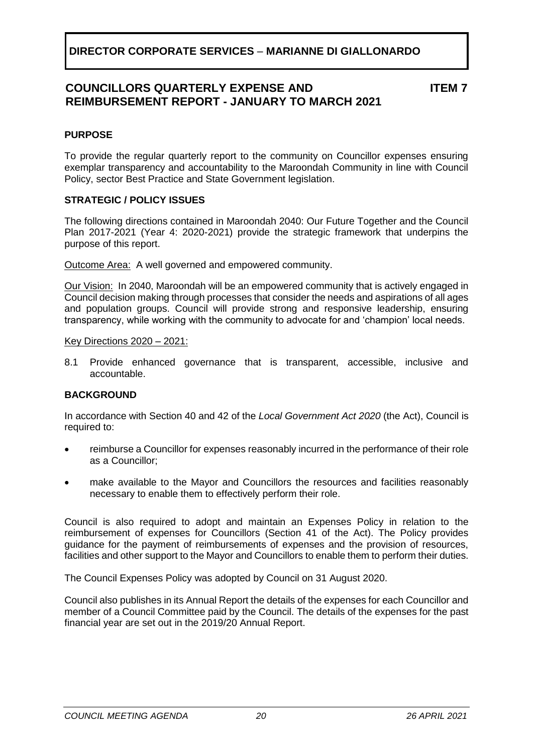**DIRECTOR CORPORATE SERVICES – MARIANNE DI GIALLONARDO**

## COUNCILLORS QUARTERLY EXPENSE AND REIMBURSEMENT REPORT - JANUARY TO MARCH 2021 — ITEM 7

### PURPOSE

To provide the regular quarterly report to the community on Councillor expenses ensuring exemplar transparency and accountability to the Maroondah Community in line with Council Policy, sector Best Practice and State Government legislation.

### STRATEGIC / POLICY ISSUES

The following directions contained in Maroondah 2040: Our Future Together and the Council Plan 2017-2021 (Year 4: 2020-2021) provide the strategic framework that underpins the purpose of this report.

Outcome Area: A well governed and empowered community.

Our Vision: In 2040, Maroondah will be an empowered community that is actively engaged in Council decision making through processes that consider the needs and aspirations of all ages and population groups. Council will provide strong and responsive leadership, ensuring transparency, while working with the community to advocate for and 'champion' local needs.

Key Directions 2020 – 2021:

8.1 Provide enhanced governance that is transparent, accessible, inclusive and accountable.

### BACKGROUND

In accordance with Section 40 and 42 of the *Local Government Act 2020* (the Act), Council is required to:

- reimburse a Councillor for expenses reasonably incurred in the performance of their role as a Councillor;
- make available to the Mayor and Councillors the resources and facilities reasonably necessary to enable them to effectively perform their role.

Council is also required to adopt and maintain an Expenses Policy in relation to the reimbursement of expenses for Councillors (Section 41 of the Act). The Policy provides guidance for the payment of reimbursements of expenses and the provision of resources, facilities and other support to the Mayor and Councillors to enable them to perform their duties.

The Council Expenses Policy was adopted by Council on 31 August 2020.

Council also publishes in its Annual Report the details of the expenses for each Councillor and member of a Council Committee paid by the Council. The details of the expenses for the past financial year are set out in the 2019/20 Annual Report.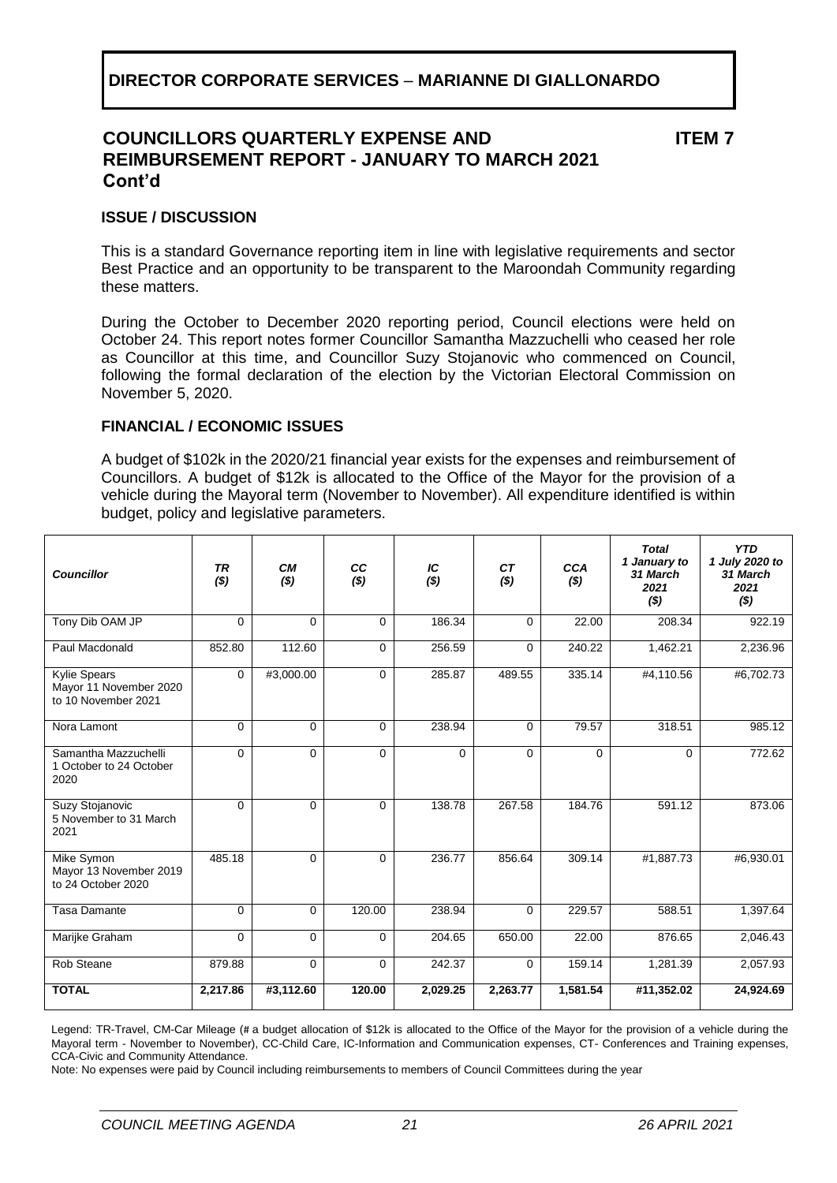## DIRECTOR CORPORATE SERVICES – MARIANNE DI GIALLONARDO

### COUNCILLORS QUARTERLY EXPENSE AND REIMBURSEMENT REPORT - JANUARY TO MARCH 2021 Cont'd

**ITEM 7**

#### ISSUE / DISCUSSION

This is a standard Governance reporting item in line with legislative requirements and sector Best Practice and an opportunity to be transparent to the Maroondah Community regarding these matters.

During the October to December 2020 reporting period, Council elections were held on October 24. This report notes former Councillor Samantha Mazzuchelli who ceased her role as Councillor at this time, and Councillor Suzy Stojanovic who commenced on Council, following the formal declaration of the election by the Victorian Electoral Commission on November 5, 2020.

#### FINANCIAL / ECONOMIC ISSUES

A budget of $102k in the 2020/21 financial year exists for the expenses and reimbursement of Councillors. A budget of $12k is allocated to the Office of the Mayor for the provision of a vehicle during the Mayoral term (November to November). All expenditure identified is within budget, policy and legislative parameters.

| *Councillor* | *TR ($)* | *CM ($)* | *CC ($)* | *IC ($)* | *CT ($)* | *CCA ($)* | *Total 1 January to 31 March 2021 ($)* | *YTD 1 July 2020 to 31 March 2021 ($)* |
|---|---|---|---|---|---|---|---|---|
| Tony Dib OAM JP | 0 | 0 | 0 | 186.34 | 0 | 22.00 | 208.34 | 922.19 |
| Paul Macdonald | 852.80 | 112.60 | 0 | 256.59 | 0 | 240.22 | 1,462.21 | 2,236.96 |
| Kylie Spears Mayor 11 November 2020 to 10 November 2021 | 0 | #3,000.00 | 0 | 285.87 | 489.55 | 335.14 | #4,110.56 | #6,702.73 |
| Nora Lamont | 0 | 0 | 0 | 238.94 | 0 | 79.57 | 318.51 | 985.12 |
| Samantha Mazzuchelli 1 October to 24 October 2020 | 0 | 0 | 0 | 0 | 0 | 0 | 0 | 772.62 |
| Suzy Stojanovic 5 November to 31 March 2021 | 0 | 0 | 0 | 138.78 | 267.58 | 184.76 | 591.12 | 873.06 |
| Mike Symon Mayor 13 November 2019 to 24 October 2020 | 485.18 | 0 | 0 | 236.77 | 856.64 | 309.14 | #1,887.73 | #6,930.01 |
| Tasa Damante | 0 | 0 | 120.00 | 238.94 | 0 | 229.57 | 588.51 | 1,397.64 |
| Marijke Graham | 0 | 0 | 0 | 204.65 | 650.00 | 22.00 | 876.65 | 2,046.43 |
| Rob Steane | 879.88 | 0 | 0 | 242.37 | 0 | 159.14 | 1,281.39 | 2,057.93 |
| **TOTAL** | **2,217.86** | **#3,112.60** | **120.00** | **2,029.25** | **2,263.77** | **1,581.54** | **#11,352.02** | **24,924.69** |

Legend: TR-Travel, CM-Car Mileage (# a budget allocation of $12k is allocated to the Office of the Mayor for the provision of a vehicle during the Mayoral term - November to November), CC-Child Care, IC-Information and Communication expenses, CT- Conferences and Training expenses, CCA-Civic and Community Attendance.

Note: No expenses were paid by Council including reimbursements to members of Council Committees during the year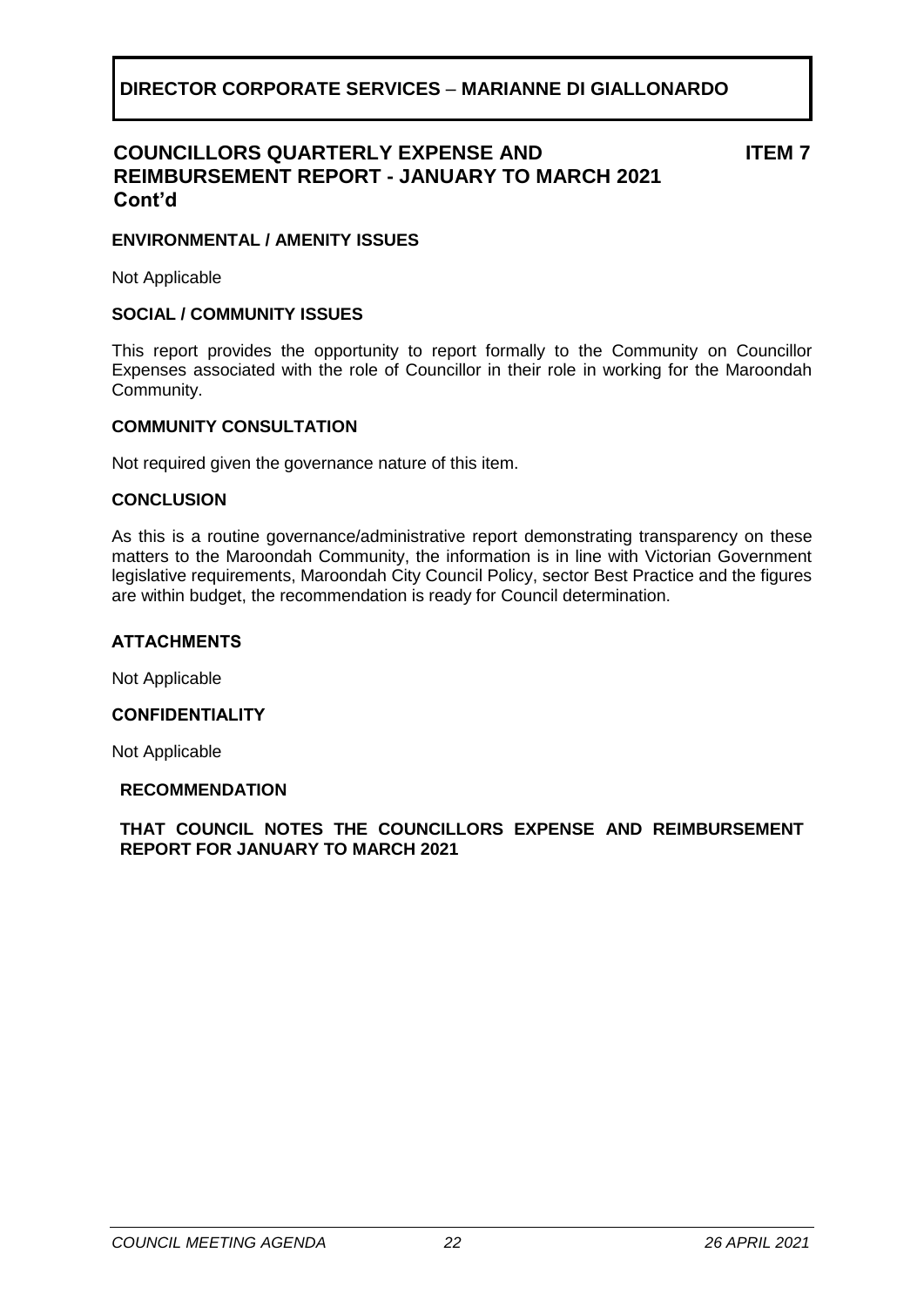**DIRECTOR CORPORATE SERVICES – MARIANNE DI GIALLONARDO**

## COUNCILLORS QUARTERLY EXPENSE AND REIMBURSEMENT REPORT - JANUARY TO MARCH 2021 Cont'd

**ITEM 7**

### ENVIRONMENTAL / AMENITY ISSUES

Not Applicable

### SOCIAL / COMMUNITY ISSUES

This report provides the opportunity to report formally to the Community on Councillor Expenses associated with the role of Councillor in their role in working for the Maroondah Community.

### COMMUNITY CONSULTATION

Not required given the governance nature of this item.

### CONCLUSION

As this is a routine governance/administrative report demonstrating transparency on these matters to the Maroondah Community, the information is in line with Victorian Government legislative requirements, Maroondah City Council Policy, sector Best Practice and the figures are within budget, the recommendation is ready for Council determination.

### ATTACHMENTS

Not Applicable

### CONFIDENTIALITY

Not Applicable

### RECOMMENDATION

**THAT COUNCIL NOTES THE COUNCILLORS EXPENSE AND REIMBURSEMENT REPORT FOR JANUARY TO MARCH 2021**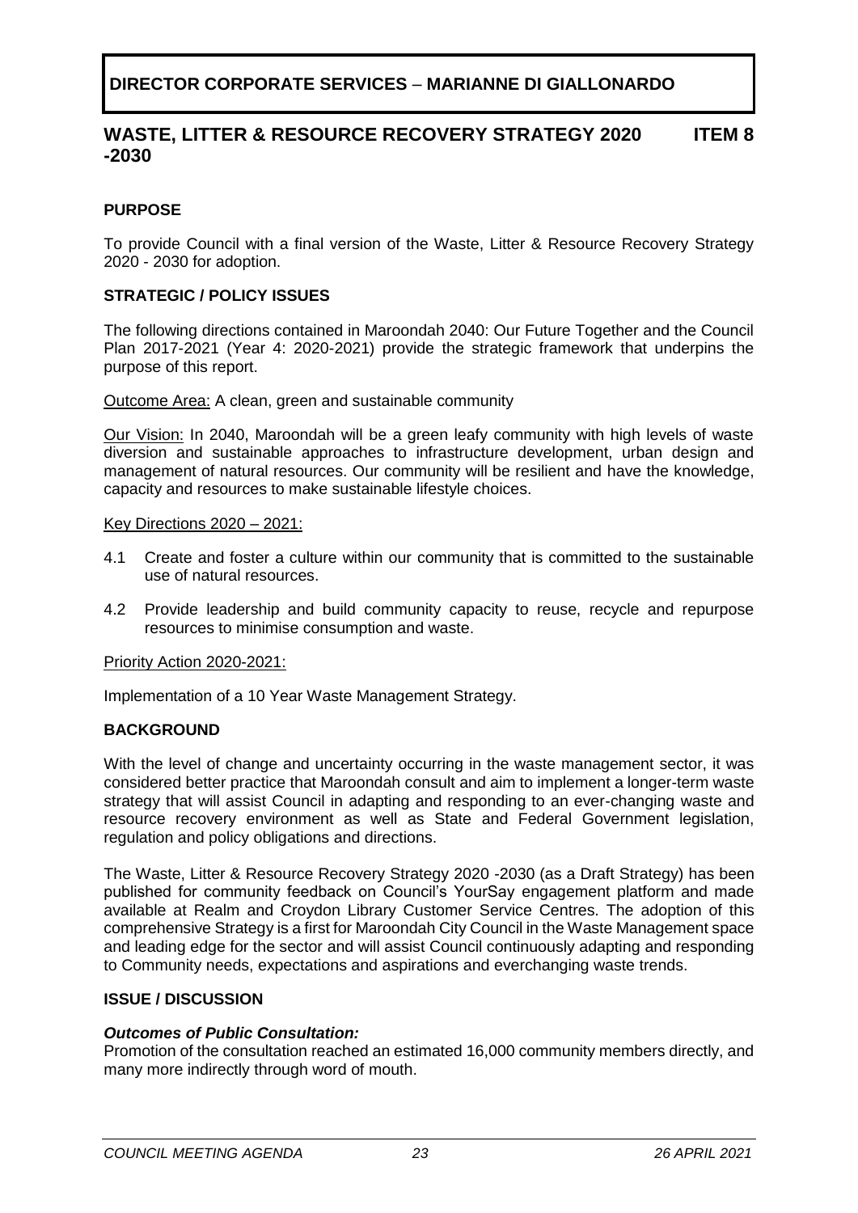# DIRECTOR CORPORATE SERVICES – MARIANNE DI GIALLONARDO

## WASTE, LITTER & RESOURCE RECOVERY STRATEGY 2020 -2030 — ITEM 8

### PURPOSE

To provide Council with a final version of the Waste, Litter & Resource Recovery Strategy 2020 - 2030 for adoption.

### STRATEGIC / POLICY ISSUES

The following directions contained in Maroondah 2040: Our Future Together and the Council Plan 2017-2021 (Year 4: 2020-2021) provide the strategic framework that underpins the purpose of this report.

Outcome Area: A clean, green and sustainable community

Our Vision: In 2040, Maroondah will be a green leafy community with high levels of waste diversion and sustainable approaches to infrastructure development, urban design and management of natural resources. Our community will be resilient and have the knowledge, capacity and resources to make sustainable lifestyle choices.

Key Directions 2020 – 2021:

4.1 Create and foster a culture within our community that is committed to the sustainable use of natural resources.

4.2 Provide leadership and build community capacity to reuse, recycle and repurpose resources to minimise consumption and waste.

Priority Action 2020-2021:

Implementation of a 10 Year Waste Management Strategy.

### BACKGROUND

With the level of change and uncertainty occurring in the waste management sector, it was considered better practice that Maroondah consult and aim to implement a longer-term waste strategy that will assist Council in adapting and responding to an ever-changing waste and resource recovery environment as well as State and Federal Government legislation, regulation and policy obligations and directions.

The Waste, Litter & Resource Recovery Strategy 2020 -2030 (as a Draft Strategy) has been published for community feedback on Council's YourSay engagement platform and made available at Realm and Croydon Library Customer Service Centres. The adoption of this comprehensive Strategy is a first for Maroondah City Council in the Waste Management space and leading edge for the sector and will assist Council continuously adapting and responding to Community needs, expectations and aspirations and everchanging waste trends.

### ISSUE / DISCUSSION

***Outcomes of Public Consultation:***

Promotion of the consultation reached an estimated 16,000 community members directly, and many more indirectly through word of mouth.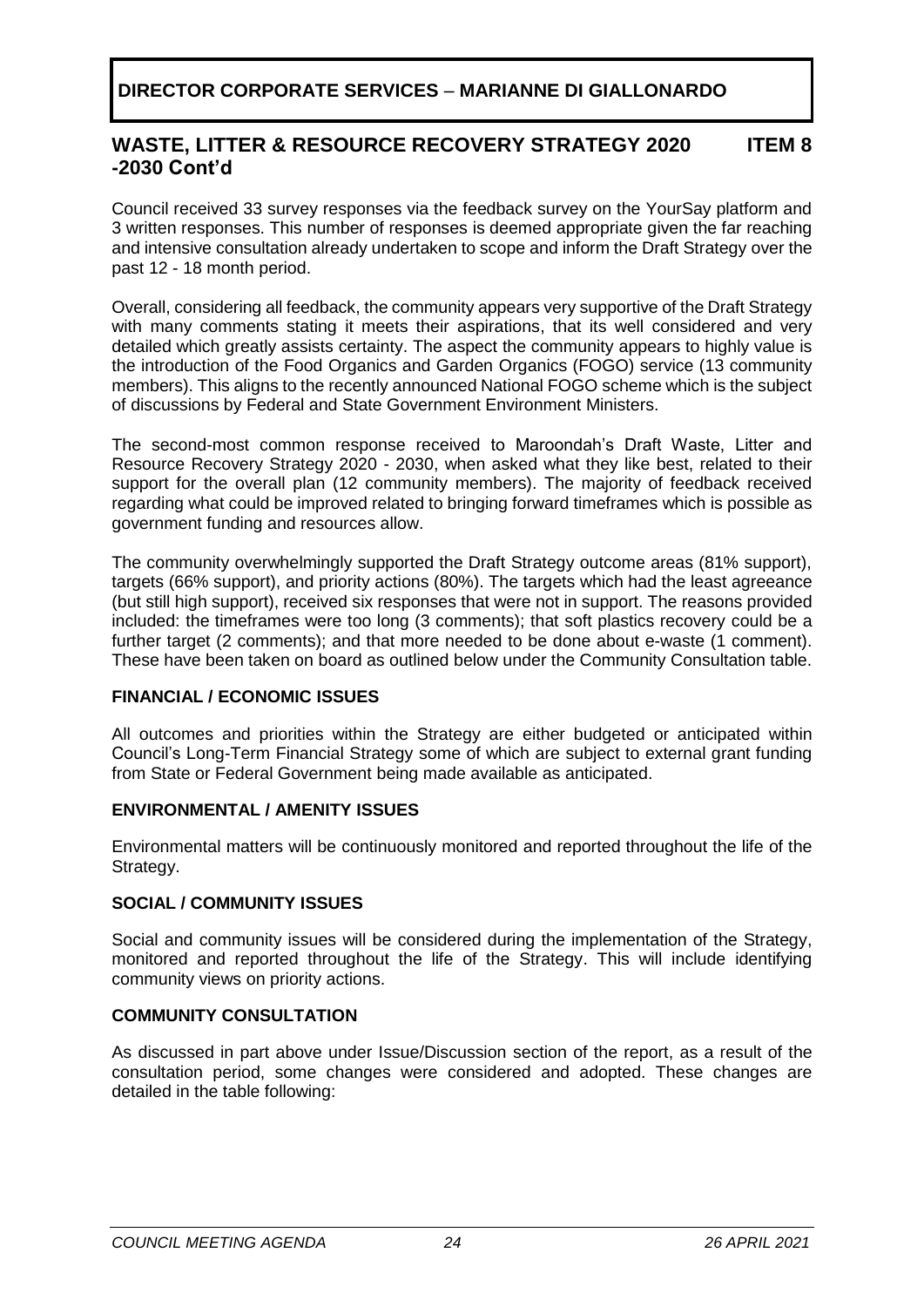**DIRECTOR CORPORATE SERVICES – MARIANNE DI GIALLONARDO**

## WASTE, LITTER & RESOURCE RECOVERY STRATEGY 2020 -2030 Cont'd — ITEM 8

Council received 33 survey responses via the feedback survey on the YourSay platform and 3 written responses. This number of responses is deemed appropriate given the far reaching and intensive consultation already undertaken to scope and inform the Draft Strategy over the past 12 - 18 month period.

Overall, considering all feedback, the community appears very supportive of the Draft Strategy with many comments stating it meets their aspirations, that its well considered and very detailed which greatly assists certainty. The aspect the community appears to highly value is the introduction of the Food Organics and Garden Organics (FOGO) service (13 community members). This aligns to the recently announced National FOGO scheme which is the subject of discussions by Federal and State Government Environment Ministers.

The second-most common response received to Maroondah's Draft Waste, Litter and Resource Recovery Strategy 2020 - 2030, when asked what they like best, related to their support for the overall plan (12 community members). The majority of feedback received regarding what could be improved related to bringing forward timeframes which is possible as government funding and resources allow.

The community overwhelmingly supported the Draft Strategy outcome areas (81% support), targets (66% support), and priority actions (80%). The targets which had the least agreeance (but still high support), received six responses that were not in support. The reasons provided included: the timeframes were too long (3 comments); that soft plastics recovery could be a further target (2 comments); and that more needed to be done about e-waste (1 comment). These have been taken on board as outlined below under the Community Consultation table.

### FINANCIAL / ECONOMIC ISSUES

All outcomes and priorities within the Strategy are either budgeted or anticipated within Council's Long-Term Financial Strategy some of which are subject to external grant funding from State or Federal Government being made available as anticipated.

### ENVIRONMENTAL / AMENITY ISSUES

Environmental matters will be continuously monitored and reported throughout the life of the Strategy.

### SOCIAL / COMMUNITY ISSUES

Social and community issues will be considered during the implementation of the Strategy, monitored and reported throughout the life of the Strategy. This will include identifying community views on priority actions.

### COMMUNITY CONSULTATION

As discussed in part above under Issue/Discussion section of the report, as a result of the consultation period, some changes were considered and adopted. These changes are detailed in the table following: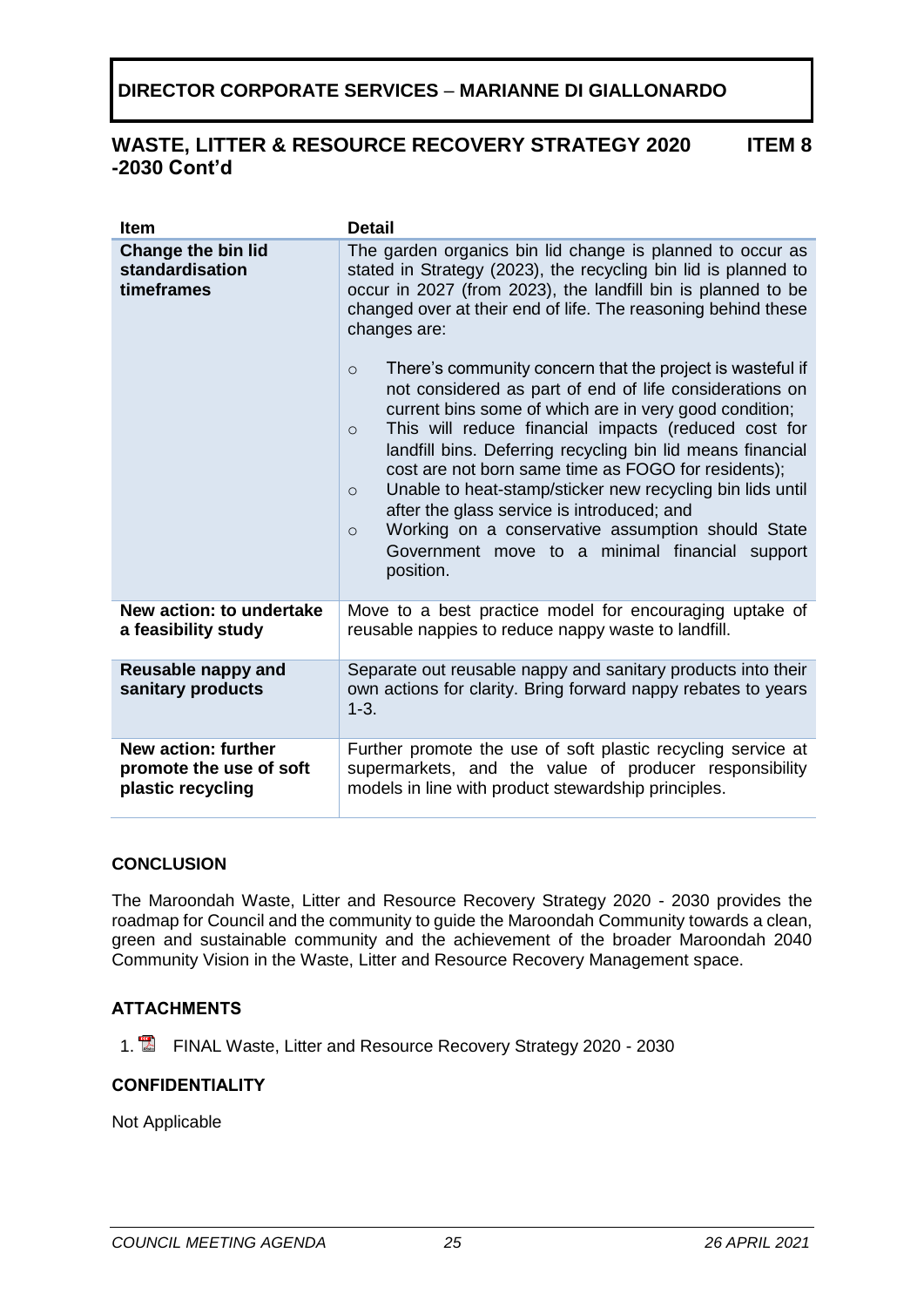# DIRECTOR CORPORATE SERVICES – MARIANNE DI GIALLONARDO

## WASTE, LITTER & RESOURCE RECOVERY STRATEGY 2020 -2030 Cont'd — ITEM 8

| Item | Detail |
|---|---|
| **Change the bin lid standardisation timeframes** | The garden organics bin lid change is planned to occur as stated in Strategy (2023), the recycling bin lid is planned to occur in 2027 (from 2023), the landfill bin is planned to be changed over at their end of life. The reasoning behind these changes are:<br>○ There's community concern that the project is wasteful if not considered as part of end of life considerations on current bins some of which are in very good condition;<br>○ This will reduce financial impacts (reduced cost for landfill bins. Deferring recycling bin lid means financial cost are not born same time as FOGO for residents);<br>○ Unable to heat-stamp/sticker new recycling bin lids until after the glass service is introduced; and<br>○ Working on a conservative assumption should State Government move to a minimal financial support position. |
| **New action: to undertake a feasibility study** | Move to a best practice model for encouraging uptake of reusable nappies to reduce nappy waste to landfill. |
| **Reusable nappy and sanitary products** | Separate out reusable nappy and sanitary products into their own actions for clarity. Bring forward nappy rebates to years 1-3. |
| **New action: further promote the use of soft plastic recycling** | Further promote the use of soft plastic recycling service at supermarkets, and the value of producer responsibility models in line with product stewardship principles. |

### CONCLUSION

The Maroondah Waste, Litter and Resource Recovery Strategy 2020 - 2030 provides the roadmap for Council and the community to guide the Maroondah Community towards a clean, green and sustainable community and the achievement of the broader Maroondah 2040 Community Vision in the Waste, Litter and Resource Recovery Management space.

### ATTACHMENTS

1. FINAL Waste, Litter and Resource Recovery Strategy 2020 - 2030

### CONFIDENTIALITY

Not Applicable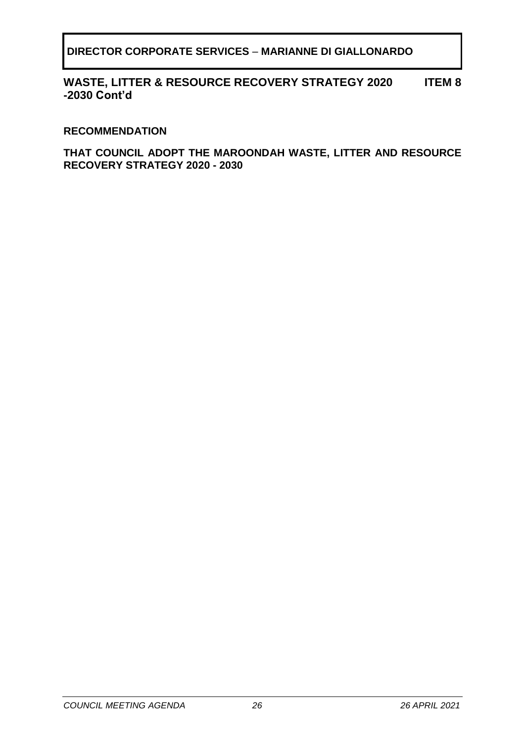**DIRECTOR CORPORATE SERVICES – MARIANNE DI GIALLONARDO**

**WASTE, LITTER & RESOURCE RECOVERY STRATEGY 2020 -2030 Cont'd** **ITEM 8**

**RECOMMENDATION**

**THAT COUNCIL ADOPT THE MAROONDAH WASTE, LITTER AND RESOURCE RECOVERY STRATEGY 2020 - 2030**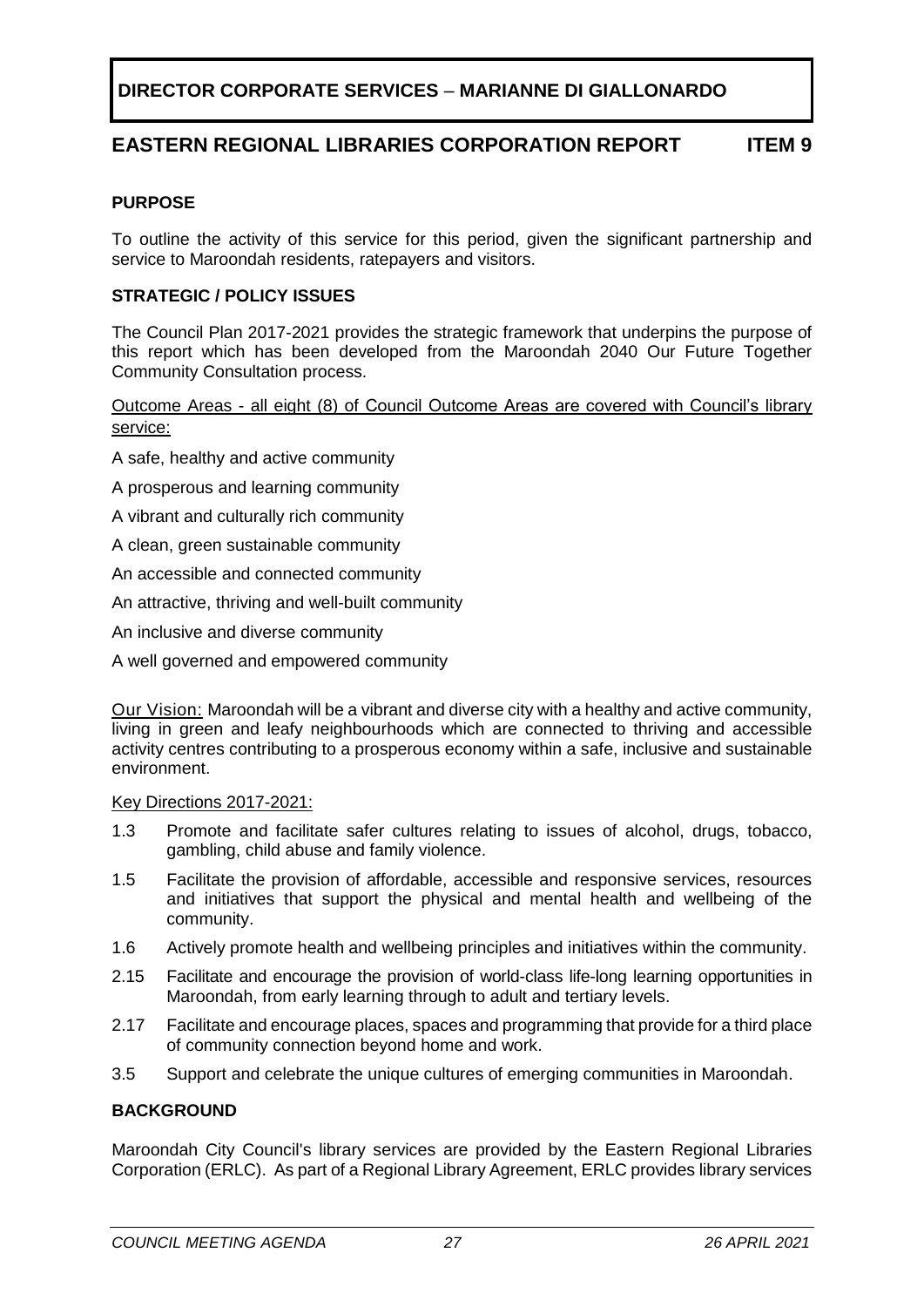**DIRECTOR CORPORATE SERVICES – MARIANNE DI GIALLONARDO**

## EASTERN REGIONAL LIBRARIES CORPORATION REPORT ITEM 9

### PURPOSE

To outline the activity of this service for this period, given the significant partnership and service to Maroondah residents, ratepayers and visitors.

### STRATEGIC / POLICY ISSUES

The Council Plan 2017-2021 provides the strategic framework that underpins the purpose of this report which has been developed from the Maroondah 2040 Our Future Together Community Consultation process.

Outcome Areas - all eight (8) of Council Outcome Areas are covered with Council's library service:

A safe, healthy and active community

A prosperous and learning community

A vibrant and culturally rich community

A clean, green sustainable community

An accessible and connected community

An attractive, thriving and well-built community

An inclusive and diverse community

A well governed and empowered community

Our Vision: Maroondah will be a vibrant and diverse city with a healthy and active community, living in green and leafy neighbourhoods which are connected to thriving and accessible activity centres contributing to a prosperous economy within a safe, inclusive and sustainable environment.

Key Directions 2017-2021:

1.3 Promote and facilitate safer cultures relating to issues of alcohol, drugs, tobacco, gambling, child abuse and family violence.

1.5 Facilitate the provision of affordable, accessible and responsive services, resources and initiatives that support the physical and mental health and wellbeing of the community.

1.6 Actively promote health and wellbeing principles and initiatives within the community.

2.15 Facilitate and encourage the provision of world-class life-long learning opportunities in Maroondah, from early learning through to adult and tertiary levels.

2.17 Facilitate and encourage places, spaces and programming that provide for a third place of community connection beyond home and work.

3.5 Support and celebrate the unique cultures of emerging communities in Maroondah.

### BACKGROUND

Maroondah City Council's library services are provided by the Eastern Regional Libraries Corporation (ERLC). As part of a Regional Library Agreement, ERLC provides library services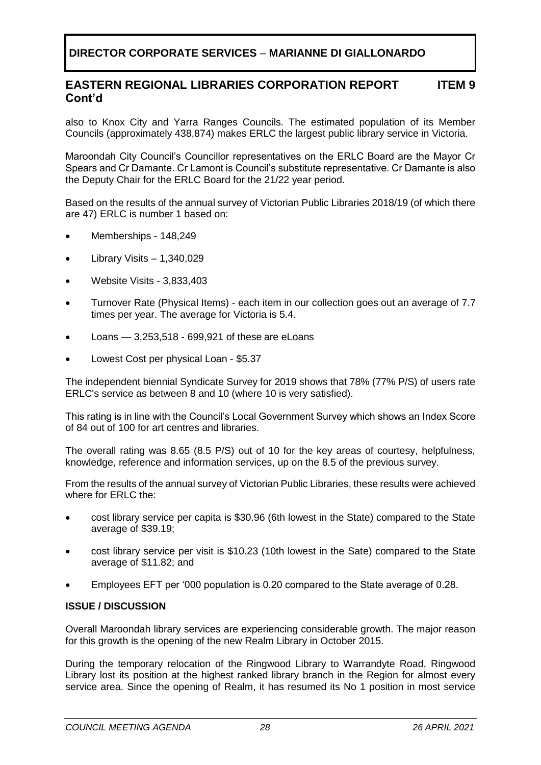**DIRECTOR CORPORATE SERVICES – MARIANNE DI GIALLONARDO**

## EASTERN REGIONAL LIBRARIES CORPORATION REPORT Cont'd — ITEM 9

also to Knox City and Yarra Ranges Councils. The estimated population of its Member Councils (approximately 438,874) makes ERLC the largest public library service in Victoria.

Maroondah City Council's Councillor representatives on the ERLC Board are the Mayor Cr Spears and Cr Damante. Cr Lamont is Council's substitute representative. Cr Damante is also the Deputy Chair for the ERLC Board for the 21/22 year period.

Based on the results of the annual survey of Victorian Public Libraries 2018/19 (of which there are 47) ERLC is number 1 based on:

- Memberships - 148,249
- Library Visits – 1,340,029
- Website Visits - 3,833,403
- Turnover Rate (Physical Items) - each item in our collection goes out an average of 7.7 times per year. The average for Victoria is 5.4.
- Loans — 3,253,518 - 699,921 of these are eLoans
- Lowest Cost per physical Loan - $5.37

The independent biennial Syndicate Survey for 2019 shows that 78% (77% P/S) of users rate ERLC's service as between 8 and 10 (where 10 is very satisfied).

This rating is in line with the Council's Local Government Survey which shows an Index Score of 84 out of 100 for art centres and libraries.

The overall rating was 8.65 (8.5 P/S) out of 10 for the key areas of courtesy, helpfulness, knowledge, reference and information services, up on the 8.5 of the previous survey.

From the results of the annual survey of Victorian Public Libraries, these results were achieved where for ERLC the:

- cost library service per capita is $30.96 (6th lowest in the State) compared to the State average of $39.19;
- cost library service per visit is $10.23 (10th lowest in the Sate) compared to the State average of $11.82; and
- Employees EFT per '000 population is 0.20 compared to the State average of 0.28.

### ISSUE / DISCUSSION

Overall Maroondah library services are experiencing considerable growth. The major reason for this growth is the opening of the new Realm Library in October 2015.

During the temporary relocation of the Ringwood Library to Warrandyte Road, Ringwood Library lost its position at the highest ranked library branch in the Region for almost every service area. Since the opening of Realm, it has resumed its No 1 position in most service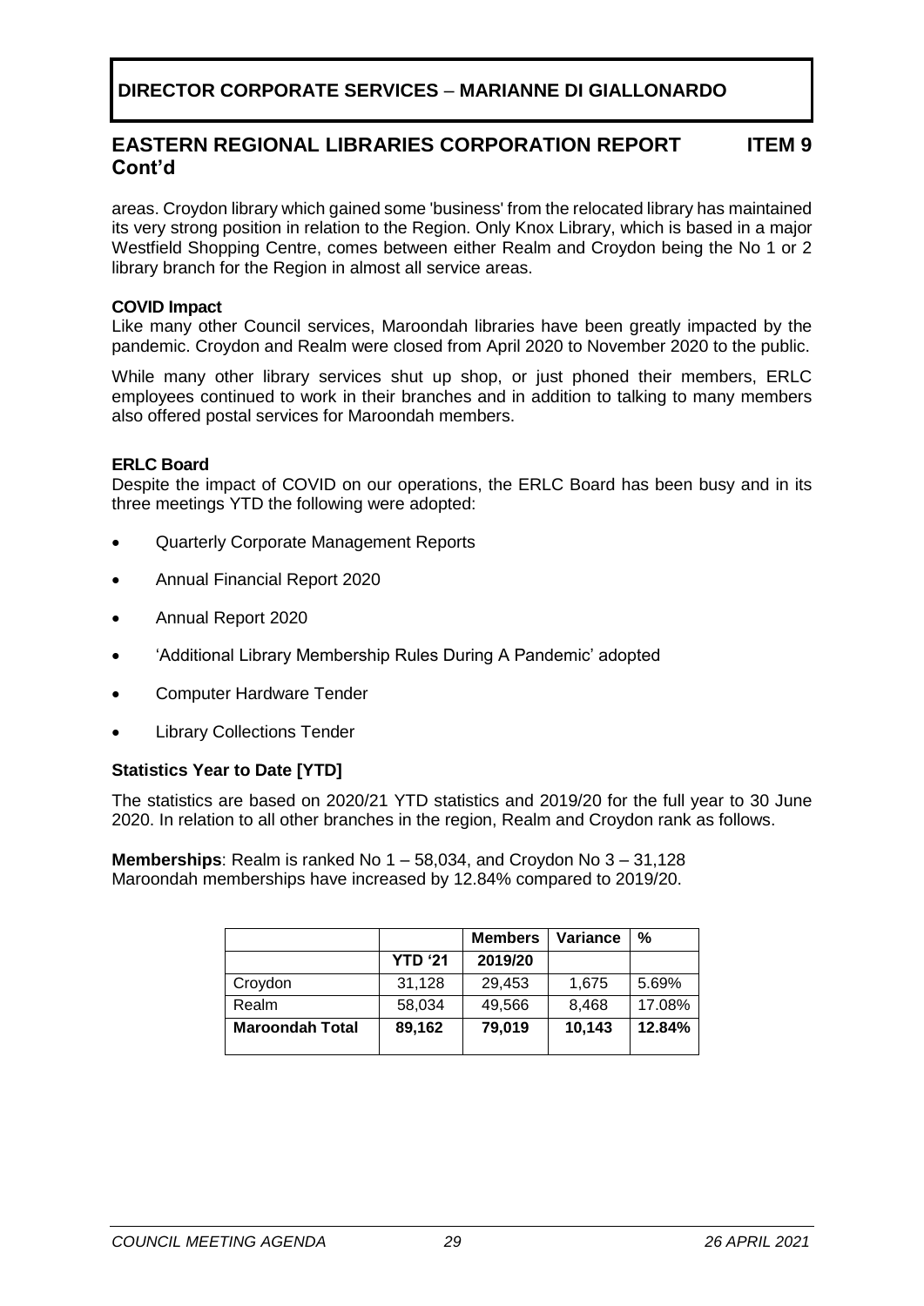**DIRECTOR CORPORATE SERVICES – MARIANNE DI GIALLONARDO**

## EASTERN REGIONAL LIBRARIES CORPORATION REPORT ITEM 9 Cont'd

areas. Croydon library which gained some 'business' from the relocated library has maintained its very strong position in relation to the Region. Only Knox Library, which is based in a major Westfield Shopping Centre, comes between either Realm and Croydon being the No 1 or 2 library branch for the Region in almost all service areas.

**COVID Impact**

Like many other Council services, Maroondah libraries have been greatly impacted by the pandemic. Croydon and Realm were closed from April 2020 to November 2020 to the public.

While many other library services shut up shop, or just phoned their members, ERLC employees continued to work in their branches and in addition to talking to many members also offered postal services for Maroondah members.

**ERLC Board**

Despite the impact of COVID on our operations, the ERLC Board has been busy and in its three meetings YTD the following were adopted:

- Quarterly Corporate Management Reports
- Annual Financial Report 2020
- Annual Report 2020
- 'Additional Library Membership Rules During A Pandemic' adopted
- Computer Hardware Tender
- Library Collections Tender

**Statistics Year to Date [YTD]**

The statistics are based on 2020/21 YTD statistics and 2019/20 for the full year to 30 June 2020. In relation to all other branches in the region, Realm and Croydon rank as follows.

**Memberships**: Realm is ranked No 1 – 58,034, and Croydon No 3 – 31,128
Maroondah memberships have increased by 12.84% compared to 2019/20.

| | | Members | Variance | % |
|---|---|---|---|---|
| | **YTD '21** | **2019/20** | | |
| Croydon | 31,128 | 29,453 | 1,675 | 5.69% |
| Realm | 58,034 | 49,566 | 8,468 | 17.08% |
| **Maroondah Total** | **89,162** | **79,019** | **10,143** | **12.84%** |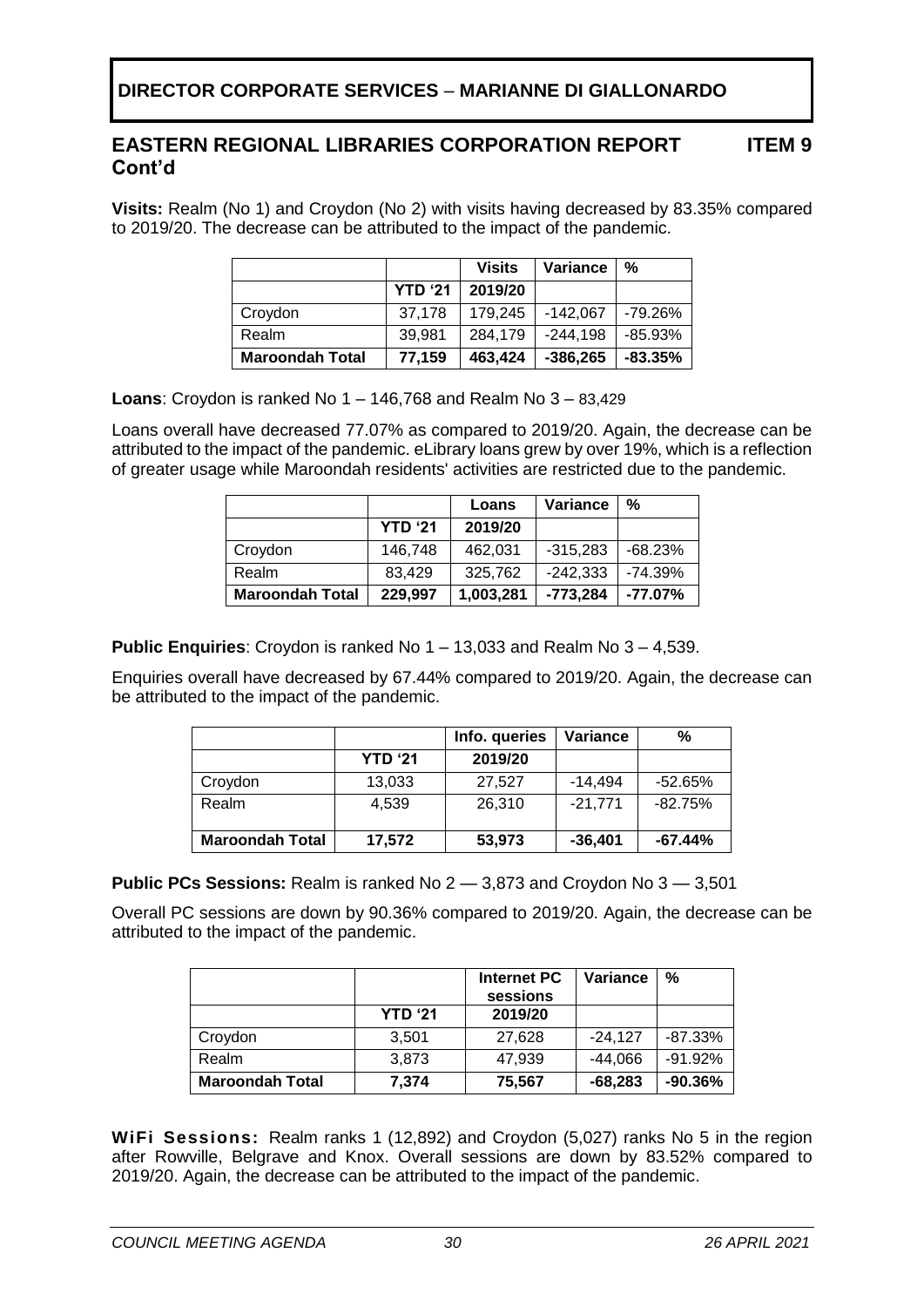## DIRECTOR CORPORATE SERVICES – MARIANNE DI GIALLONARDO

## EASTERN REGIONAL LIBRARIES CORPORATION REPORT Cont'd — ITEM 9

**Visits:** Realm (No 1) and Croydon (No 2) with visits having decreased by 83.35% compared to 2019/20. The decrease can be attributed to the impact of the pandemic.

| | | Visits | Variance | % |
|---|---|---|---|---|
| | YTD '21 | 2019/20 | | |
| Croydon | 37,178 | 179,245 | -142,067 | -79.26% |
| Realm | 39,981 | 284,179 | -244,198 | -85.93% |
| **Maroondah Total** | **77,159** | **463,424** | **-386,265** | **-83.35%** |

**Loans**: Croydon is ranked No 1 – 146,768 and Realm No 3 – 83,429

Loans overall have decreased 77.07% as compared to 2019/20. Again, the decrease can be attributed to the impact of the pandemic. eLibrary loans grew by over 19%, which is a reflection of greater usage while Maroondah residents' activities are restricted due to the pandemic.

| | | Loans | Variance | % |
|---|---|---|---|---|
| | YTD '21 | 2019/20 | | |
| Croydon | 146,748 | 462,031 | -315,283 | -68.23% |
| Realm | 83,429 | 325,762 | -242,333 | -74.39% |
| **Maroondah Total** | **229,997** | **1,003,281** | **-773,284** | **-77.07%** |

**Public Enquiries**: Croydon is ranked No 1 – 13,033 and Realm No 3 – 4,539.

Enquiries overall have decreased by 67.44% compared to 2019/20. Again, the decrease can be attributed to the impact of the pandemic.

| | | Info. queries | Variance | % |
|---|---|---|---|---|
| | YTD '21 | 2019/20 | | |
| Croydon | 13,033 | 27,527 | -14,494 | -52.65% |
| Realm | 4,539 | 26,310 | -21,771 | -82.75% |
| **Maroondah Total** | **17,572** | **53,973** | **-36,401** | **-67.44%** |

**Public PCs Sessions:** Realm is ranked No 2 — 3,873 and Croydon No 3 — 3,501

Overall PC sessions are down by 90.36% compared to 2019/20. Again, the decrease can be attributed to the impact of the pandemic.

| | | Internet PC sessions | Variance | % |
|---|---|---|---|---|
| | YTD '21 | 2019/20 | | |
| Croydon | 3,501 | 27,628 | -24,127 | -87.33% |
| Realm | 3,873 | 47,939 | -44,066 | -91.92% |
| **Maroondah Total** | **7,374** | **75,567** | **-68,283** | **-90.36%** |

**WiFi Sessions:** Realm ranks 1 (12,892) and Croydon (5,027) ranks No 5 in the region after Rowville, Belgrave and Knox. Overall sessions are down by 83.52% compared to 2019/20. Again, the decrease can be attributed to the impact of the pandemic.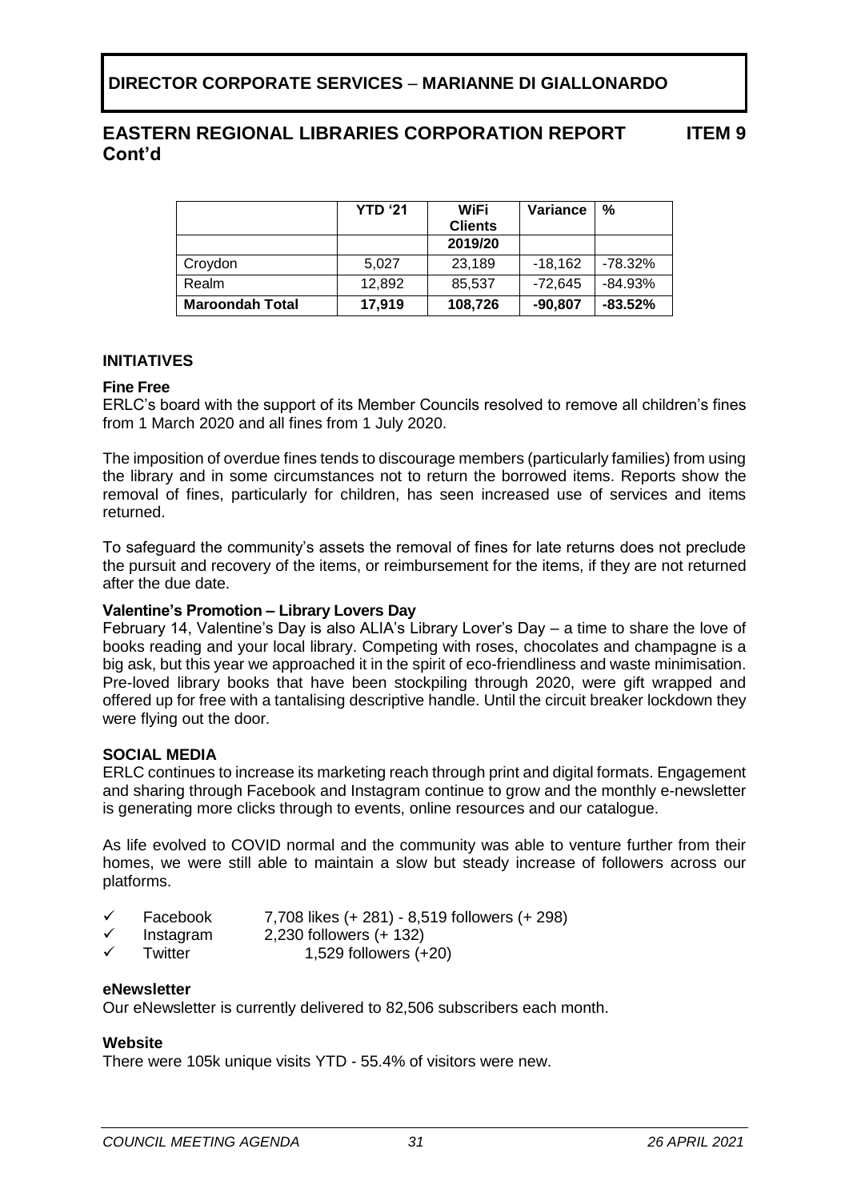**DIRECTOR CORPORATE SERVICES – MARIANNE DI GIALLONARDO**

## EASTERN REGIONAL LIBRARIES CORPORATION REPORT Cont'd — ITEM 9

| | YTD '21 | WiFi Clients 2019/20 | Variance | % |
|---|---|---|---|---|
| Croydon | 5,027 | 23,189 | -18,162 | -78.32% |
| Realm | 12,892 | 85,537 | -72,645 | -84.93% |
| **Maroondah Total** | **17,919** | **108,726** | **-90,807** | **-83.52%** |

### INITIATIVES

**Fine Free**

ERLC's board with the support of its Member Councils resolved to remove all children's fines from 1 March 2020 and all fines from 1 July 2020.

The imposition of overdue fines tends to discourage members (particularly families) from using the library and in some circumstances not to return the borrowed items. Reports show the removal of fines, particularly for children, has seen increased use of services and items returned.

To safeguard the community's assets the removal of fines for late returns does not preclude the pursuit and recovery of the items, or reimbursement for the items, if they are not returned after the due date.

**Valentine's Promotion – Library Lovers Day**

February 14, Valentine's Day is also ALIA's Library Lover's Day – a time to share the love of books reading and your local library. Competing with roses, chocolates and champagne is a big ask, but this year we approached it in the spirit of eco-friendliness and waste minimisation. Pre-loved library books that have been stockpiling through 2020, were gift wrapped and offered up for free with a tantalising descriptive handle. Until the circuit breaker lockdown they were flying out the door.

### SOCIAL MEDIA

ERLC continues to increase its marketing reach through print and digital formats. Engagement and sharing through Facebook and Instagram continue to grow and the monthly e-newsletter is generating more clicks through to events, online resources and our catalogue.

As life evolved to COVID normal and the community was able to venture further from their homes, we were still able to maintain a slow but steady increase of followers across our platforms.

- ✓ Facebook 7,708 likes (+ 281) - 8,519 followers (+ 298)
- ✓ Instagram 2,230 followers (+ 132)
- ✓ Twitter 1,529 followers (+20)

**eNewsletter**

Our eNewsletter is currently delivered to 82,506 subscribers each month.

**Website**

There were 105k unique visits YTD - 55.4% of visitors were new.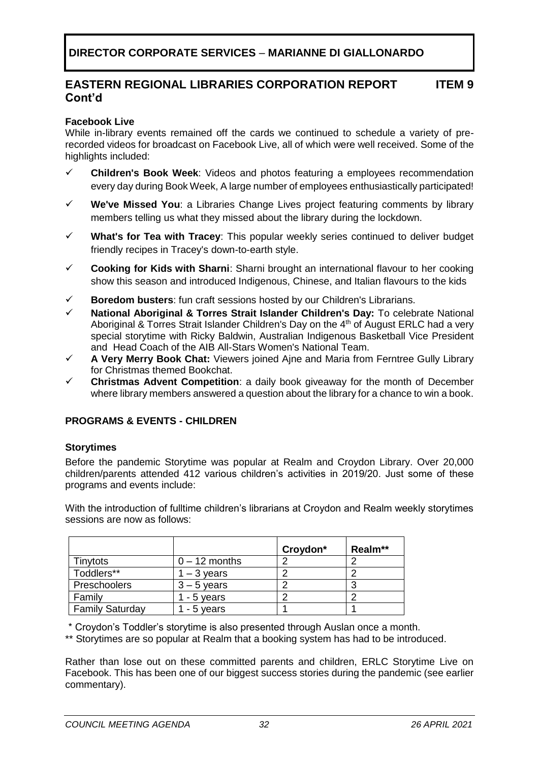**DIRECTOR CORPORATE SERVICES – MARIANNE DI GIALLONARDO**

## EASTERN REGIONAL LIBRARIES CORPORATION REPORT Cont'd — ITEM 9

**Facebook Live**

While in-library events remained off the cards we continued to schedule a variety of pre-recorded videos for broadcast on Facebook Live, all of which were well received. Some of the highlights included:

- ✓ **Children's Book Week**: Videos and photos featuring a employees recommendation every day during Book Week, A large number of employees enthusiastically participated!
- ✓ **We've Missed You**: a Libraries Change Lives project featuring comments by library members telling us what they missed about the library during the lockdown.
- ✓ **What's for Tea with Tracey**: This popular weekly series continued to deliver budget friendly recipes in Tracey's down-to-earth style.
- ✓ **Cooking for Kids with Sharni**: Sharni brought an international flavour to her cooking show this season and introduced Indigenous, Chinese, and Italian flavours to the kids
- ✓ **Boredom busters**: fun craft sessions hosted by our Children's Librarians.
- ✓ **National Aboriginal & Torres Strait Islander Children's Day:** To celebrate National Aboriginal & Torres Strait Islander Children's Day on the 4th of August ERLC had a very special storytime with Ricky Baldwin, Australian Indigenous Basketball Vice President and Head Coach of the AIB All-Stars Women's National Team.
- ✓ **A Very Merry Book Chat:** Viewers joined Ajne and Maria from Ferntree Gully Library for Christmas themed Bookchat.
- ✓ **Christmas Advent Competition**: a daily book giveaway for the month of December where library members answered a question about the library for a chance to win a book.

**PROGRAMS & EVENTS - CHILDREN**

**Storytimes**

Before the pandemic Storytime was popular at Realm and Croydon Library. Over 20,000 children/parents attended 412 various children's activities in 2019/20. Just some of these programs and events include:

With the introduction of fulltime children's librarians at Croydon and Realm weekly storytimes sessions are now as follows:

| | | **Croydon*** | **Realm**** |
|---|---|---|---|
| Tinytots | 0 – 12 months | 2 | 2 |
| Toddlers** | 1 – 3 years | 2 | 2 |
| Preschoolers | 3 – 5 years | 2 | 3 |
| Family | 1 - 5 years | 2 | 2 |
| Family Saturday | 1 - 5 years | 1 | 1 |

\* Croydon's Toddler's storytime is also presented through Auslan once a month.

** Storytimes are so popular at Realm that a booking system has had to be introduced.

Rather than lose out on these committed parents and children, ERLC Storytime Live on Facebook. This has been one of our biggest success stories during the pandemic (see earlier commentary).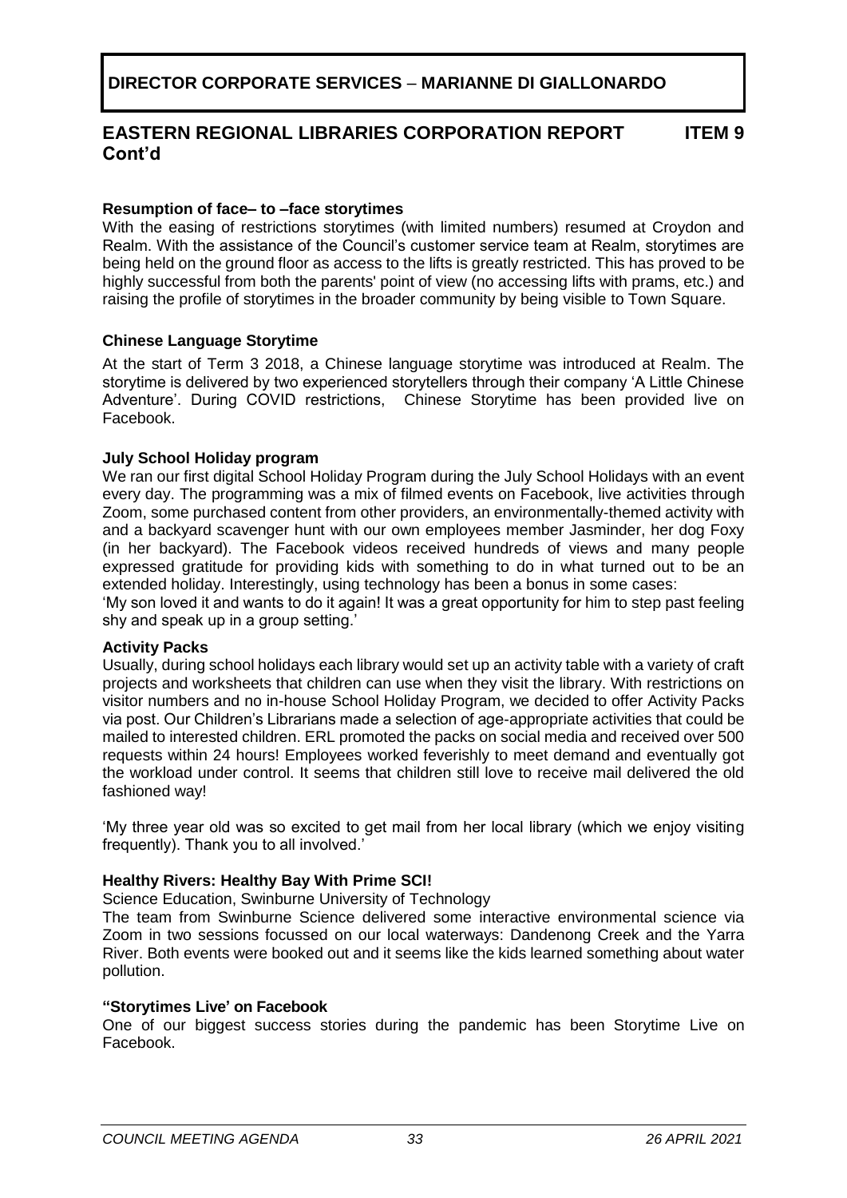**DIRECTOR CORPORATE SERVICES – MARIANNE DI GIALLONARDO**

## EASTERN REGIONAL LIBRARIES CORPORATION REPORT Cont'd

**ITEM 9**

**Resumption of face– to –face storytimes**

With the easing of restrictions storytimes (with limited numbers) resumed at Croydon and Realm. With the assistance of the Council's customer service team at Realm, storytimes are being held on the ground floor as access to the lifts is greatly restricted. This has proved to be highly successful from both the parents' point of view (no accessing lifts with prams, etc.) and raising the profile of storytimes in the broader community by being visible to Town Square.

**Chinese Language Storytime**

At the start of Term 3 2018, a Chinese language storytime was introduced at Realm. The storytime is delivered by two experienced storytellers through their company 'A Little Chinese Adventure'. During COVID restrictions, Chinese Storytime has been provided live on Facebook.

**July School Holiday program**

We ran our first digital School Holiday Program during the July School Holidays with an event every day. The programming was a mix of filmed events on Facebook, live activities through Zoom, some purchased content from other providers, an environmentally-themed activity with and a backyard scavenger hunt with our own employees member Jasminder, her dog Foxy (in her backyard). The Facebook videos received hundreds of views and many people expressed gratitude for providing kids with something to do in what turned out to be an extended holiday. Interestingly, using technology has been a bonus in some cases:

'My son loved it and wants to do it again! It was a great opportunity for him to step past feeling shy and speak up in a group setting.'

**Activity Packs**

Usually, during school holidays each library would set up an activity table with a variety of craft projects and worksheets that children can use when they visit the library. With restrictions on visitor numbers and no in-house School Holiday Program, we decided to offer Activity Packs via post. Our Children's Librarians made a selection of age-appropriate activities that could be mailed to interested children. ERL promoted the packs on social media and received over 500 requests within 24 hours! Employees worked feverishly to meet demand and eventually got the workload under control. It seems that children still love to receive mail delivered the old fashioned way!

'My three year old was so excited to get mail from her local library (which we enjoy visiting frequently). Thank you to all involved.'

**Healthy Rivers: Healthy Bay With Prime SCI!**

Science Education, Swinburne University of Technology

The team from Swinburne Science delivered some interactive environmental science via Zoom in two sessions focussed on our local waterways: Dandenong Creek and the Yarra River. Both events were booked out and it seems like the kids learned something about water pollution.

**"Storytimes Live' on Facebook**

One of our biggest success stories during the pandemic has been Storytime Live on Facebook.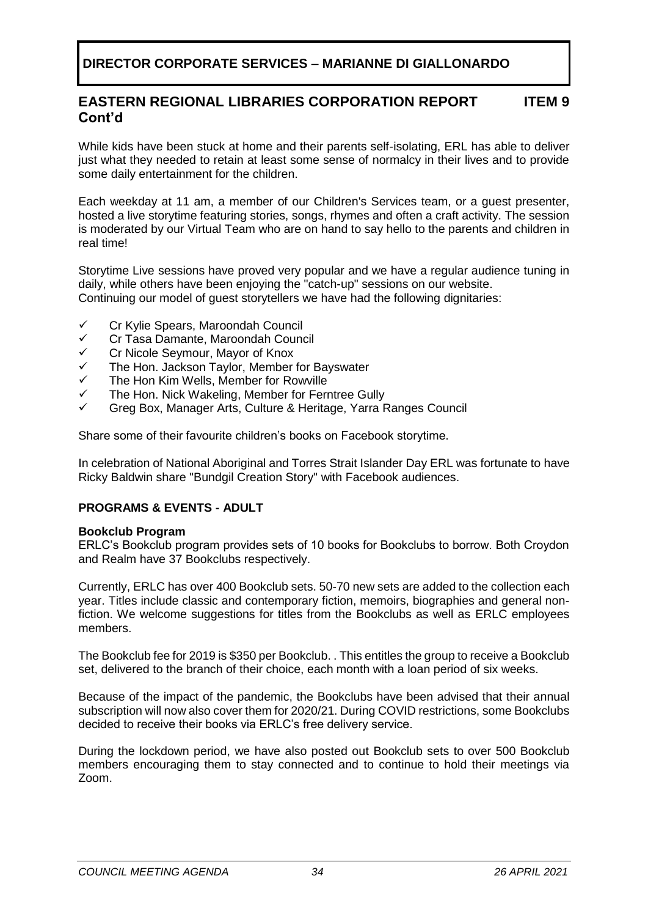**DIRECTOR CORPORATE SERVICES – MARIANNE DI GIALLONARDO**

## EASTERN REGIONAL LIBRARIES CORPORATION REPORT Cont'd — ITEM 9

While kids have been stuck at home and their parents self-isolating, ERL has able to deliver just what they needed to retain at least some sense of normalcy in their lives and to provide some daily entertainment for the children.

Each weekday at 11 am, a member of our Children's Services team, or a guest presenter, hosted a live storytime featuring stories, songs, rhymes and often a craft activity. The session is moderated by our Virtual Team who are on hand to say hello to the parents and children in real time!

Storytime Live sessions have proved very popular and we have a regular audience tuning in daily, while others have been enjoying the "catch-up" sessions on our website.
Continuing our model of guest storytellers we have had the following dignitaries:

- ✓ Cr Kylie Spears, Maroondah Council
- ✓ Cr Tasa Damante, Maroondah Council
- ✓ Cr Nicole Seymour, Mayor of Knox
- ✓ The Hon. Jackson Taylor, Member for Bayswater
- ✓ The Hon Kim Wells, Member for Rowville
- ✓ The Hon. Nick Wakeling, Member for Ferntree Gully
- ✓ Greg Box, Manager Arts, Culture & Heritage, Yarra Ranges Council

Share some of their favourite children's books on Facebook storytime.

In celebration of National Aboriginal and Torres Strait Islander Day ERL was fortunate to have Ricky Baldwin share "Bundgil Creation Story" with Facebook audiences.

### PROGRAMS & EVENTS - ADULT

**Bookclub Program**

ERLC's Bookclub program provides sets of 10 books for Bookclubs to borrow. Both Croydon and Realm have 37 Bookclubs respectively.

Currently, ERLC has over 400 Bookclub sets. 50-70 new sets are added to the collection each year. Titles include classic and contemporary fiction, memoirs, biographies and general non-fiction. We welcome suggestions for titles from the Bookclubs as well as ERLC employees members.

The Bookclub fee for 2019 is $350 per Bookclub. . This entitles the group to receive a Bookclub set, delivered to the branch of their choice, each month with a loan period of six weeks.

Because of the impact of the pandemic, the Bookclubs have been advised that their annual subscription will now also cover them for 2020/21. During COVID restrictions, some Bookclubs decided to receive their books via ERLC's free delivery service.

During the lockdown period, we have also posted out Bookclub sets to over 500 Bookclub members encouraging them to stay connected and to continue to hold their meetings via Zoom.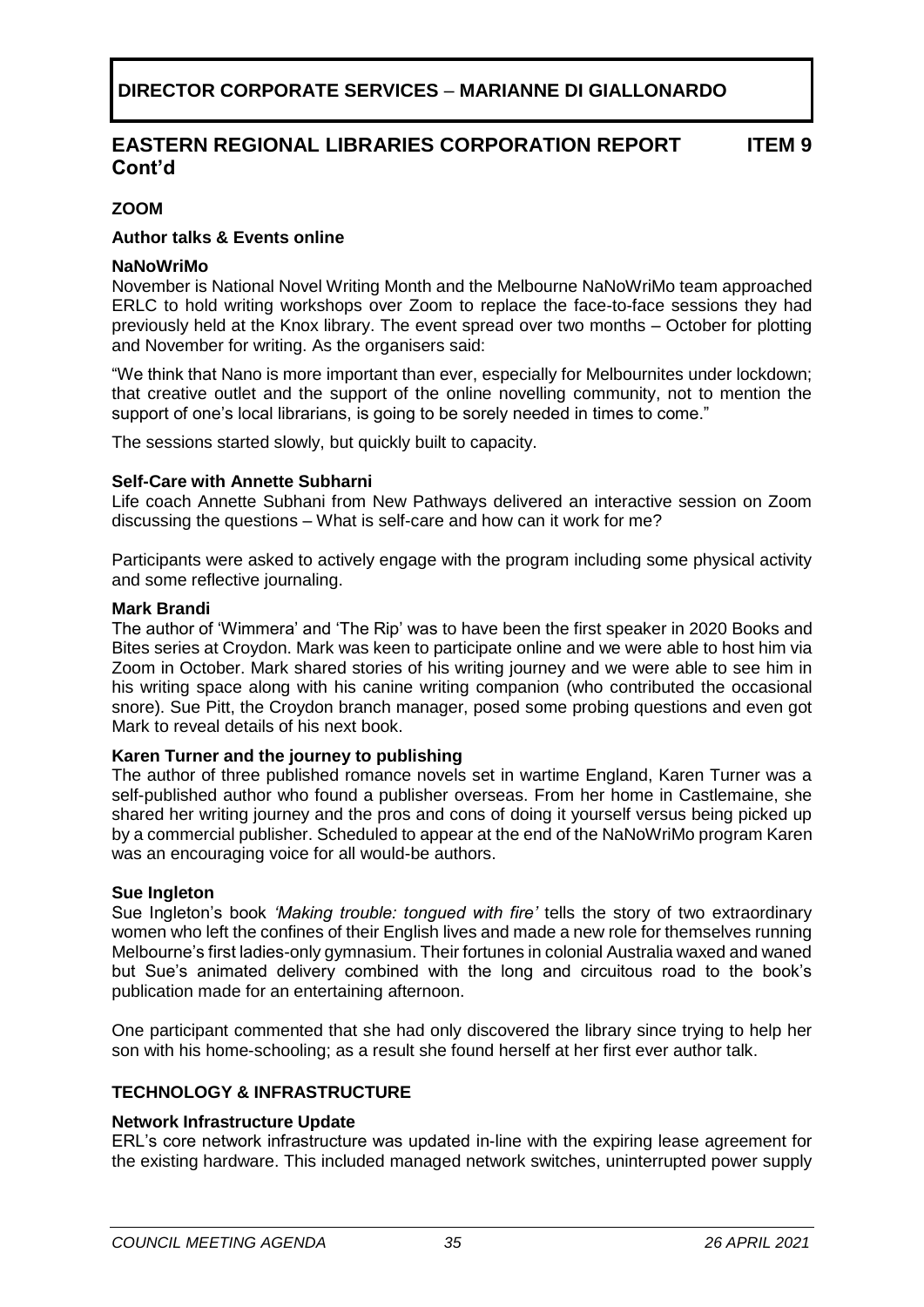**DIRECTOR CORPORATE SERVICES – MARIANNE DI GIALLONARDO**

## EASTERN REGIONAL LIBRARIES CORPORATION REPORT Cont'd — ITEM 9

### ZOOM

#### Author talks & Events online

**NaNoWriMo**

November is National Novel Writing Month and the Melbourne NaNoWriMo team approached ERLC to hold writing workshops over Zoom to replace the face-to-face sessions they had previously held at the Knox library. The event spread over two months – October for plotting and November for writing. As the organisers said:

"We think that Nano is more important than ever, especially for Melbournites under lockdown; that creative outlet and the support of the online novelling community, not to mention the support of one's local librarians, is going to be sorely needed in times to come."

The sessions started slowly, but quickly built to capacity.

**Self-Care with Annette Subharni**

Life coach Annette Subhani from New Pathways delivered an interactive session on Zoom discussing the questions – What is self-care and how can it work for me?

Participants were asked to actively engage with the program including some physical activity and some reflective journaling.

**Mark Brandi**

The author of 'Wimmera' and 'The Rip' was to have been the first speaker in 2020 Books and Bites series at Croydon. Mark was keen to participate online and we were able to host him via Zoom in October. Mark shared stories of his writing journey and we were able to see him in his writing space along with his canine writing companion (who contributed the occasional snore). Sue Pitt, the Croydon branch manager, posed some probing questions and even got Mark to reveal details of his next book.

**Karen Turner and the journey to publishing**

The author of three published romance novels set in wartime England, Karen Turner was a self-published author who found a publisher overseas. From her home in Castlemaine, she shared her writing journey and the pros and cons of doing it yourself versus being picked up by a commercial publisher. Scheduled to appear at the end of the NaNoWriMo program Karen was an encouraging voice for all would-be authors.

**Sue Ingleton**

Sue Ingleton's book *'Making trouble: tongued with fire'* tells the story of two extraordinary women who left the confines of their English lives and made a new role for themselves running Melbourne's first ladies-only gymnasium. Their fortunes in colonial Australia waxed and waned but Sue's animated delivery combined with the long and circuitous road to the book's publication made for an entertaining afternoon.

One participant commented that she had only discovered the library since trying to help her son with his home-schooling; as a result she found herself at her first ever author talk.

### TECHNOLOGY & INFRASTRUCTURE

**Network Infrastructure Update**

ERL's core network infrastructure was updated in-line with the expiring lease agreement for the existing hardware. This included managed network switches, uninterrupted power supply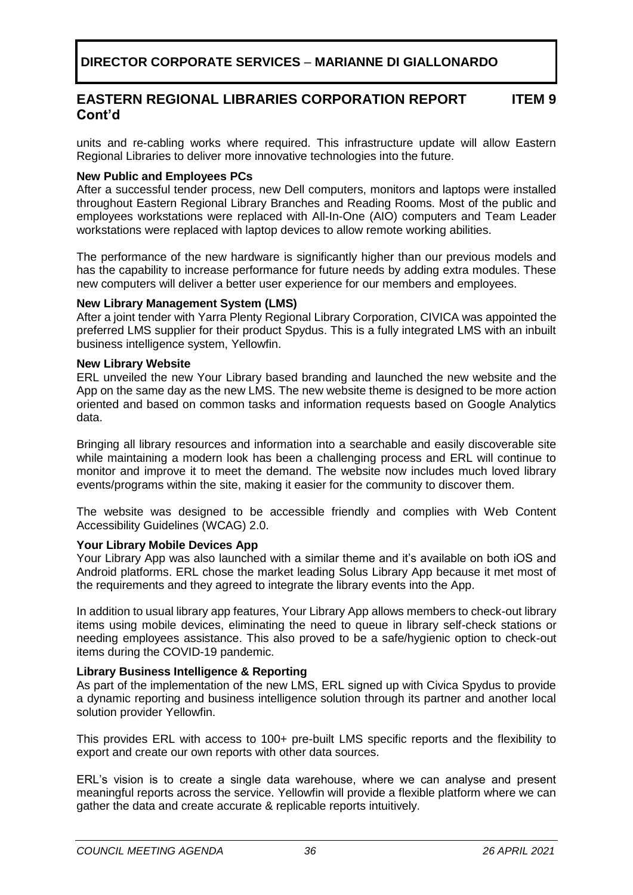# DIRECTOR CORPORATE SERVICES – MARIANNE DI GIALLONARDO

## EASTERN REGIONAL LIBRARIES CORPORATION REPORT Cont'd ITEM 9

units and re-cabling works where required. This infrastructure update will allow Eastern Regional Libraries to deliver more innovative technologies into the future.

**New Public and Employees PCs**

After a successful tender process, new Dell computers, monitors and laptops were installed throughout Eastern Regional Library Branches and Reading Rooms. Most of the public and employees workstations were replaced with All-In-One (AIO) computers and Team Leader workstations were replaced with laptop devices to allow remote working abilities.

The performance of the new hardware is significantly higher than our previous models and has the capability to increase performance for future needs by adding extra modules. These new computers will deliver a better user experience for our members and employees.

**New Library Management System (LMS)**

After a joint tender with Yarra Plenty Regional Library Corporation, CIVICA was appointed the preferred LMS supplier for their product Spydus. This is a fully integrated LMS with an inbuilt business intelligence system, Yellowfin.

**New Library Website**

ERL unveiled the new Your Library based branding and launched the new website and the App on the same day as the new LMS. The new website theme is designed to be more action oriented and based on common tasks and information requests based on Google Analytics data.

Bringing all library resources and information into a searchable and easily discoverable site while maintaining a modern look has been a challenging process and ERL will continue to monitor and improve it to meet the demand. The website now includes much loved library events/programs within the site, making it easier for the community to discover them.

The website was designed to be accessible friendly and complies with Web Content Accessibility Guidelines (WCAG) 2.0.

**Your Library Mobile Devices App**

Your Library App was also launched with a similar theme and it's available on both iOS and Android platforms. ERL chose the market leading Solus Library App because it met most of the requirements and they agreed to integrate the library events into the App.

In addition to usual library app features, Your Library App allows members to check-out library items using mobile devices, eliminating the need to queue in library self-check stations or needing employees assistance. This also proved to be a safe/hygienic option to check-out items during the COVID-19 pandemic.

**Library Business Intelligence & Reporting**

As part of the implementation of the new LMS, ERL signed up with Civica Spydus to provide a dynamic reporting and business intelligence solution through its partner and another local solution provider Yellowfin.

This provides ERL with access to 100+ pre-built LMS specific reports and the flexibility to export and create our own reports with other data sources.

ERL's vision is to create a single data warehouse, where we can analyse and present meaningful reports across the service. Yellowfin will provide a flexible platform where we can gather the data and create accurate & replicable reports intuitively.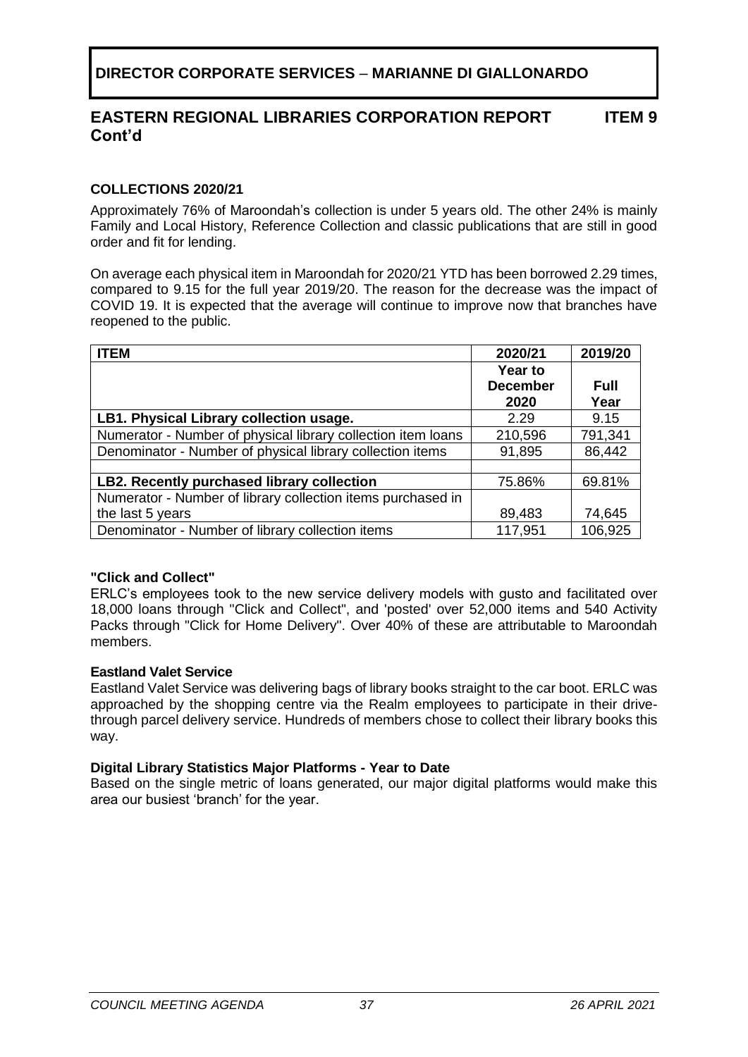**DIRECTOR CORPORATE SERVICES – MARIANNE DI GIALLONARDO**

## EASTERN REGIONAL LIBRARIES CORPORATION REPORT Cont'd ITEM 9

### COLLECTIONS 2020/21

Approximately 76% of Maroondah's collection is under 5 years old. The other 24% is mainly Family and Local History, Reference Collection and classic publications that are still in good order and fit for lending.

On average each physical item in Maroondah for 2020/21 YTD has been borrowed 2.29 times, compared to 9.15 for the full year 2019/20. The reason for the decrease was the impact of COVID 19. It is expected that the average will continue to improve now that branches have reopened to the public.

| ITEM | 2020/21 | 2019/20 |
|---|---|---|
| | Year to December 2020 | Full Year |
| **LB1. Physical Library collection usage.** | 2.29 | 9.15 |
| Numerator - Number of physical library collection item loans | 210,596 | 791,341 |
| Denominator - Number of physical library collection items | 91,895 | 86,442 |
| | | |
| **LB2. Recently purchased library collection** | 75.86% | 69.81% |
| Numerator - Number of library collection items purchased in the last 5 years | 89,483 | 74,645 |
| Denominator - Number of library collection items | 117,951 | 106,925 |

**"Click and Collect"**
ERLC's employees took to the new service delivery models with gusto and facilitated over 18,000 loans through "Click and Collect", and 'posted' over 52,000 items and 540 Activity Packs through "Click for Home Delivery". Over 40% of these are attributable to Maroondah members.

**Eastland Valet Service**
Eastland Valet Service was delivering bags of library books straight to the car boot. ERLC was approached by the shopping centre via the Realm employees to participate in their drive-through parcel delivery service. Hundreds of members chose to collect their library books this way.

**Digital Library Statistics Major Platforms - Year to Date**
Based on the single metric of loans generated, our major digital platforms would make this area our busiest 'branch' for the year.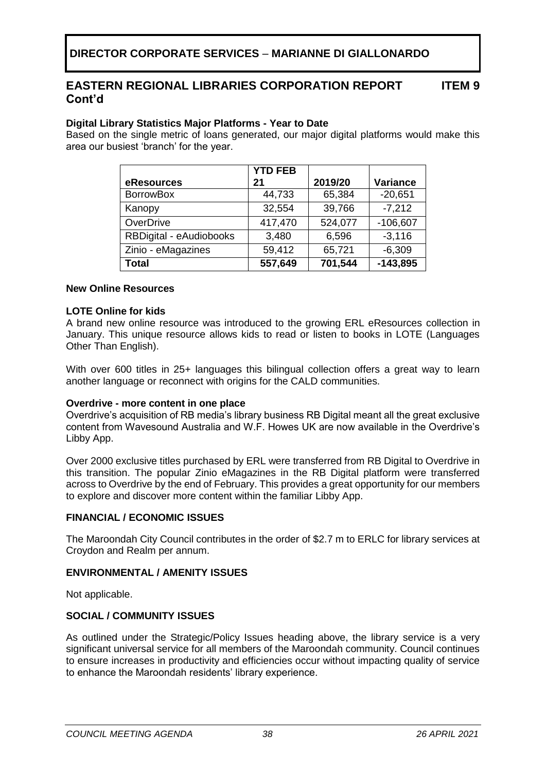# DIRECTOR CORPORATE SERVICES – MARIANNE DI GIALLONARDO

## EASTERN REGIONAL LIBRARIES CORPORATION REPORT Cont'd ITEM 9

**Digital Library Statistics Major Platforms - Year to Date**

Based on the single metric of loans generated, our major digital platforms would make this area our busiest 'branch' for the year.

| eResources | YTD FEB 21 | 2019/20 | Variance |
|---|---|---|---|
| BorrowBox | 44,733 | 65,384 | -20,651 |
| Kanopy | 32,554 | 39,766 | -7,212 |
| OverDrive | 417,470 | 524,077 | -106,607 |
| RBDigital - eAudiobooks | 3,480 | 6,596 | -3,116 |
| Zinio - eMagazines | 59,412 | 65,721 | -6,309 |
| **Total** | **557,649** | **701,544** | **-143,895** |

**New Online Resources**

**LOTE Online for kids**

A brand new online resource was introduced to the growing ERL eResources collection in January. This unique resource allows kids to read or listen to books in LOTE (Languages Other Than English).

With over 600 titles in 25+ languages this bilingual collection offers a great way to learn another language or reconnect with origins for the CALD communities.

**Overdrive - more content in one place**

Overdrive's acquisition of RB media's library business RB Digital meant all the great exclusive content from Wavesound Australia and W.F. Howes UK are now available in the Overdrive's Libby App.

Over 2000 exclusive titles purchased by ERL were transferred from RB Digital to Overdrive in this transition. The popular Zinio eMagazines in the RB Digital platform were transferred across to Overdrive by the end of February. This provides a great opportunity for our members to explore and discover more content within the familiar Libby App.

**FINANCIAL / ECONOMIC ISSUES**

The Maroondah City Council contributes in the order of $2.7 m to ERLC for library services at Croydon and Realm per annum.

**ENVIRONMENTAL / AMENITY ISSUES**

Not applicable.

**SOCIAL / COMMUNITY ISSUES**

As outlined under the Strategic/Policy Issues heading above, the library service is a very significant universal service for all members of the Maroondah community. Council continues to ensure increases in productivity and efficiencies occur without impacting quality of service to enhance the Maroondah residents' library experience.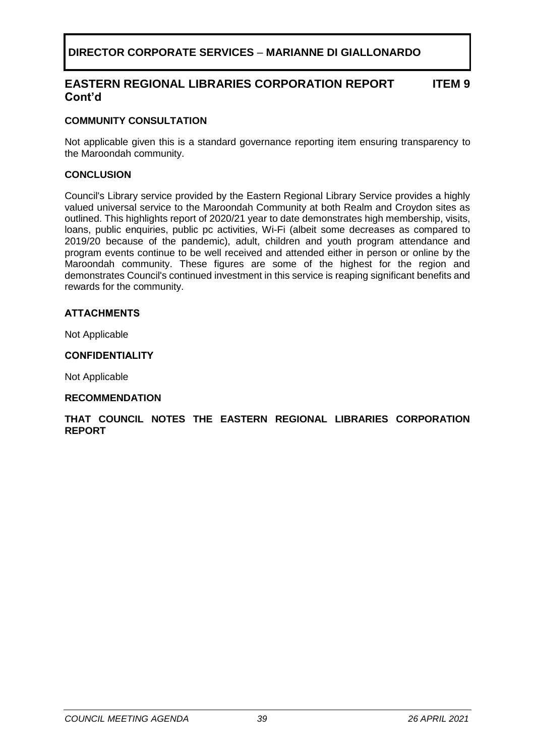**DIRECTOR CORPORATE SERVICES – MARIANNE DI GIALLONARDO**

## EASTERN REGIONAL LIBRARIES CORPORATION REPORT Cont'd — ITEM 9

### COMMUNITY CONSULTATION

Not applicable given this is a standard governance reporting item ensuring transparency to the Maroondah community.

### CONCLUSION

Council's Library service provided by the Eastern Regional Library Service provides a highly valued universal service to the Maroondah Community at both Realm and Croydon sites as outlined. This highlights report of 2020/21 year to date demonstrates high membership, visits, loans, public enquiries, public pc activities, Wi-Fi (albeit some decreases as compared to 2019/20 because of the pandemic), adult, children and youth program attendance and program events continue to be well received and attended either in person or online by the Maroondah community. These figures are some of the highest for the region and demonstrates Council's continued investment in this service is reaping significant benefits and rewards for the community.

### ATTACHMENTS

Not Applicable

### CONFIDENTIALITY

Not Applicable

### RECOMMENDATION

**THAT COUNCIL NOTES THE EASTERN REGIONAL LIBRARIES CORPORATION REPORT**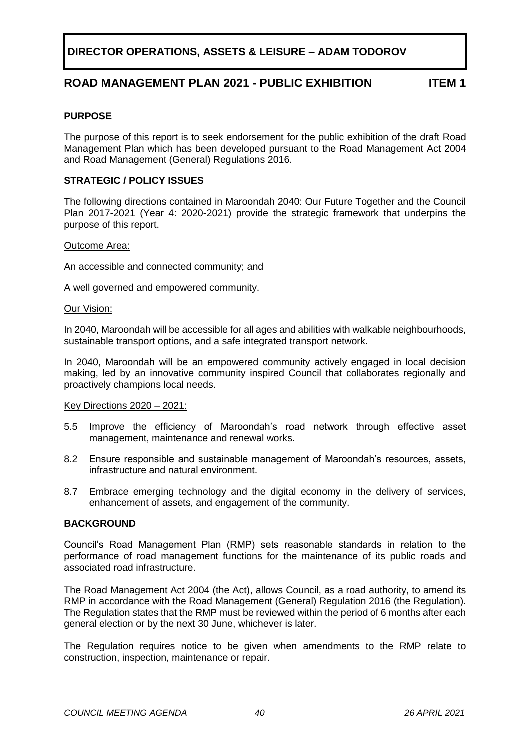**DIRECTOR OPERATIONS, ASSETS & LEISURE – ADAM TODOROV**

## ROAD MANAGEMENT PLAN 2021 - PUBLIC EXHIBITION ITEM 1

### PURPOSE

The purpose of this report is to seek endorsement for the public exhibition of the draft Road Management Plan which has been developed pursuant to the Road Management Act 2004 and Road Management (General) Regulations 2016.

### STRATEGIC / POLICY ISSUES

The following directions contained in Maroondah 2040: Our Future Together and the Council Plan 2017-2021 (Year 4: 2020-2021) provide the strategic framework that underpins the purpose of this report.

Outcome Area:

An accessible and connected community; and

A well governed and empowered community.

Our Vision:

In 2040, Maroondah will be accessible for all ages and abilities with walkable neighbourhoods, sustainable transport options, and a safe integrated transport network.

In 2040, Maroondah will be an empowered community actively engaged in local decision making, led by an innovative community inspired Council that collaborates regionally and proactively champions local needs.

Key Directions 2020 – 2021:

- 5.5 Improve the efficiency of Maroondah's road network through effective asset management, maintenance and renewal works.
- 8.2 Ensure responsible and sustainable management of Maroondah's resources, assets, infrastructure and natural environment.
- 8.7 Embrace emerging technology and the digital economy in the delivery of services, enhancement of assets, and engagement of the community.

### BACKGROUND

Council's Road Management Plan (RMP) sets reasonable standards in relation to the performance of road management functions for the maintenance of its public roads and associated road infrastructure.

The Road Management Act 2004 (the Act), allows Council, as a road authority, to amend its RMP in accordance with the Road Management (General) Regulation 2016 (the Regulation). The Regulation states that the RMP must be reviewed within the period of 6 months after each general election or by the next 30 June, whichever is later.

The Regulation requires notice to be given when amendments to the RMP relate to construction, inspection, maintenance or repair.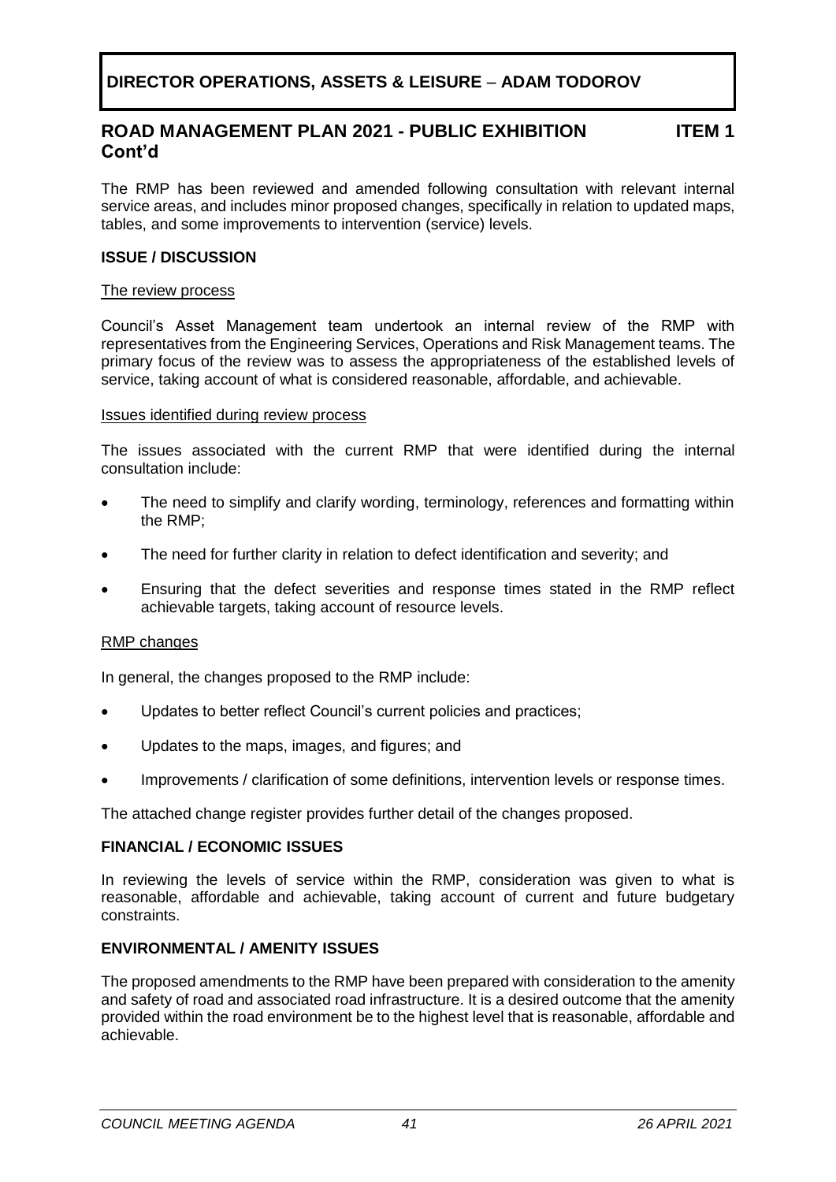**DIRECTOR OPERATIONS, ASSETS & LEISURE – ADAM TODOROV**

## ROAD MANAGEMENT PLAN 2021 - PUBLIC EXHIBITION Cont'd — ITEM 1

The RMP has been reviewed and amended following consultation with relevant internal service areas, and includes minor proposed changes, specifically in relation to updated maps, tables, and some improvements to intervention (service) levels.

### ISSUE / DISCUSSION

The review process

Council's Asset Management team undertook an internal review of the RMP with representatives from the Engineering Services, Operations and Risk Management teams. The primary focus of the review was to assess the appropriateness of the established levels of service, taking account of what is considered reasonable, affordable, and achievable.

Issues identified during review process

The issues associated with the current RMP that were identified during the internal consultation include:

- The need to simplify and clarify wording, terminology, references and formatting within the RMP;
- The need for further clarity in relation to defect identification and severity; and
- Ensuring that the defect severities and response times stated in the RMP reflect achievable targets, taking account of resource levels.

RMP changes

In general, the changes proposed to the RMP include:

- Updates to better reflect Council's current policies and practices;
- Updates to the maps, images, and figures; and
- Improvements / clarification of some definitions, intervention levels or response times.

The attached change register provides further detail of the changes proposed.

### FINANCIAL / ECONOMIC ISSUES

In reviewing the levels of service within the RMP, consideration was given to what is reasonable, affordable and achievable, taking account of current and future budgetary constraints.

### ENVIRONMENTAL / AMENITY ISSUES

The proposed amendments to the RMP have been prepared with consideration to the amenity and safety of road and associated road infrastructure. It is a desired outcome that the amenity provided within the road environment be to the highest level that is reasonable, affordable and achievable.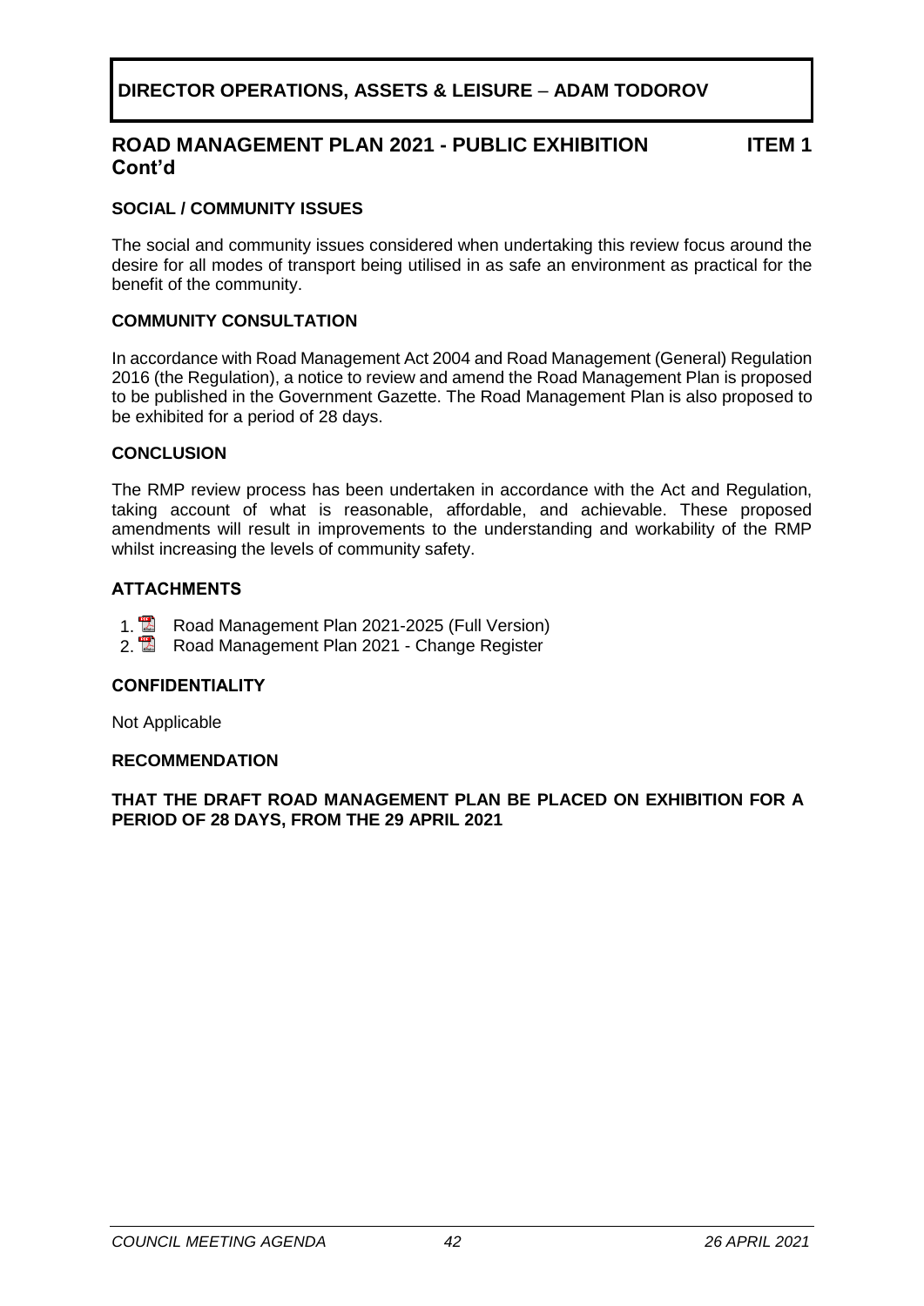**DIRECTOR OPERATIONS, ASSETS & LEISURE – ADAM TODOROV**

## ROAD MANAGEMENT PLAN 2021 - PUBLIC EXHIBITION Cont'd — ITEM 1

### SOCIAL / COMMUNITY ISSUES

The social and community issues considered when undertaking this review focus around the desire for all modes of transport being utilised in as safe an environment as practical for the benefit of the community.

### COMMUNITY CONSULTATION

In accordance with Road Management Act 2004 and Road Management (General) Regulation 2016 (the Regulation), a notice to review and amend the Road Management Plan is proposed to be published in the Government Gazette. The Road Management Plan is also proposed to be exhibited for a period of 28 days.

### CONCLUSION

The RMP review process has been undertaken in accordance with the Act and Regulation, taking account of what is reasonable, affordable, and achievable. These proposed amendments will result in improvements to the understanding and workability of the RMP whilst increasing the levels of community safety.

### ATTACHMENTS

1. Road Management Plan 2021-2025 (Full Version)
2. Road Management Plan 2021 - Change Register

### CONFIDENTIALITY

Not Applicable

### RECOMMENDATION

**THAT THE DRAFT ROAD MANAGEMENT PLAN BE PLACED ON EXHIBITION FOR A PERIOD OF 28 DAYS, FROM THE 29 APRIL 2021**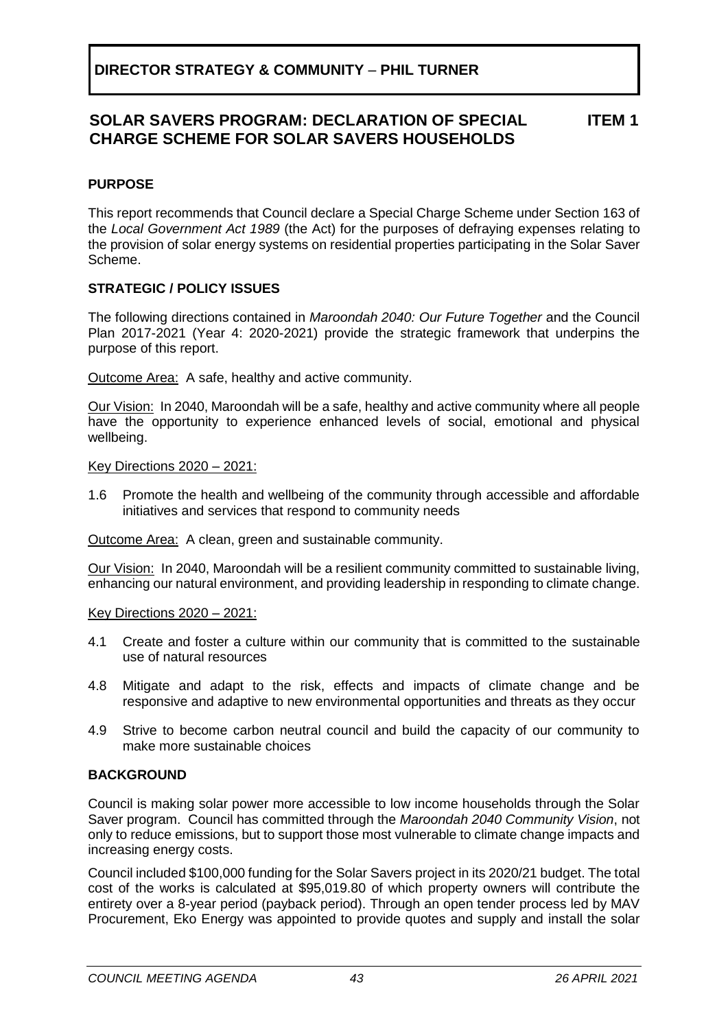**DIRECTOR STRATEGY & COMMUNITY – PHIL TURNER**

## SOLAR SAVERS PROGRAM: DECLARATION OF SPECIAL CHARGE SCHEME FOR SOLAR SAVERS HOUSEHOLDS — ITEM 1

### PURPOSE

This report recommends that Council declare a Special Charge Scheme under Section 163 of the *Local Government Act 1989* (the Act) for the purposes of defraying expenses relating to the provision of solar energy systems on residential properties participating in the Solar Saver Scheme.

### STRATEGIC / POLICY ISSUES

The following directions contained in *Maroondah 2040: Our Future Together* and the Council Plan 2017-2021 (Year 4: 2020-2021) provide the strategic framework that underpins the purpose of this report.

Outcome Area: A safe, healthy and active community.

Our Vision: In 2040, Maroondah will be a safe, healthy and active community where all people have the opportunity to experience enhanced levels of social, emotional and physical wellbeing.

Key Directions 2020 – 2021:

1.6 Promote the health and wellbeing of the community through accessible and affordable initiatives and services that respond to community needs

Outcome Area: A clean, green and sustainable community.

Our Vision: In 2040, Maroondah will be a resilient community committed to sustainable living, enhancing our natural environment, and providing leadership in responding to climate change.

Key Directions 2020 – 2021:

4.1 Create and foster a culture within our community that is committed to the sustainable use of natural resources

4.8 Mitigate and adapt to the risk, effects and impacts of climate change and be responsive and adaptive to new environmental opportunities and threats as they occur

4.9 Strive to become carbon neutral council and build the capacity of our community to make more sustainable choices

### BACKGROUND

Council is making solar power more accessible to low income households through the Solar Saver program. Council has committed through the *Maroondah 2040 Community Vision*, not only to reduce emissions, but to support those most vulnerable to climate change impacts and increasing energy costs.

Council included $100,000 funding for the Solar Savers project in its 2020/21 budget. The total cost of the works is calculated at $95,019.80 of which property owners will contribute the entirety over a 8-year period (payback period). Through an open tender process led by MAV Procurement, Eko Energy was appointed to provide quotes and supply and install the solar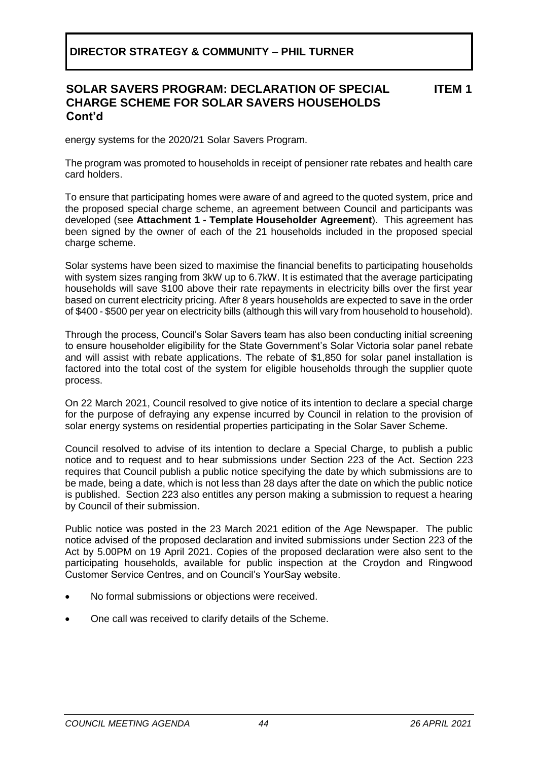## DIRECTOR STRATEGY & COMMUNITY – PHIL TURNER

### SOLAR SAVERS PROGRAM: DECLARATION OF SPECIAL CHARGE SCHEME FOR SOLAR SAVERS HOUSEHOLDS Cont'd — ITEM 1

energy systems for the 2020/21 Solar Savers Program.

The program was promoted to households in receipt of pensioner rate rebates and health care card holders.

To ensure that participating homes were aware of and agreed to the quoted system, price and the proposed special charge scheme, an agreement between Council and participants was developed (see **Attachment 1 - Template Householder Agreement**). This agreement has been signed by the owner of each of the 21 households included in the proposed special charge scheme.

Solar systems have been sized to maximise the financial benefits to participating households with system sizes ranging from 3kW up to 6.7kW. It is estimated that the average participating households will save $100 above their rate repayments in electricity bills over the first year based on current electricity pricing. After 8 years households are expected to save in the order of $400 - $500 per year on electricity bills (although this will vary from household to household).

Through the process, Council's Solar Savers team has also been conducting initial screening to ensure householder eligibility for the State Government's Solar Victoria solar panel rebate and will assist with rebate applications. The rebate of $1,850 for solar panel installation is factored into the total cost of the system for eligible households through the supplier quote process.

On 22 March 2021, Council resolved to give notice of its intention to declare a special charge for the purpose of defraying any expense incurred by Council in relation to the provision of solar energy systems on residential properties participating in the Solar Saver Scheme.

Council resolved to advise of its intention to declare a Special Charge, to publish a public notice and to request and to hear submissions under Section 223 of the Act. Section 223 requires that Council publish a public notice specifying the date by which submissions are to be made, being a date, which is not less than 28 days after the date on which the public notice is published. Section 223 also entitles any person making a submission to request a hearing by Council of their submission.

Public notice was posted in the 23 March 2021 edition of the Age Newspaper. The public notice advised of the proposed declaration and invited submissions under Section 223 of the Act by 5.00PM on 19 April 2021. Copies of the proposed declaration were also sent to the participating households, available for public inspection at the Croydon and Ringwood Customer Service Centres, and on Council's YourSay website.

- No formal submissions or objections were received.
- One call was received to clarify details of the Scheme.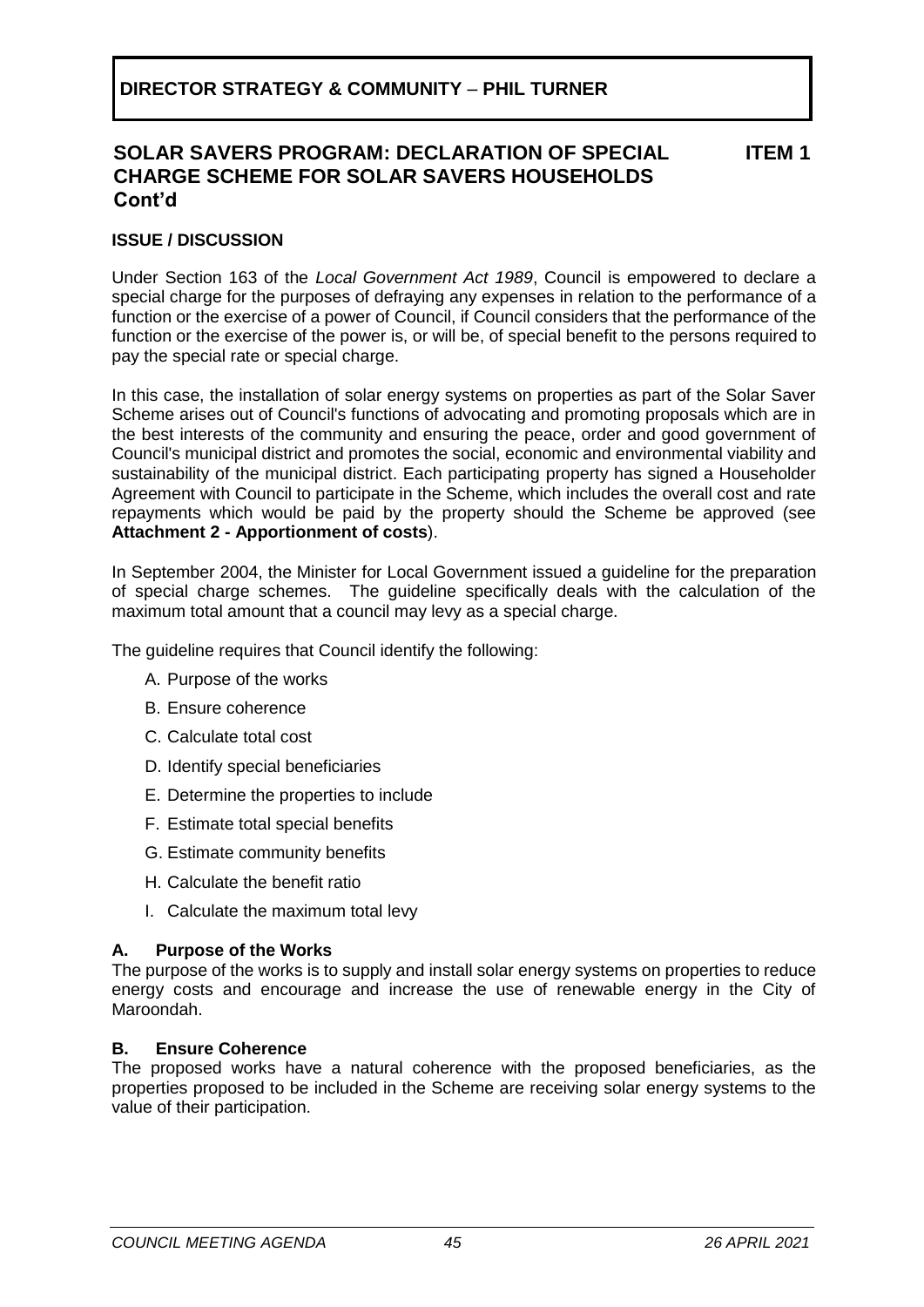**DIRECTOR STRATEGY & COMMUNITY – PHIL TURNER**

## SOLAR SAVERS PROGRAM: DECLARATION OF SPECIAL CHARGE SCHEME FOR SOLAR SAVERS HOUSEHOLDS Cont'd — ITEM 1

### ISSUE / DISCUSSION

Under Section 163 of the *Local Government Act 1989*, Council is empowered to declare a special charge for the purposes of defraying any expenses in relation to the performance of a function or the exercise of a power of Council, if Council considers that the performance of the function or the exercise of the power is, or will be, of special benefit to the persons required to pay the special rate or special charge.

In this case, the installation of solar energy systems on properties as part of the Solar Saver Scheme arises out of Council's functions of advocating and promoting proposals which are in the best interests of the community and ensuring the peace, order and good government of Council's municipal district and promotes the social, economic and environmental viability and sustainability of the municipal district. Each participating property has signed a Householder Agreement with Council to participate in the Scheme, which includes the overall cost and rate repayments which would be paid by the property should the Scheme be approved (see **Attachment 2 - Apportionment of costs**).

In September 2004, the Minister for Local Government issued a guideline for the preparation of special charge schemes. The guideline specifically deals with the calculation of the maximum total amount that a council may levy as a special charge.

The guideline requires that Council identify the following:

A. Purpose of the works
B. Ensure coherence
C. Calculate total cost
D. Identify special beneficiaries
E. Determine the properties to include
F. Estimate total special benefits
G. Estimate community benefits
H. Calculate the benefit ratio
I. Calculate the maximum total levy

### A. Purpose of the Works

The purpose of the works is to supply and install solar energy systems on properties to reduce energy costs and encourage and increase the use of renewable energy in the City of Maroondah.

### B. Ensure Coherence

The proposed works have a natural coherence with the proposed beneficiaries, as the properties proposed to be included in the Scheme are receiving solar energy systems to the value of their participation.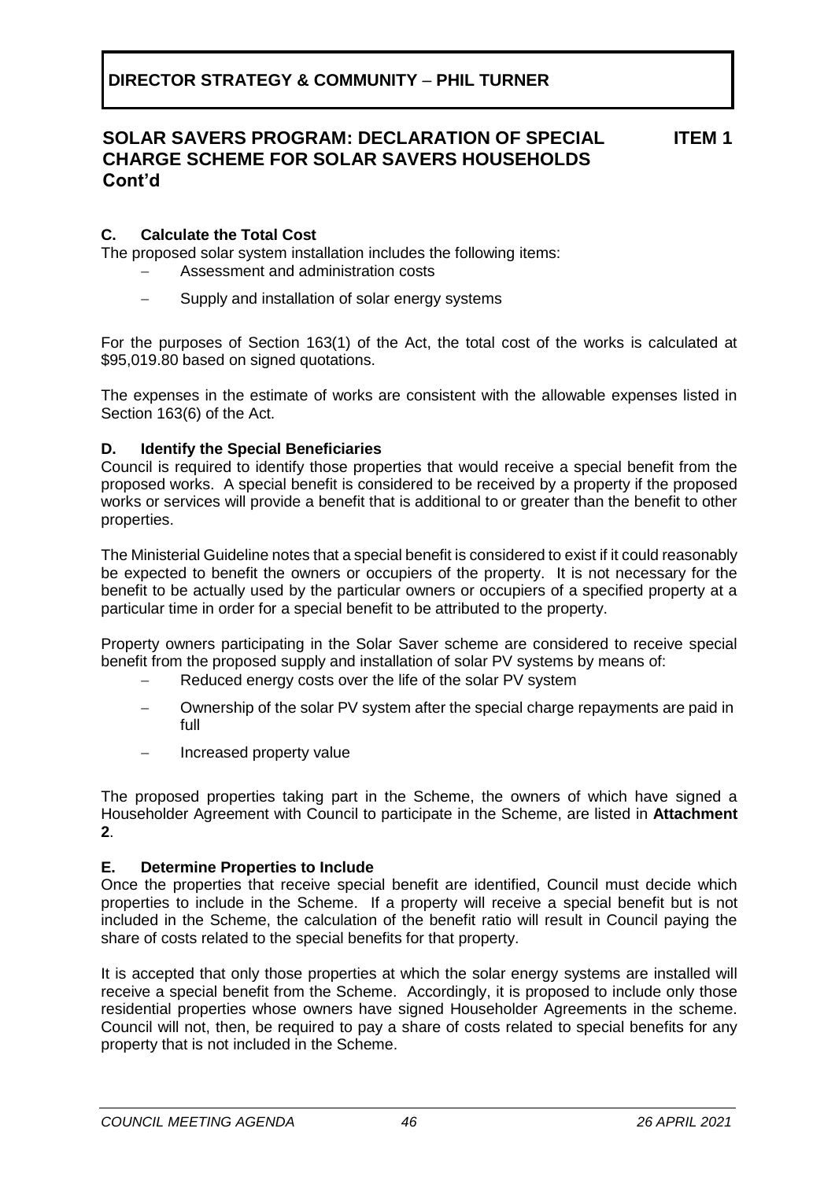**DIRECTOR STRATEGY & COMMUNITY – PHIL TURNER**

## SOLAR SAVERS PROGRAM: DECLARATION OF SPECIAL CHARGE SCHEME FOR SOLAR SAVERS HOUSEHOLDS Cont'd — ITEM 1

### C. Calculate the Total Cost

The proposed solar system installation includes the following items:

- Assessment and administration costs
- Supply and installation of solar energy systems

For the purposes of Section 163(1) of the Act, the total cost of the works is calculated at $95,019.80 based on signed quotations.

The expenses in the estimate of works are consistent with the allowable expenses listed in Section 163(6) of the Act.

### D. Identify the Special Beneficiaries

Council is required to identify those properties that would receive a special benefit from the proposed works. A special benefit is considered to be received by a property if the proposed works or services will provide a benefit that is additional to or greater than the benefit to other properties.

The Ministerial Guideline notes that a special benefit is considered to exist if it could reasonably be expected to benefit the owners or occupiers of the property. It is not necessary for the benefit to be actually used by the particular owners or occupiers of a specified property at a particular time in order for a special benefit to be attributed to the property.

Property owners participating in the Solar Saver scheme are considered to receive special benefit from the proposed supply and installation of solar PV systems by means of:

- Reduced energy costs over the life of the solar PV system
- Ownership of the solar PV system after the special charge repayments are paid in full
- Increased property value

The proposed properties taking part in the Scheme, the owners of which have signed a Householder Agreement with Council to participate in the Scheme, are listed in **Attachment 2**.

### E. Determine Properties to Include

Once the properties that receive special benefit are identified, Council must decide which properties to include in the Scheme. If a property will receive a special benefit but is not included in the Scheme, the calculation of the benefit ratio will result in Council paying the share of costs related to the special benefits for that property.

It is accepted that only those properties at which the solar energy systems are installed will receive a special benefit from the Scheme. Accordingly, it is proposed to include only those residential properties whose owners have signed Householder Agreements in the scheme. Council will not, then, be required to pay a share of costs related to special benefits for any property that is not included in the Scheme.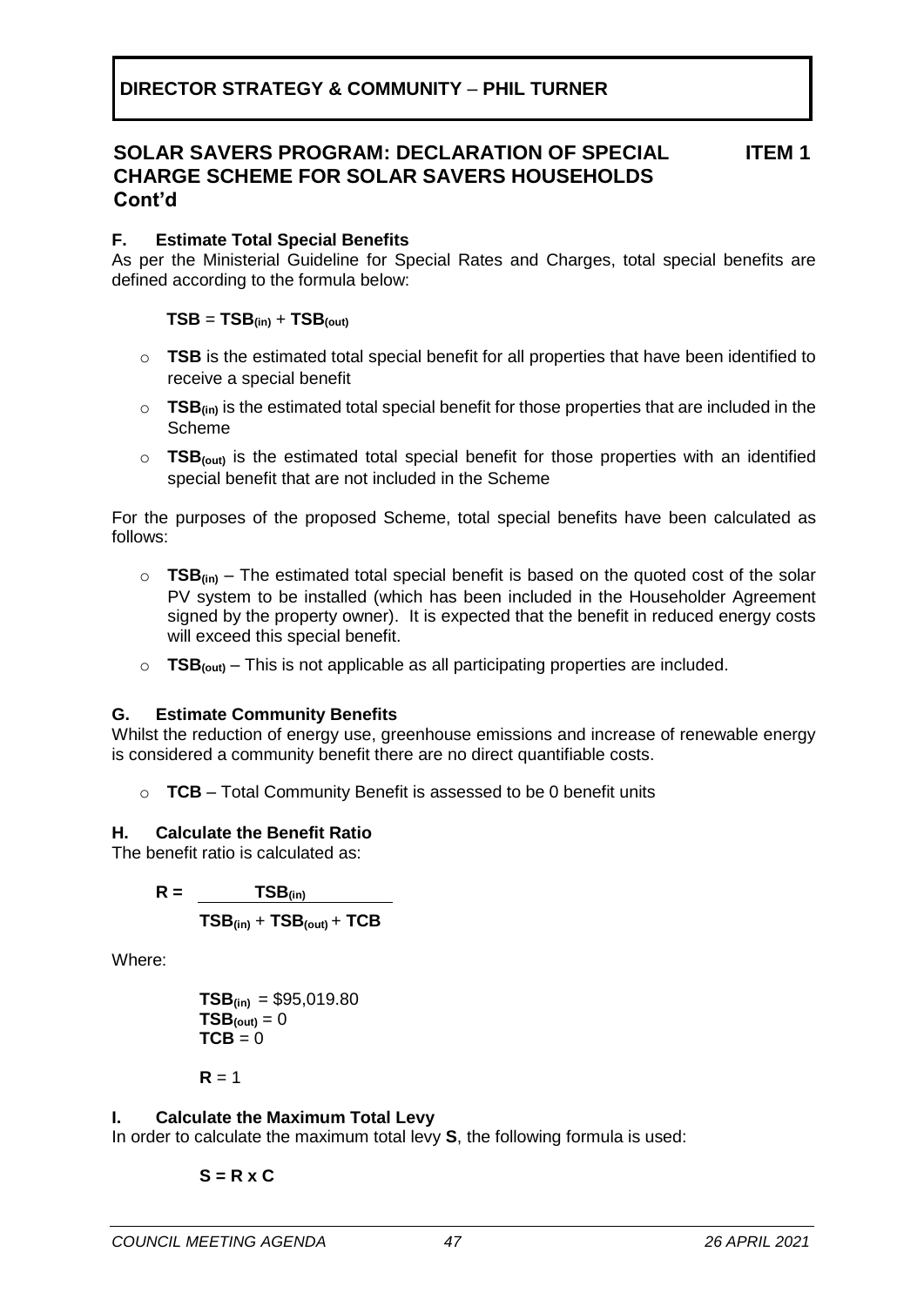**DIRECTOR STRATEGY & COMMUNITY – PHIL TURNER**

## SOLAR SAVERS PROGRAM: DECLARATION OF SPECIAL CHARGE SCHEME FOR SOLAR SAVERS HOUSEHOLDS Cont'd — ITEM 1

### F. Estimate Total Special Benefits

As per the Ministerial Guideline for Special Rates and Charges, total special benefits are defined according to the formula below:

$$\mathbf{TSB} = \mathbf{TSB_{(in)}} + \mathbf{TSB_{(out)}}$$

- **TSB** is the estimated total special benefit for all properties that have been identified to receive a special benefit
- $\mathbf{TSB_{(in)}}$ is the estimated total special benefit for those properties that are included in the Scheme
- $\mathbf{TSB_{(out)}}$ is the estimated total special benefit for those properties with an identified special benefit that are not included in the Scheme

For the purposes of the proposed Scheme, total special benefits have been calculated as follows:

- $\mathbf{TSB_{(in)}}$ – The estimated total special benefit is based on the quoted cost of the solar PV system to be installed (which has been included in the Householder Agreement signed by the property owner). It is expected that the benefit in reduced energy costs will exceed this special benefit.
- $\mathbf{TSB_{(out)}}$ – This is not applicable as all participating properties are included.

### G. Estimate Community Benefits

Whilst the reduction of energy use, greenhouse emissions and increase of renewable energy is considered a community benefit there are no direct quantifiable costs.

- **TCB** – Total Community Benefit is assessed to be 0 benefit units

### H. Calculate the Benefit Ratio

The benefit ratio is calculated as:

$$\mathbf{R} = \frac{\mathbf{TSB_{(in)}}}{\mathbf{TSB_{(in)}} + \mathbf{TSB_{(out)}} + \mathbf{TCB}}$$

Where:

$\mathbf{TSB_{(in)}}$ = \$95,019.80
$\mathbf{TSB_{(out)}}$ = 0
$\mathbf{TCB}$ = 0

$\mathbf{R}$ = 1

### I. Calculate the Maximum Total Levy

In order to calculate the maximum total levy **S**, the following formula is used:

$$\mathbf{S = R \times C}$$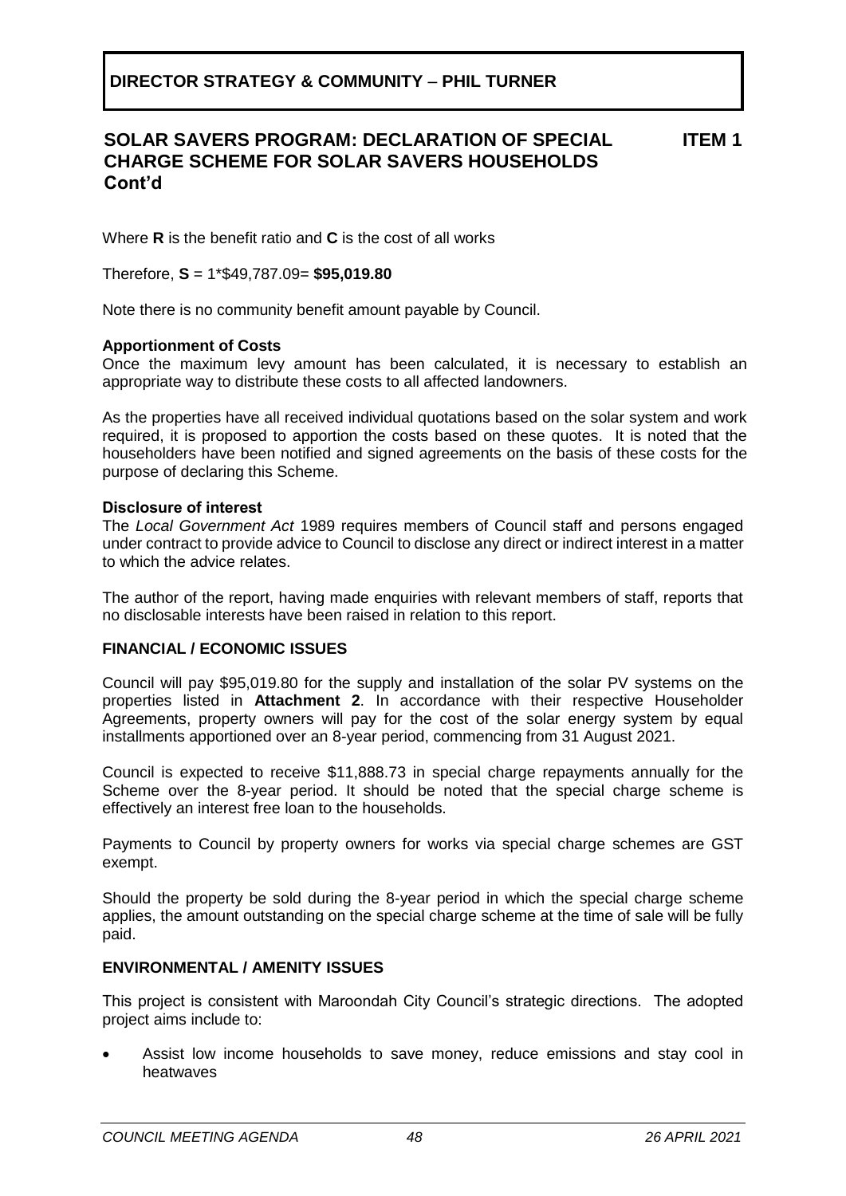**DIRECTOR STRATEGY & COMMUNITY – PHIL TURNER**

## SOLAR SAVERS PROGRAM: DECLARATION OF SPECIAL CHARGE SCHEME FOR SOLAR SAVERS HOUSEHOLDS Cont'd — ITEM 1

Where **R** is the benefit ratio and **C** is the cost of all works

Therefore, **S** = 1*$49,787.09= **$95,019.80**

Note there is no community benefit amount payable by Council.

**Apportionment of Costs**

Once the maximum levy amount has been calculated, it is necessary to establish an appropriate way to distribute these costs to all affected landowners.

As the properties have all received individual quotations based on the solar system and work required, it is proposed to apportion the costs based on these quotes. It is noted that the householders have been notified and signed agreements on the basis of these costs for the purpose of declaring this Scheme.

**Disclosure of interest**

The *Local Government Act* 1989 requires members of Council staff and persons engaged under contract to provide advice to Council to disclose any direct or indirect interest in a matter to which the advice relates.

The author of the report, having made enquiries with relevant members of staff, reports that no disclosable interests have been raised in relation to this report.

### FINANCIAL / ECONOMIC ISSUES

Council will pay $95,019.80 for the supply and installation of the solar PV systems on the properties listed in **Attachment 2**. In accordance with their respective Householder Agreements, property owners will pay for the cost of the solar energy system by equal installments apportioned over an 8-year period, commencing from 31 August 2021.

Council is expected to receive $11,888.73 in special charge repayments annually for the Scheme over the 8-year period. It should be noted that the special charge scheme is effectively an interest free loan to the households.

Payments to Council by property owners for works via special charge schemes are GST exempt.

Should the property be sold during the 8-year period in which the special charge scheme applies, the amount outstanding on the special charge scheme at the time of sale will be fully paid.

### ENVIRONMENTAL / AMENITY ISSUES

This project is consistent with Maroondah City Council's strategic directions. The adopted project aims include to:

- Assist low income households to save money, reduce emissions and stay cool in heatwaves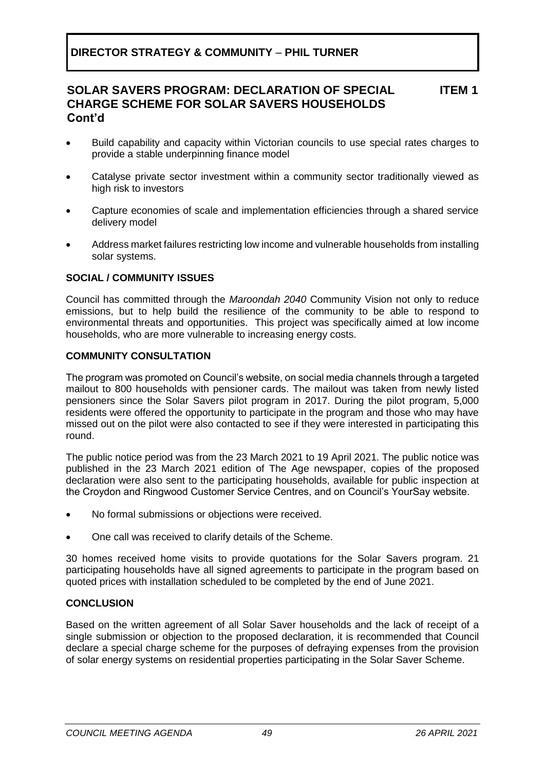**DIRECTOR STRATEGY & COMMUNITY – PHIL TURNER**

## SOLAR SAVERS PROGRAM: DECLARATION OF SPECIAL CHARGE SCHEME FOR SOLAR SAVERS HOUSEHOLDS Cont'd

**ITEM 1**

- Build capability and capacity within Victorian councils to use special rates charges to provide a stable underpinning finance model
- Catalyse private sector investment within a community sector traditionally viewed as high risk to investors
- Capture economies of scale and implementation efficiencies through a shared service delivery model
- Address market failures restricting low income and vulnerable households from installing solar systems.

### SOCIAL / COMMUNITY ISSUES

Council has committed through the *Maroondah 2040* Community Vision not only to reduce emissions, but to help build the resilience of the community to be able to respond to environmental threats and opportunities. This project was specifically aimed at low income households, who are more vulnerable to increasing energy costs.

### COMMUNITY CONSULTATION

The program was promoted on Council's website, on social media channels through a targeted mailout to 800 households with pensioner cards. The mailout was taken from newly listed pensioners since the Solar Savers pilot program in 2017. During the pilot program, 5,000 residents were offered the opportunity to participate in the program and those who may have missed out on the pilot were also contacted to see if they were interested in participating this round.

The public notice period was from the 23 March 2021 to 19 April 2021. The public notice was published in the 23 March 2021 edition of The Age newspaper, copies of the proposed declaration were also sent to the participating households, available for public inspection at the Croydon and Ringwood Customer Service Centres, and on Council's YourSay website.

- No formal submissions or objections were received.
- One call was received to clarify details of the Scheme.

30 homes received home visits to provide quotations for the Solar Savers program. 21 participating households have all signed agreements to participate in the program based on quoted prices with installation scheduled to be completed by the end of June 2021.

### CONCLUSION

Based on the written agreement of all Solar Saver households and the lack of receipt of a single submission or objection to the proposed declaration, it is recommended that Council declare a special charge scheme for the purposes of defraying expenses from the provision of solar energy systems on residential properties participating in the Solar Saver Scheme.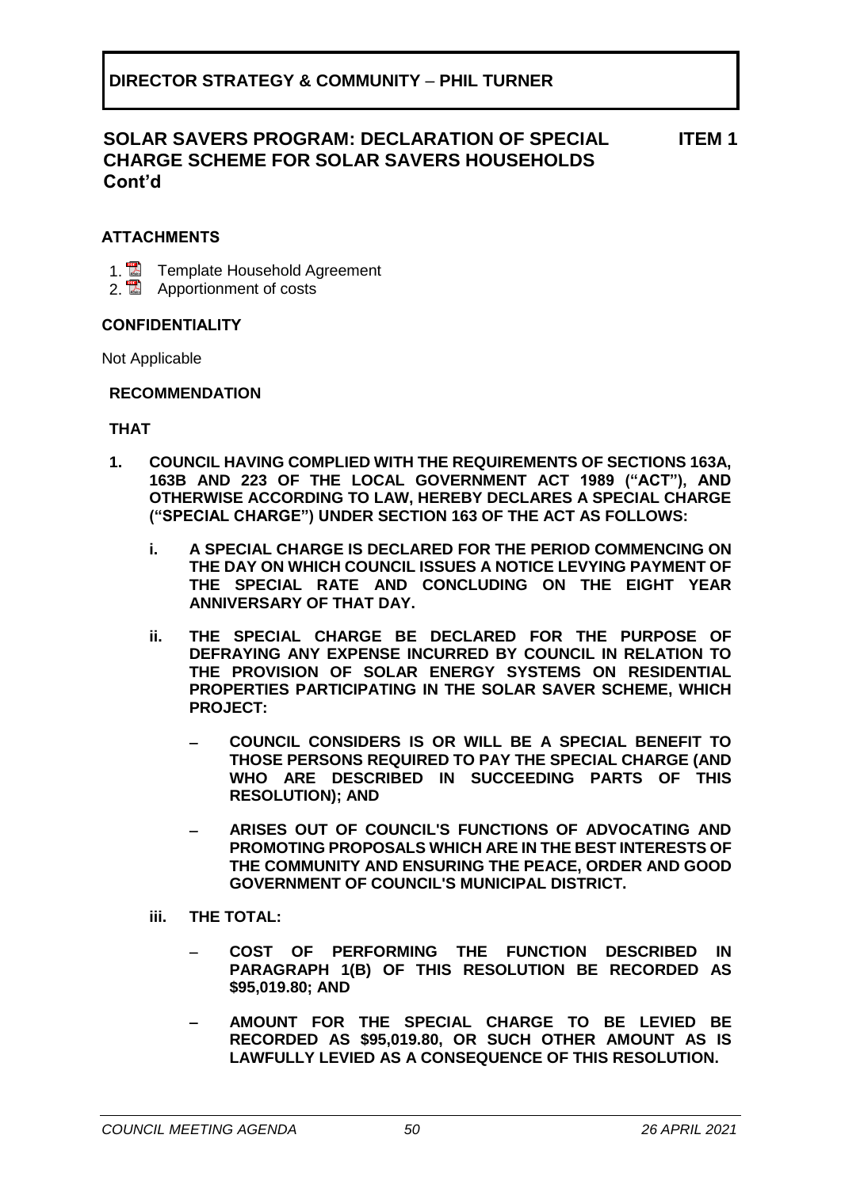**DIRECTOR STRATEGY & COMMUNITY – PHIL TURNER**

## SOLAR SAVERS PROGRAM: DECLARATION OF SPECIAL CHARGE SCHEME FOR SOLAR SAVERS HOUSEHOLDS Cont'd — ITEM 1

### ATTACHMENTS

1. Template Household Agreement
2. Apportionment of costs

### CONFIDENTIALITY

Not Applicable

### RECOMMENDATION

**THAT**

**1. COUNCIL HAVING COMPLIED WITH THE REQUIREMENTS OF SECTIONS 163A, 163B AND 223 OF THE LOCAL GOVERNMENT ACT 1989 ("ACT"), AND OTHERWISE ACCORDING TO LAW, HEREBY DECLARES A SPECIAL CHARGE ("SPECIAL CHARGE") UNDER SECTION 163 OF THE ACT AS FOLLOWS:**

**i. A SPECIAL CHARGE IS DECLARED FOR THE PERIOD COMMENCING ON THE DAY ON WHICH COUNCIL ISSUES A NOTICE LEVYING PAYMENT OF THE SPECIAL RATE AND CONCLUDING ON THE EIGHT YEAR ANNIVERSARY OF THAT DAY.**

**ii. THE SPECIAL CHARGE BE DECLARED FOR THE PURPOSE OF DEFRAYING ANY EXPENSE INCURRED BY COUNCIL IN RELATION TO THE PROVISION OF SOLAR ENERGY SYSTEMS ON RESIDENTIAL PROPERTIES PARTICIPATING IN THE SOLAR SAVER SCHEME, WHICH PROJECT:**

- **COUNCIL CONSIDERS IS OR WILL BE A SPECIAL BENEFIT TO THOSE PERSONS REQUIRED TO PAY THE SPECIAL CHARGE (AND WHO ARE DESCRIBED IN SUCCEEDING PARTS OF THIS RESOLUTION); AND**
- **ARISES OUT OF COUNCIL'S FUNCTIONS OF ADVOCATING AND PROMOTING PROPOSALS WHICH ARE IN THE BEST INTERESTS OF THE COMMUNITY AND ENSURING THE PEACE, ORDER AND GOOD GOVERNMENT OF COUNCIL'S MUNICIPAL DISTRICT.**

**iii. THE TOTAL:**

- **COST OF PERFORMING THE FUNCTION DESCRIBED IN PARAGRAPH 1(B) OF THIS RESOLUTION BE RECORDED AS $95,019.80; AND**
- **AMOUNT FOR THE SPECIAL CHARGE TO BE LEVIED BE RECORDED AS $95,019.80, OR SUCH OTHER AMOUNT AS IS LAWFULLY LEVIED AS A CONSEQUENCE OF THIS RESOLUTION.**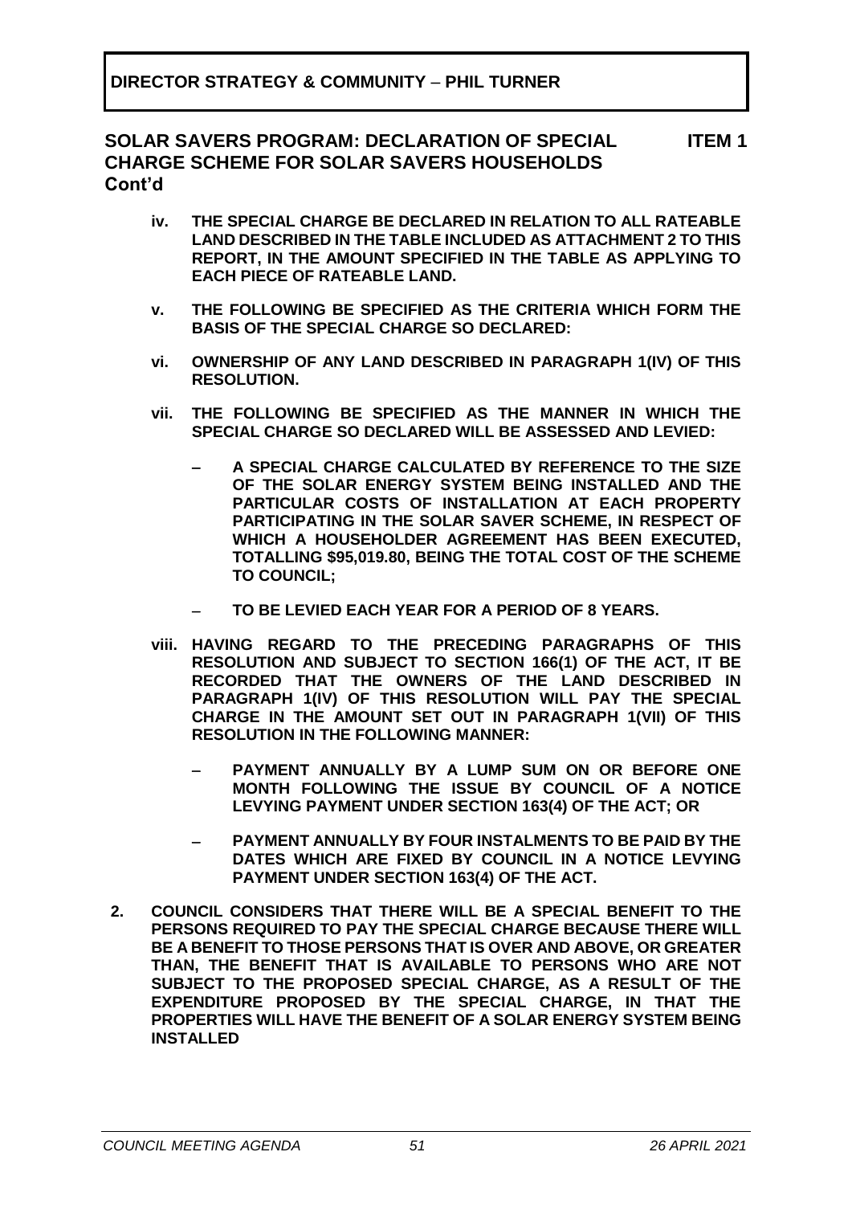**DIRECTOR STRATEGY & COMMUNITY – PHIL TURNER**

## SOLAR SAVERS PROGRAM: DECLARATION OF SPECIAL CHARGE SCHEME FOR SOLAR SAVERS HOUSEHOLDS Cont'd

**ITEM 1**

**iv. THE SPECIAL CHARGE BE DECLARED IN RELATION TO ALL RATEABLE LAND DESCRIBED IN THE TABLE INCLUDED AS ATTACHMENT 2 TO THIS REPORT, IN THE AMOUNT SPECIFIED IN THE TABLE AS APPLYING TO EACH PIECE OF RATEABLE LAND.**

**v. THE FOLLOWING BE SPECIFIED AS THE CRITERIA WHICH FORM THE BASIS OF THE SPECIAL CHARGE SO DECLARED:**

**vi. OWNERSHIP OF ANY LAND DESCRIBED IN PARAGRAPH 1(IV) OF THIS RESOLUTION.**

**vii. THE FOLLOWING BE SPECIFIED AS THE MANNER IN WHICH THE SPECIAL CHARGE SO DECLARED WILL BE ASSESSED AND LEVIED:**

- **A SPECIAL CHARGE CALCULATED BY REFERENCE TO THE SIZE OF THE SOLAR ENERGY SYSTEM BEING INSTALLED AND THE PARTICULAR COSTS OF INSTALLATION AT EACH PROPERTY PARTICIPATING IN THE SOLAR SAVER SCHEME, IN RESPECT OF WHICH A HOUSEHOLDER AGREEMENT HAS BEEN EXECUTED, TOTALLING $95,019.80, BEING THE TOTAL COST OF THE SCHEME TO COUNCIL;**
- **TO BE LEVIED EACH YEAR FOR A PERIOD OF 8 YEARS.**

**viii. HAVING REGARD TO THE PRECEDING PARAGRAPHS OF THIS RESOLUTION AND SUBJECT TO SECTION 166(1) OF THE ACT, IT BE RECORDED THAT THE OWNERS OF THE LAND DESCRIBED IN PARAGRAPH 1(IV) OF THIS RESOLUTION WILL PAY THE SPECIAL CHARGE IN THE AMOUNT SET OUT IN PARAGRAPH 1(VII) OF THIS RESOLUTION IN THE FOLLOWING MANNER:**

- **PAYMENT ANNUALLY BY A LUMP SUM ON OR BEFORE ONE MONTH FOLLOWING THE ISSUE BY COUNCIL OF A NOTICE LEVYING PAYMENT UNDER SECTION 163(4) OF THE ACT; OR**
- **PAYMENT ANNUALLY BY FOUR INSTALMENTS TO BE PAID BY THE DATES WHICH ARE FIXED BY COUNCIL IN A NOTICE LEVYING PAYMENT UNDER SECTION 163(4) OF THE ACT.**

**2. COUNCIL CONSIDERS THAT THERE WILL BE A SPECIAL BENEFIT TO THE PERSONS REQUIRED TO PAY THE SPECIAL CHARGE BECAUSE THERE WILL BE A BENEFIT TO THOSE PERSONS THAT IS OVER AND ABOVE, OR GREATER THAN, THE BENEFIT THAT IS AVAILABLE TO PERSONS WHO ARE NOT SUBJECT TO THE PROPOSED SPECIAL CHARGE, AS A RESULT OF THE EXPENDITURE PROPOSED BY THE SPECIAL CHARGE, IN THAT THE PROPERTIES WILL HAVE THE BENEFIT OF A SOLAR ENERGY SYSTEM BEING INSTALLED**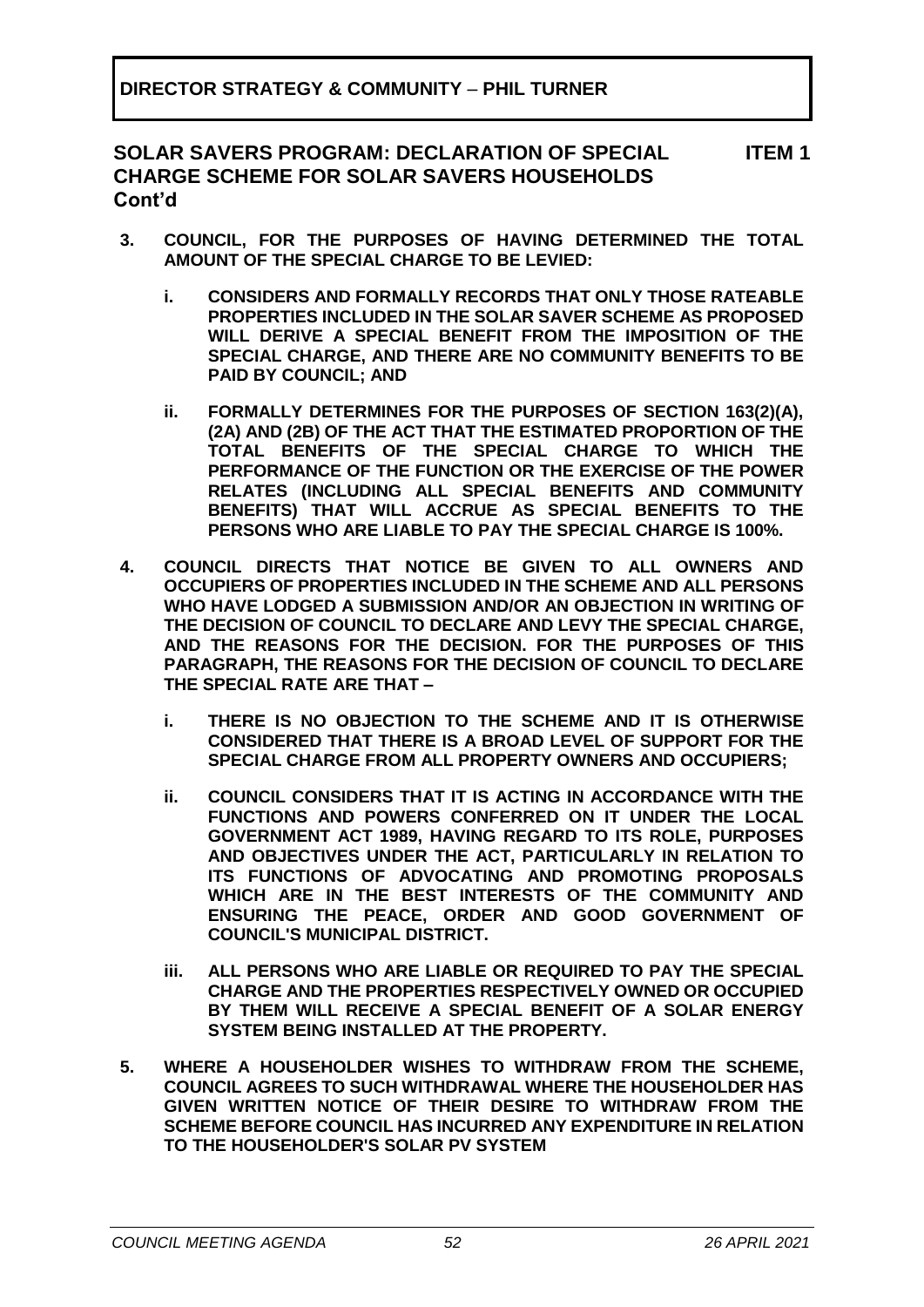**DIRECTOR STRATEGY & COMMUNITY – PHIL TURNER**

## SOLAR SAVERS PROGRAM: DECLARATION OF SPECIAL CHARGE SCHEME FOR SOLAR SAVERS HOUSEHOLDS Cont'd

**ITEM 1**

3. **COUNCIL, FOR THE PURPOSES OF HAVING DETERMINED THE TOTAL AMOUNT OF THE SPECIAL CHARGE TO BE LEVIED:**

   i. **CONSIDERS AND FORMALLY RECORDS THAT ONLY THOSE RATEABLE PROPERTIES INCLUDED IN THE SOLAR SAVER SCHEME AS PROPOSED WILL DERIVE A SPECIAL BENEFIT FROM THE IMPOSITION OF THE SPECIAL CHARGE, AND THERE ARE NO COMMUNITY BENEFITS TO BE PAID BY COUNCIL; AND**

   ii. **FORMALLY DETERMINES FOR THE PURPOSES OF SECTION 163(2)(A), (2A) AND (2B) OF THE ACT THAT THE ESTIMATED PROPORTION OF THE TOTAL BENEFITS OF THE SPECIAL CHARGE TO WHICH THE PERFORMANCE OF THE FUNCTION OR THE EXERCISE OF THE POWER RELATES (INCLUDING ALL SPECIAL BENEFITS AND COMMUNITY BENEFITS) THAT WILL ACCRUE AS SPECIAL BENEFITS TO THE PERSONS WHO ARE LIABLE TO PAY THE SPECIAL CHARGE IS 100%.**

4. **COUNCIL DIRECTS THAT NOTICE BE GIVEN TO ALL OWNERS AND OCCUPIERS OF PROPERTIES INCLUDED IN THE SCHEME AND ALL PERSONS WHO HAVE LODGED A SUBMISSION AND/OR AN OBJECTION IN WRITING OF THE DECISION OF COUNCIL TO DECLARE AND LEVY THE SPECIAL CHARGE, AND THE REASONS FOR THE DECISION. FOR THE PURPOSES OF THIS PARAGRAPH, THE REASONS FOR THE DECISION OF COUNCIL TO DECLARE THE SPECIAL RATE ARE THAT –**

   i. **THERE IS NO OBJECTION TO THE SCHEME AND IT IS OTHERWISE CONSIDERED THAT THERE IS A BROAD LEVEL OF SUPPORT FOR THE SPECIAL CHARGE FROM ALL PROPERTY OWNERS AND OCCUPIERS;**

   ii. **COUNCIL CONSIDERS THAT IT IS ACTING IN ACCORDANCE WITH THE FUNCTIONS AND POWERS CONFERRED ON IT UNDER THE LOCAL GOVERNMENT ACT 1989, HAVING REGARD TO ITS ROLE, PURPOSES AND OBJECTIVES UNDER THE ACT, PARTICULARLY IN RELATION TO ITS FUNCTIONS OF ADVOCATING AND PROMOTING PROPOSALS WHICH ARE IN THE BEST INTERESTS OF THE COMMUNITY AND ENSURING THE PEACE, ORDER AND GOOD GOVERNMENT OF COUNCIL'S MUNICIPAL DISTRICT.**

   iii. **ALL PERSONS WHO ARE LIABLE OR REQUIRED TO PAY THE SPECIAL CHARGE AND THE PROPERTIES RESPECTIVELY OWNED OR OCCUPIED BY THEM WILL RECEIVE A SPECIAL BENEFIT OF A SOLAR ENERGY SYSTEM BEING INSTALLED AT THE PROPERTY.**

5. **WHERE A HOUSEHOLDER WISHES TO WITHDRAW FROM THE SCHEME, COUNCIL AGREES TO SUCH WITHDRAWAL WHERE THE HOUSEHOLDER HAS GIVEN WRITTEN NOTICE OF THEIR DESIRE TO WITHDRAW FROM THE SCHEME BEFORE COUNCIL HAS INCURRED ANY EXPENDITURE IN RELATION TO THE HOUSEHOLDER'S SOLAR PV SYSTEM**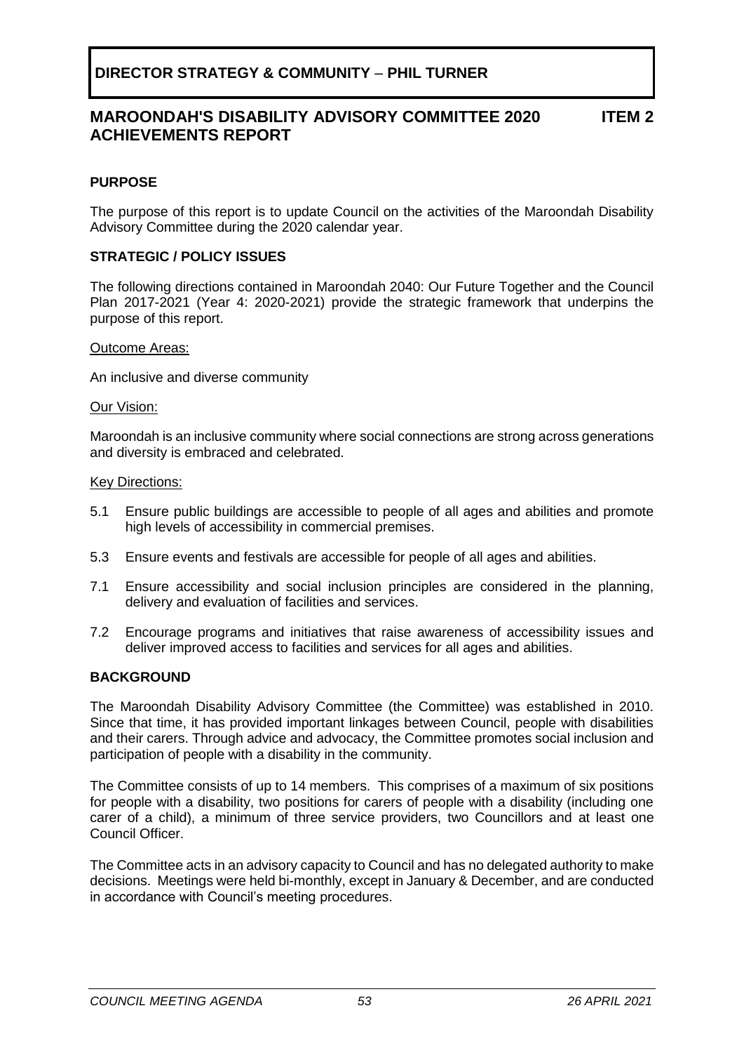**DIRECTOR STRATEGY & COMMUNITY – PHIL TURNER**

## MAROONDAH'S DISABILITY ADVISORY COMMITTEE 2020 ACHIEVEMENTS REPORT

**ITEM 2**

### PURPOSE

The purpose of this report is to update Council on the activities of the Maroondah Disability Advisory Committee during the 2020 calendar year.

### STRATEGIC / POLICY ISSUES

The following directions contained in Maroondah 2040: Our Future Together and the Council Plan 2017-2021 (Year 4: 2020-2021) provide the strategic framework that underpins the purpose of this report.

Outcome Areas:

An inclusive and diverse community

Our Vision:

Maroondah is an inclusive community where social connections are strong across generations and diversity is embraced and celebrated.

Key Directions:

5.1 Ensure public buildings are accessible to people of all ages and abilities and promote high levels of accessibility in commercial premises.

5.3 Ensure events and festivals are accessible for people of all ages and abilities.

7.1 Ensure accessibility and social inclusion principles are considered in the planning, delivery and evaluation of facilities and services.

7.2 Encourage programs and initiatives that raise awareness of accessibility issues and deliver improved access to facilities and services for all ages and abilities.

### BACKGROUND

The Maroondah Disability Advisory Committee (the Committee) was established in 2010. Since that time, it has provided important linkages between Council, people with disabilities and their carers. Through advice and advocacy, the Committee promotes social inclusion and participation of people with a disability in the community.

The Committee consists of up to 14 members. This comprises of a maximum of six positions for people with a disability, two positions for carers of people with a disability (including one carer of a child), a minimum of three service providers, two Councillors and at least one Council Officer.

The Committee acts in an advisory capacity to Council and has no delegated authority to make decisions. Meetings were held bi-monthly, except in January & December, and are conducted in accordance with Council's meeting procedures.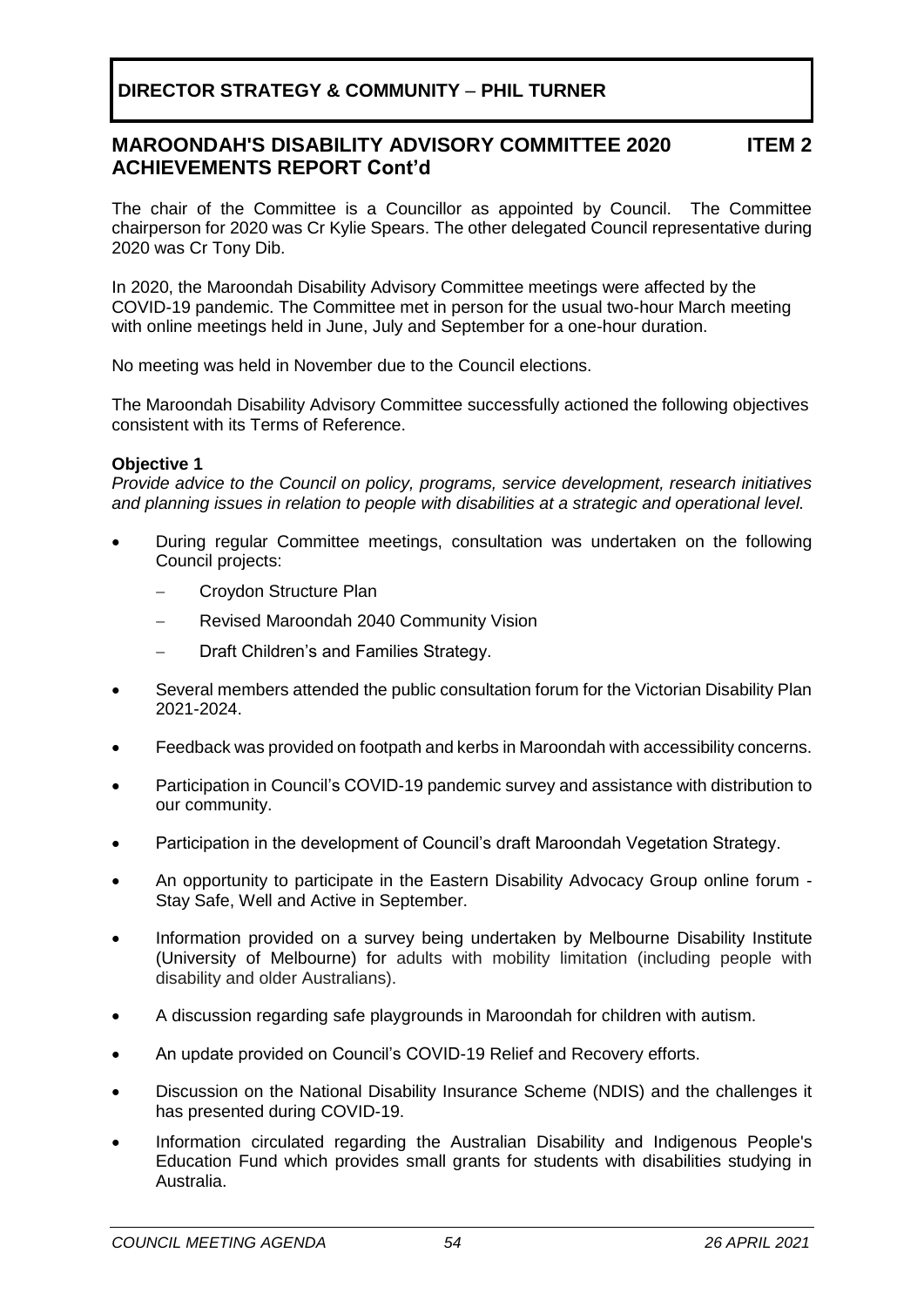**DIRECTOR STRATEGY & COMMUNITY – PHIL TURNER**

## MAROONDAH'S DISABILITY ADVISORY COMMITTEE 2020 ACHIEVEMENTS REPORT Cont'd — ITEM 2

The chair of the Committee is a Councillor as appointed by Council. The Committee chairperson for 2020 was Cr Kylie Spears. The other delegated Council representative during 2020 was Cr Tony Dib.

In 2020, the Maroondah Disability Advisory Committee meetings were affected by the COVID-19 pandemic. The Committee met in person for the usual two-hour March meeting with online meetings held in June, July and September for a one-hour duration.

No meeting was held in November due to the Council elections.

The Maroondah Disability Advisory Committee successfully actioned the following objectives consistent with its Terms of Reference.

**Objective 1**

*Provide advice to the Council on policy, programs, service development, research initiatives and planning issues in relation to people with disabilities at a strategic and operational level.*

- During regular Committee meetings, consultation was undertaken on the following Council projects:
  - Croydon Structure Plan
  - Revised Maroondah 2040 Community Vision
  - Draft Children's and Families Strategy.
- Several members attended the public consultation forum for the Victorian Disability Plan 2021-2024.
- Feedback was provided on footpath and kerbs in Maroondah with accessibility concerns.
- Participation in Council's COVID-19 pandemic survey and assistance with distribution to our community.
- Participation in the development of Council's draft Maroondah Vegetation Strategy.
- An opportunity to participate in the Eastern Disability Advocacy Group online forum - Stay Safe, Well and Active in September.
- Information provided on a survey being undertaken by Melbourne Disability Institute (University of Melbourne) for adults with mobility limitation (including people with disability and older Australians).
- A discussion regarding safe playgrounds in Maroondah for children with autism.
- An update provided on Council's COVID-19 Relief and Recovery efforts.
- Discussion on the National Disability Insurance Scheme (NDIS) and the challenges it has presented during COVID-19.
- Information circulated regarding the Australian Disability and Indigenous People's Education Fund which provides small grants for students with disabilities studying in Australia.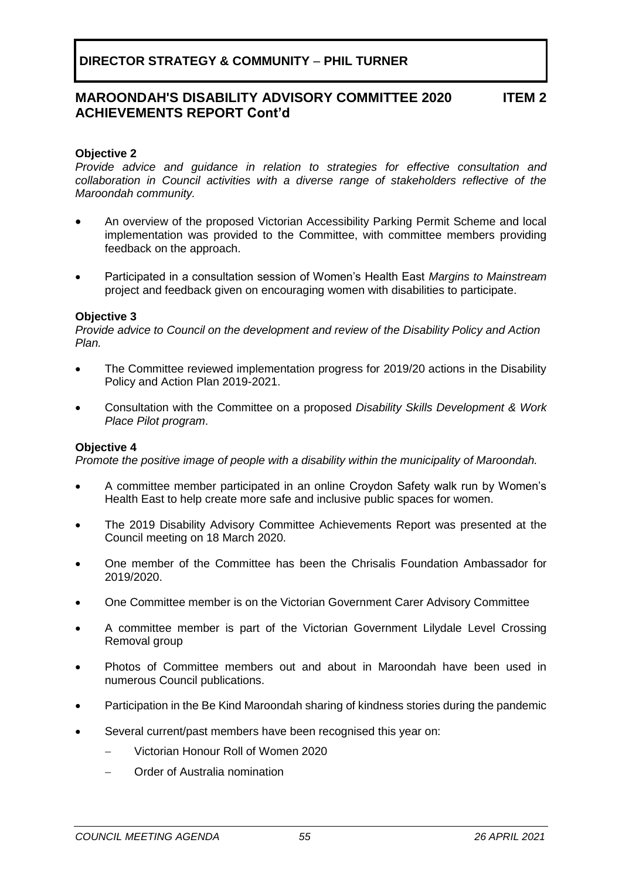## DIRECTOR STRATEGY & COMMUNITY – PHIL TURNER

## MAROONDAH'S DISABILITY ADVISORY COMMITTEE 2020 ACHIEVEMENTS REPORT Cont'd — ITEM 2

**Objective 2**

*Provide advice and guidance in relation to strategies for effective consultation and collaboration in Council activities with a diverse range of stakeholders reflective of the Maroondah community.*

- An overview of the proposed Victorian Accessibility Parking Permit Scheme and local implementation was provided to the Committee, with committee members providing feedback on the approach.
- Participated in a consultation session of Women's Health East *Margins to Mainstream* project and feedback given on encouraging women with disabilities to participate.

**Objective 3**

*Provide advice to Council on the development and review of the Disability Policy and Action Plan.*

- The Committee reviewed implementation progress for 2019/20 actions in the Disability Policy and Action Plan 2019-2021.
- Consultation with the Committee on a proposed *Disability Skills Development & Work Place Pilot program*.

**Objective 4**

*Promote the positive image of people with a disability within the municipality of Maroondah.*

- A committee member participated in an online Croydon Safety walk run by Women's Health East to help create more safe and inclusive public spaces for women.
- The 2019 Disability Advisory Committee Achievements Report was presented at the Council meeting on 18 March 2020.
- One member of the Committee has been the Chrisalis Foundation Ambassador for 2019/2020.
- One Committee member is on the Victorian Government Carer Advisory Committee
- A committee member is part of the Victorian Government Lilydale Level Crossing Removal group
- Photos of Committee members out and about in Maroondah have been used in numerous Council publications.
- Participation in the Be Kind Maroondah sharing of kindness stories during the pandemic
- Several current/past members have been recognised this year on:
  - Victorian Honour Roll of Women 2020
  - Order of Australia nomination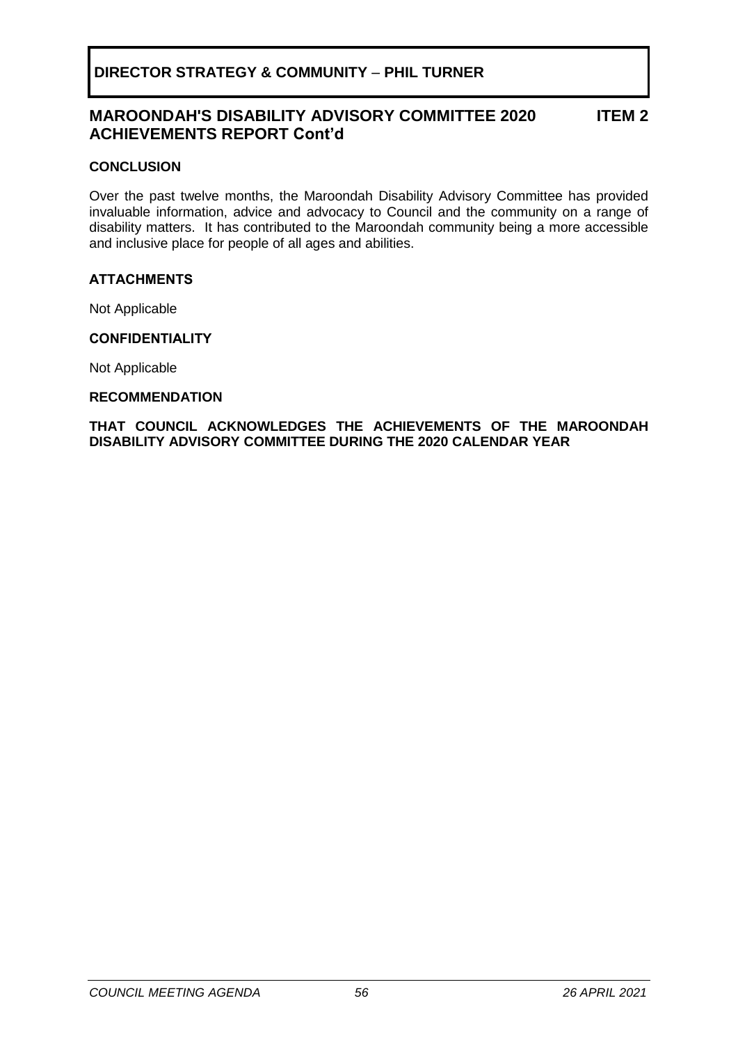**DIRECTOR STRATEGY & COMMUNITY – PHIL TURNER**

## MAROONDAH'S DISABILITY ADVISORY COMMITTEE 2020 ACHIEVEMENTS REPORT Cont'd — ITEM 2

### CONCLUSION

Over the past twelve months, the Maroondah Disability Advisory Committee has provided invaluable information, advice and advocacy to Council and the community on a range of disability matters. It has contributed to the Maroondah community being a more accessible and inclusive place for people of all ages and abilities.

### ATTACHMENTS

Not Applicable

### CONFIDENTIALITY

Not Applicable

### RECOMMENDATION

**THAT COUNCIL ACKNOWLEDGES THE ACHIEVEMENTS OF THE MAROONDAH DISABILITY ADVISORY COMMITTEE DURING THE 2020 CALENDAR YEAR**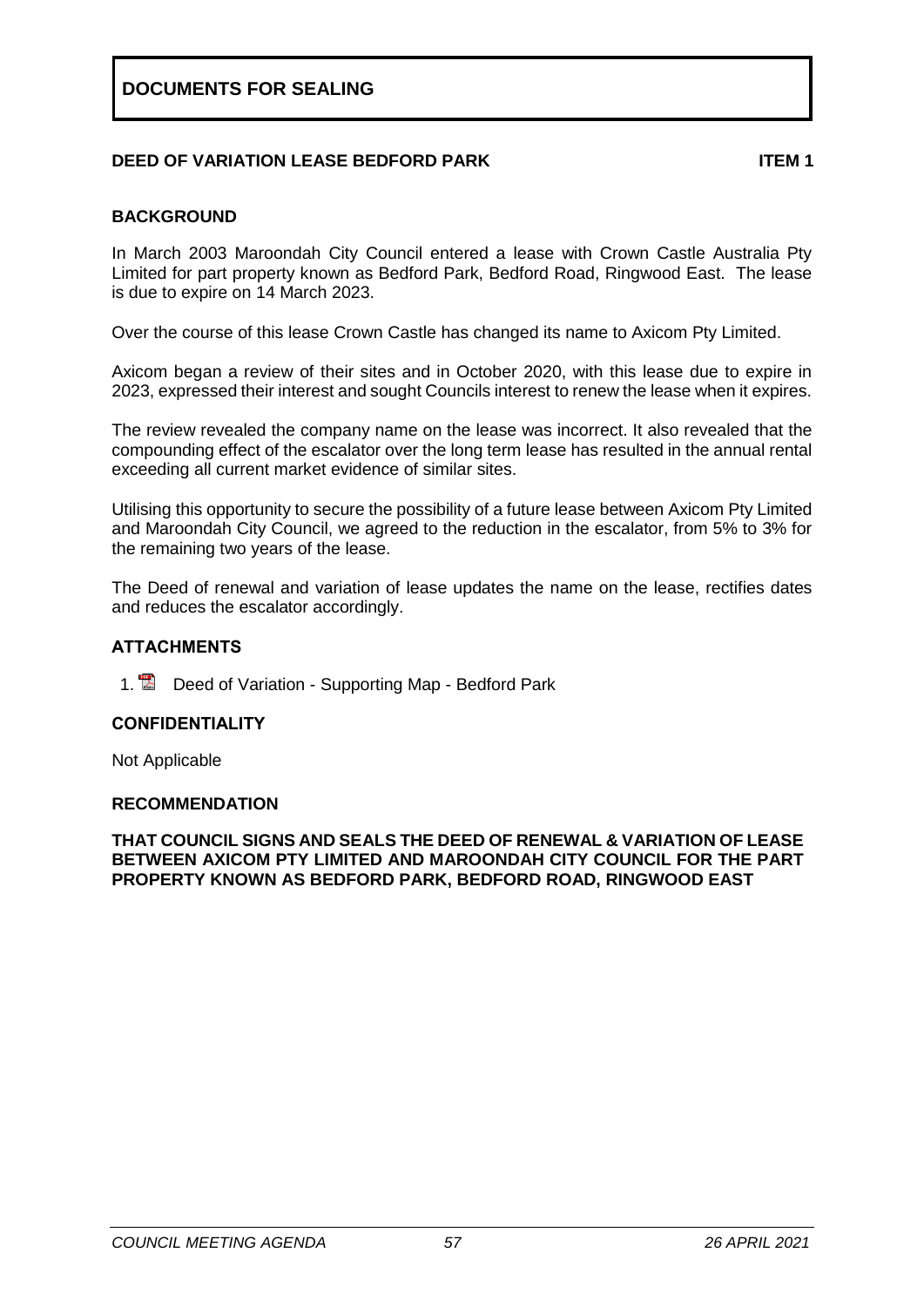# DOCUMENTS FOR SEALING

**DEED OF VARIATION LEASE BEDFORD PARK** **ITEM 1**

## BACKGROUND

In March 2003 Maroondah City Council entered a lease with Crown Castle Australia Pty Limited for part property known as Bedford Park, Bedford Road, Ringwood East. The lease is due to expire on 14 March 2023.

Over the course of this lease Crown Castle has changed its name to Axicom Pty Limited.

Axicom began a review of their sites and in October 2020, with this lease due to expire in 2023, expressed their interest and sought Councils interest to renew the lease when it expires.

The review revealed the company name on the lease was incorrect. It also revealed that the compounding effect of the escalator over the long term lease has resulted in the annual rental exceeding all current market evidence of similar sites.

Utilising this opportunity to secure the possibility of a future lease between Axicom Pty Limited and Maroondah City Council, we agreed to the reduction in the escalator, from 5% to 3% for the remaining two years of the lease.

The Deed of renewal and variation of lease updates the name on the lease, rectifies dates and reduces the escalator accordingly.

## ATTACHMENTS

1. Deed of Variation - Supporting Map - Bedford Park

## CONFIDENTIALITY

Not Applicable

## RECOMMENDATION

**THAT COUNCIL SIGNS AND SEALS THE DEED OF RENEWAL & VARIATION OF LEASE BETWEEN AXICOM PTY LIMITED AND MAROONDAH CITY COUNCIL FOR THE PART PROPERTY KNOWN AS BEDFORD PARK, BEDFORD ROAD, RINGWOOD EAST**